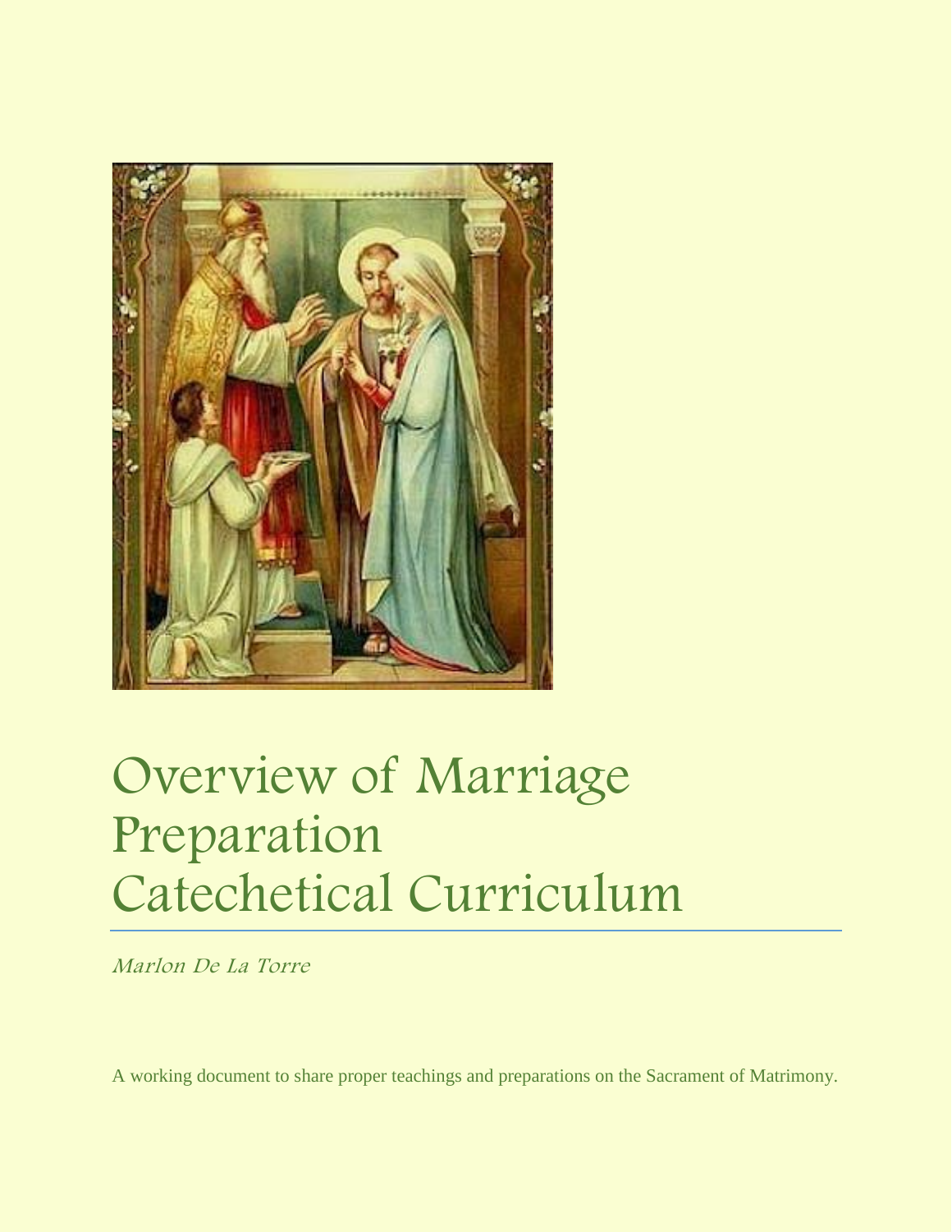# Overview of Marriage Preparation Catechetical Curriculum

*Marlon De La Torre*

A working document to share proper teachings and preparations on the Sacrament of Matrimony.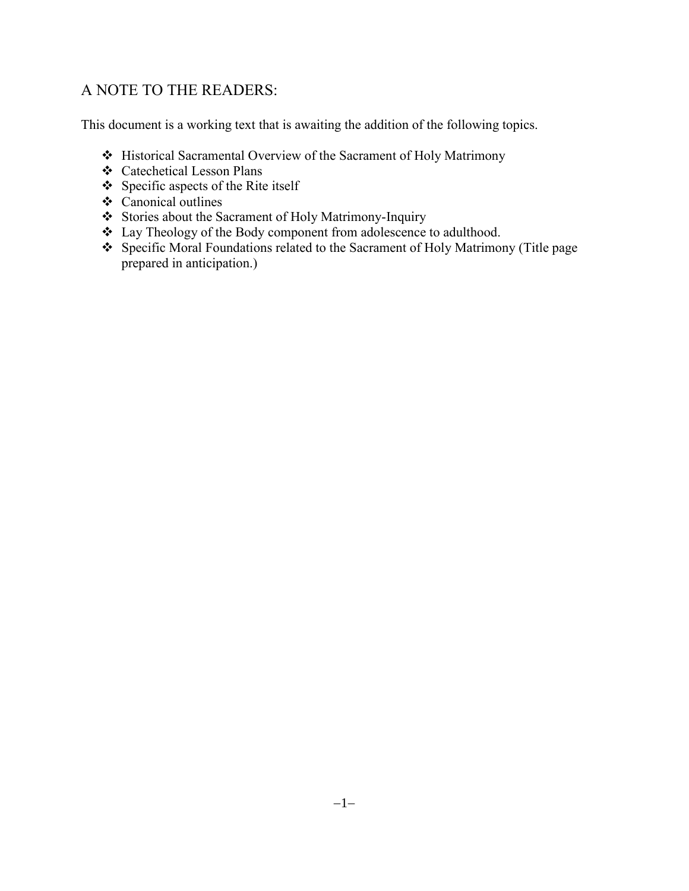## A NOTE TO THE READERS:

This document is a working text that is awaiting the addition of the following topics.

- Historical Sacramental Overview of the Sacrament of Holy Matrimony
- Catechetical Lesson Plans
- Specific aspects of the Rite itself
- Canonical outlines
- Stories about the Sacrament of Holy Matrimony-Inquiry
- Lay Theology of the Body component from adolescence to adulthood.
- Specific Moral Foundations related to the Sacrament of Holy Matrimony (Title page prepared in anticipation.)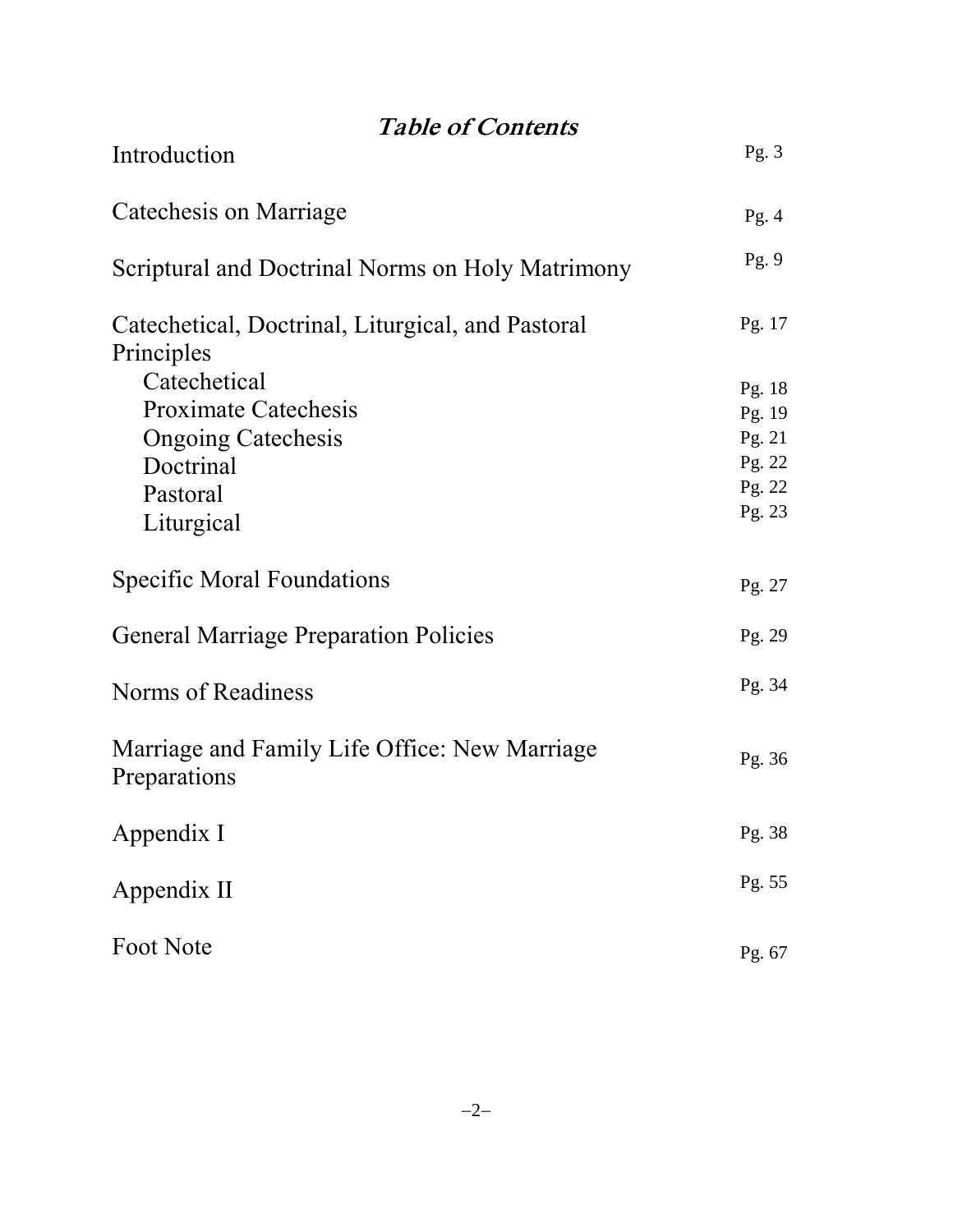# *Table of Contents*

| | |
|---|---|
| Introduction | Pg. 3 |
| Catechesis on Marriage | Pg. 4 |
| Scriptural and Doctrinal Norms on Holy Matrimony | Pg. 9 |
| Catechetical, Doctrinal, Liturgical, and Pastoral Principles | Pg. 17 |
| Catechetical | Pg. 18 |
| Proximate Catechesis | Pg. 19 |
| Ongoing Catechesis | Pg. 21 |
| Doctrinal | Pg. 22 |
| Pastoral | Pg. 22 |
| Liturgical | Pg. 23 |
| Specific Moral Foundations | Pg. 27 |
| General Marriage Preparation Policies | Pg. 29 |
| Norms of Readiness | Pg. 34 |
| Marriage and Family Life Office: New Marriage Preparations | Pg. 36 |
| Appendix I | Pg. 38 |
| Appendix II | Pg. 55 |
| Foot Note | Pg. 67 |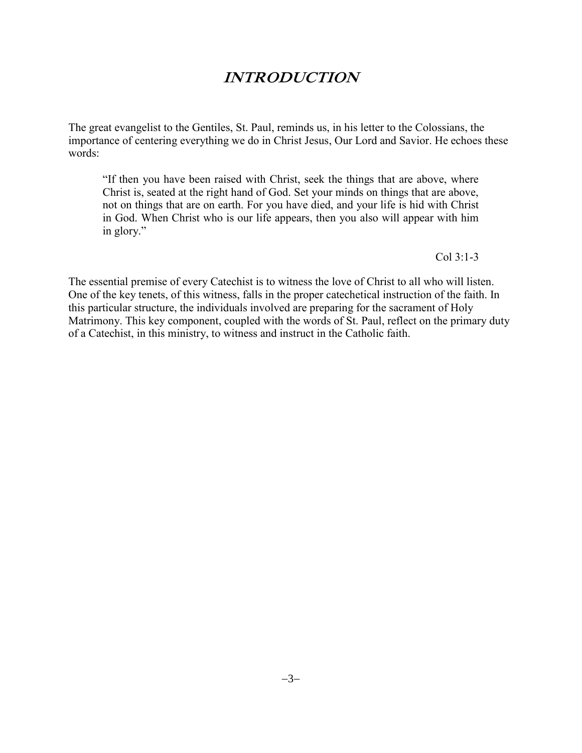# INTRODUCTION

The great evangelist to the Gentiles, St. Paul, reminds us, in his letter to the Colossians, the importance of centering everything we do in Christ Jesus, Our Lord and Savior. He echoes these words:

> "If then you have been raised with Christ, seek the things that are above, where Christ is, seated at the right hand of God. Set your minds on things that are above, not on things that are on earth. For you have died, and your life is hid with Christ in God. When Christ who is our life appears, then you also will appear with him in glory."
>
> Col 3:1-3

The essential premise of every Catechist is to witness the love of Christ to all who will listen. One of the key tenets, of this witness, falls in the proper catechetical instruction of the faith. In this particular structure, the individuals involved are preparing for the sacrament of Holy Matrimony. This key component, coupled with the words of St. Paul, reflect on the primary duty of a Catechist, in this ministry, to witness and instruct in the Catholic faith.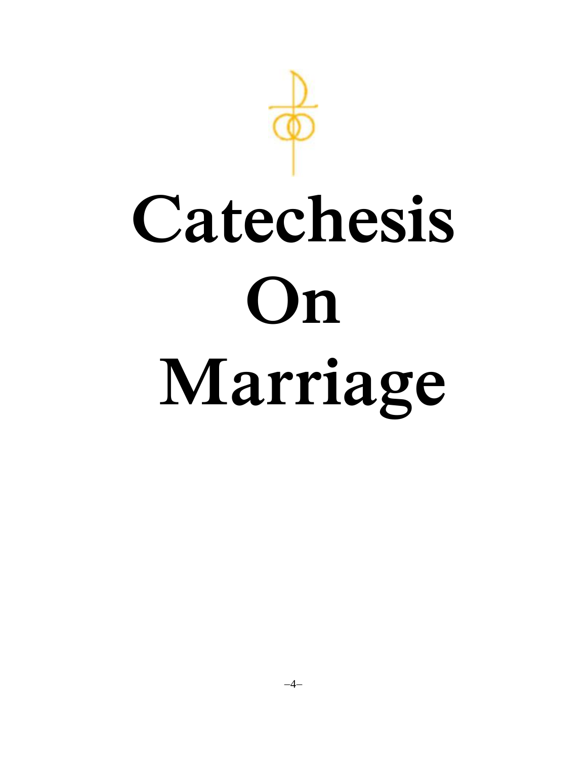# Catechesis On Marriage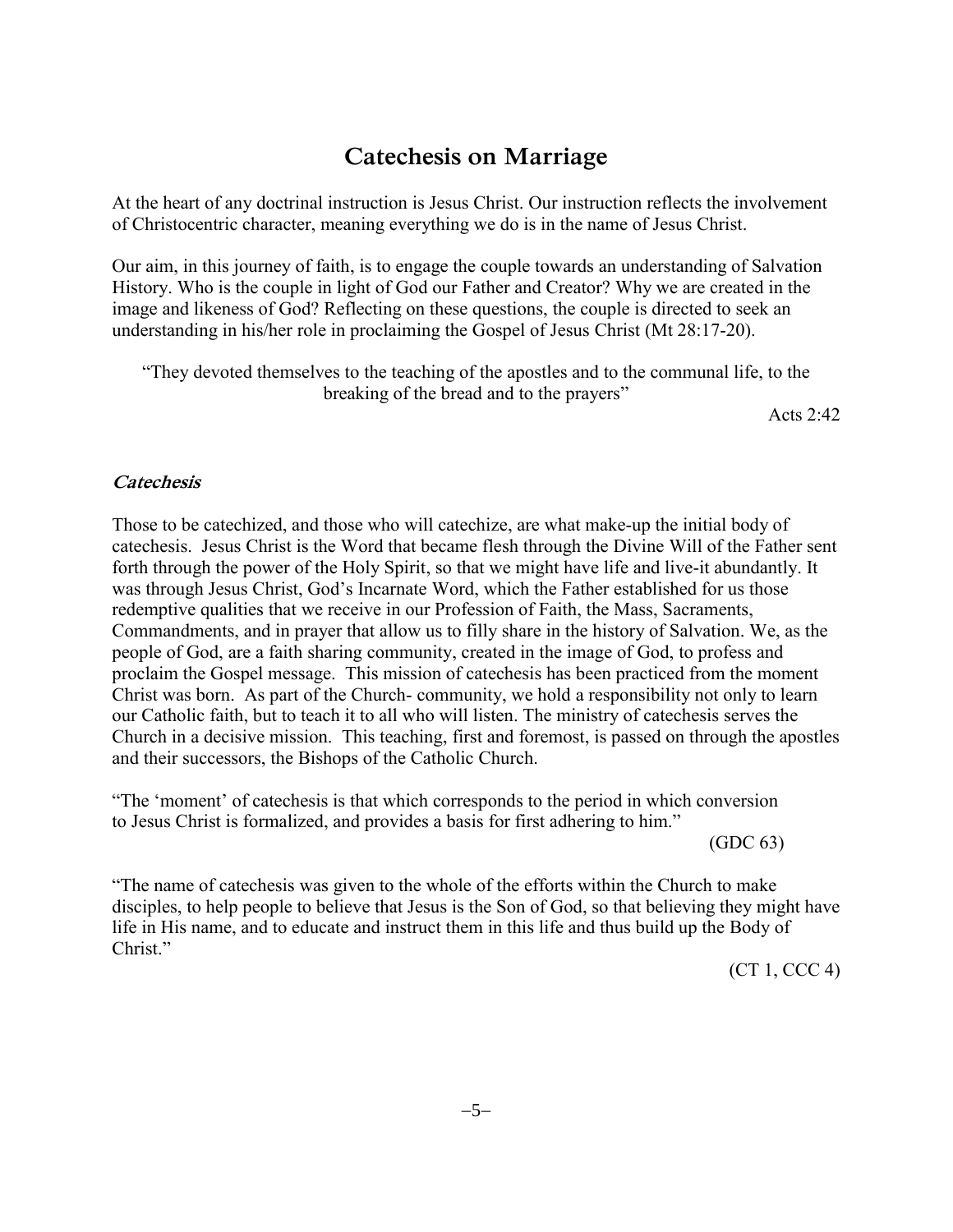# Catechesis on Marriage

At the heart of any doctrinal instruction is Jesus Christ. Our instruction reflects the involvement of Christocentric character, meaning everything we do is in the name of Jesus Christ.

Our aim, in this journey of faith, is to engage the couple towards an understanding of Salvation History. Who is the couple in light of God our Father and Creator? Why we are created in the image and likeness of God? Reflecting on these questions, the couple is directed to seek an understanding in his/her role in proclaiming the Gospel of Jesus Christ (Mt 28:17-20).

> "They devoted themselves to the teaching of the apostles and to the communal life, to the breaking of the bread and to the prayers"
>
> Acts 2:42

### *Catechesis*

Those to be catechized, and those who will catechize, are what make-up the initial body of catechesis. Jesus Christ is the Word that became flesh through the Divine Will of the Father sent forth through the power of the Holy Spirit, so that we might have life and live-it abundantly. It was through Jesus Christ, God's Incarnate Word, which the Father established for us those redemptive qualities that we receive in our Profession of Faith, the Mass, Sacraments, Commandments, and in prayer that allow us to filly share in the history of Salvation. We, as the people of God, are a faith sharing community, created in the image of God, to profess and proclaim the Gospel message. This mission of catechesis has been practiced from the moment Christ was born. As part of the Church- community, we hold a responsibility not only to learn our Catholic faith, but to teach it to all who will listen. The ministry of catechesis serves the Church in a decisive mission. This teaching, first and foremost, is passed on through the apostles and their successors, the Bishops of the Catholic Church.

"The 'moment' of catechesis is that which corresponds to the period in which conversion to Jesus Christ is formalized, and provides a basis for first adhering to him."

(GDC 63)

"The name of catechesis was given to the whole of the efforts within the Church to make disciples, to help people to believe that Jesus is the Son of God, so that believing they might have life in His name, and to educate and instruct them in this life and thus build up the Body of Christ."

(CT 1, CCC 4)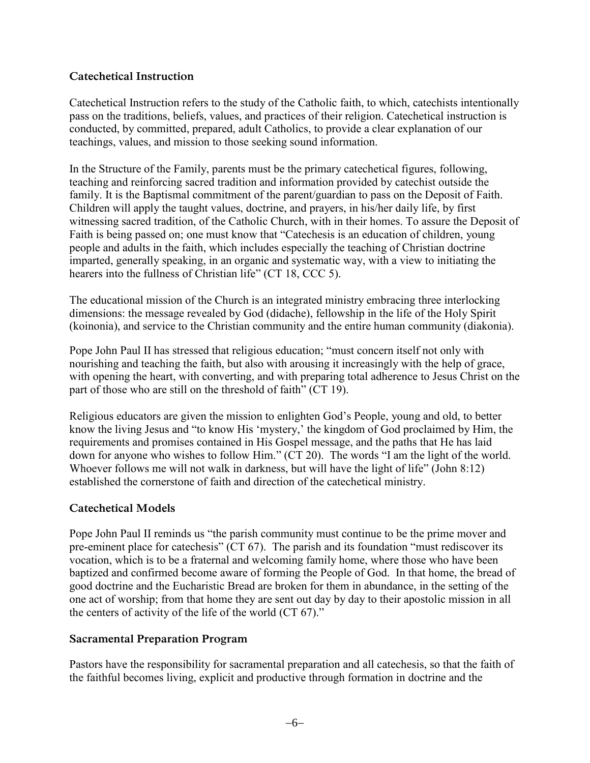## Catechetical Instruction

Catechetical Instruction refers to the study of the Catholic faith, to which, catechists intentionally pass on the traditions, beliefs, values, and practices of their religion. Catechetical instruction is conducted, by committed, prepared, adult Catholics, to provide a clear explanation of our teachings, values, and mission to those seeking sound information.

In the Structure of the Family, parents must be the primary catechetical figures, following, teaching and reinforcing sacred tradition and information provided by catechist outside the family. It is the Baptismal commitment of the parent/guardian to pass on the Deposit of Faith. Children will apply the taught values, doctrine, and prayers, in his/her daily life, by first witnessing sacred tradition, of the Catholic Church, with in their homes. To assure the Deposit of Faith is being passed on; one must know that "Catechesis is an education of children, young people and adults in the faith, which includes especially the teaching of Christian doctrine imparted, generally speaking, in an organic and systematic way, with a view to initiating the hearers into the fullness of Christian life" (CT 18, CCC 5).

The educational mission of the Church is an integrated ministry embracing three interlocking dimensions: the message revealed by God (didache), fellowship in the life of the Holy Spirit (koinonia), and service to the Christian community and the entire human community (diakonia).

Pope John Paul II has stressed that religious education; "must concern itself not only with nourishing and teaching the faith, but also with arousing it increasingly with the help of grace, with opening the heart, with converting, and with preparing total adherence to Jesus Christ on the part of those who are still on the threshold of faith" (CT 19).

Religious educators are given the mission to enlighten God's People, young and old, to better know the living Jesus and "to know His 'mystery,' the kingdom of God proclaimed by Him, the requirements and promises contained in His Gospel message, and the paths that He has laid down for anyone who wishes to follow Him." (CT 20). The words "I am the light of the world. Whoever follows me will not walk in darkness, but will have the light of life" (John 8:12) established the cornerstone of faith and direction of the catechetical ministry.

## Catechetical Models

Pope John Paul II reminds us "the parish community must continue to be the prime mover and pre-eminent place for catechesis" (CT 67). The parish and its foundation "must rediscover its vocation, which is to be a fraternal and welcoming family home, where those who have been baptized and confirmed become aware of forming the People of God. In that home, the bread of good doctrine and the Eucharistic Bread are broken for them in abundance, in the setting of the one act of worship; from that home they are sent out day by day to their apostolic mission in all the centers of activity of the life of the world (CT 67)."

## Sacramental Preparation Program

Pastors have the responsibility for sacramental preparation and all catechesis, so that the faith of the faithful becomes living, explicit and productive through formation in doctrine and the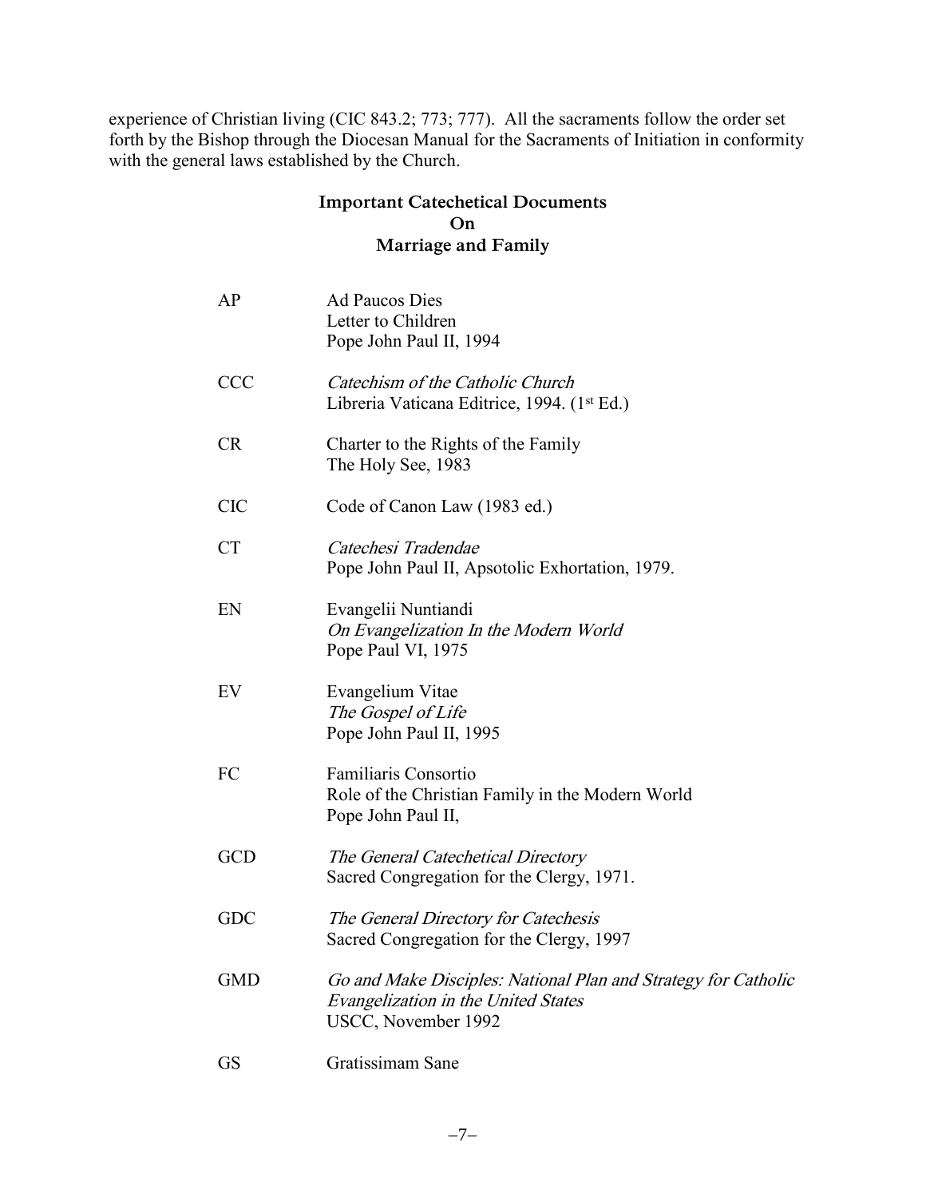experience of Christian living (CIC 843.2; 773; 777). All the sacraments follow the order set forth by the Bishop through the Diocesan Manual for the Sacraments of Initiation in conformity with the general laws established by the Church.

## Important Catechetical Documents On Marriage and Family

| | |
|---|---|
| AP | Ad Paucos Dies<br>Letter to Children<br>Pope John Paul II, 1994 |
| CCC | *Catechism of the Catholic Church*<br>Libreria Vaticana Editrice, 1994. (1st Ed.) |
| CR | Charter to the Rights of the Family<br>The Holy See, 1983 |
| CIC | Code of Canon Law (1983 ed.) |
| CT | *Catechesi Tradendae*<br>Pope John Paul II, Apsotolic Exhortation, 1979. |
| EN | Evangelii Nuntiandi<br>*On Evangelization In the Modern World*<br>Pope Paul VI, 1975 |
| EV | Evangelium Vitae<br>*The Gospel of Life*<br>Pope John Paul II, 1995 |
| FC | Familiaris Consortio<br>Role of the Christian Family in the Modern World<br>Pope John Paul II, |
| GCD | *The General Catechetical Directory*<br>Sacred Congregation for the Clergy, 1971. |
| GDC | *The General Directory for Catechesis*<br>Sacred Congregation for the Clergy, 1997 |
| GMD | *Go and Make Disciples: National Plan and Strategy for Catholic Evangelization in the United States*<br>USCC, November 1992 |
| GS | Gratissimam Sane |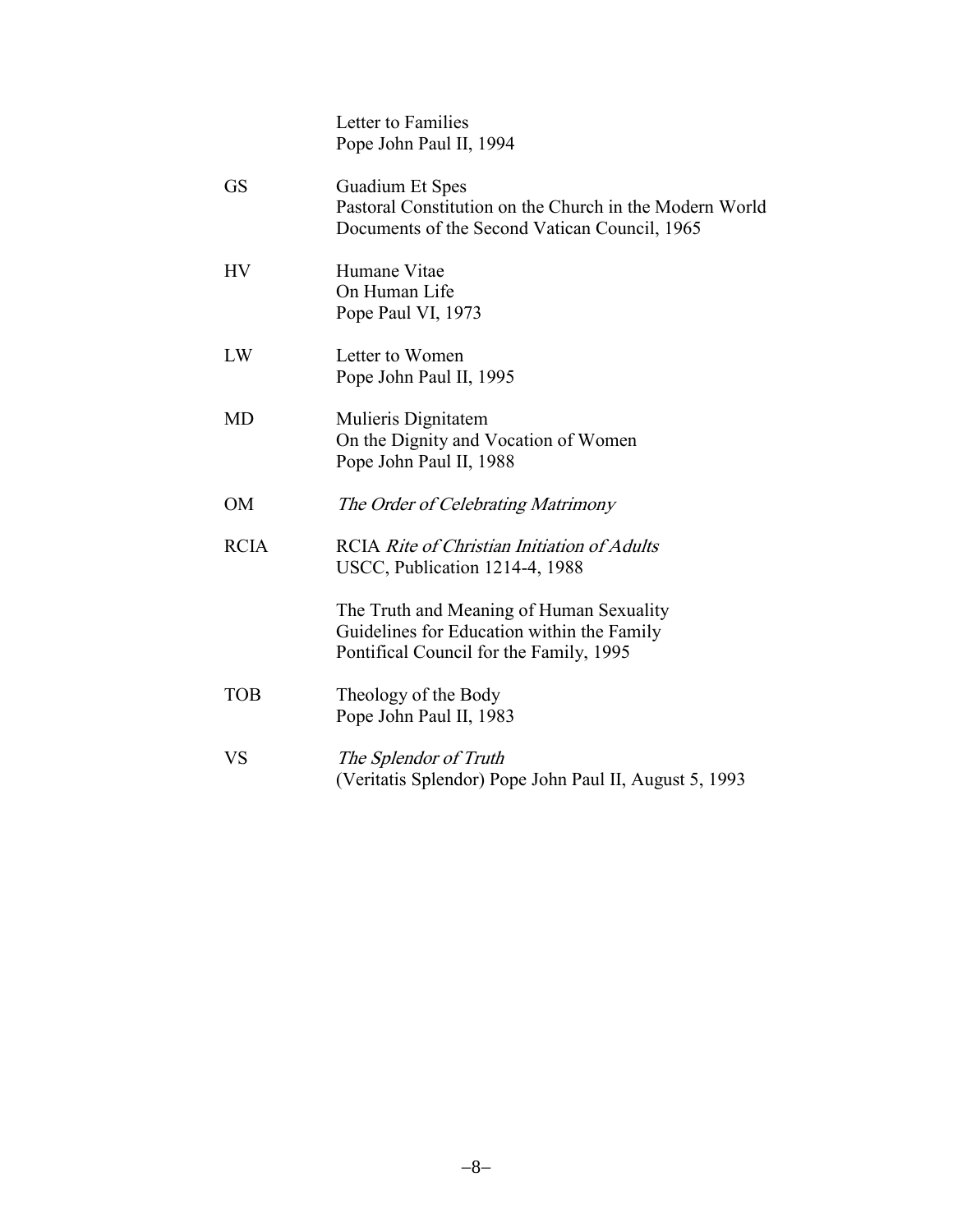| | |
|---|---|
| | Letter to Families<br>Pope John Paul II, 1994 |
| GS | Guadium Et Spes<br>Pastoral Constitution on the Church in the Modern World<br>Documents of the Second Vatican Council, 1965 |
| HV | Humane Vitae<br>On Human Life<br>Pope Paul VI, 1973 |
| LW | Letter to Women<br>Pope John Paul II, 1995 |
| MD | Mulieris Dignitatem<br>On the Dignity and Vocation of Women<br>Pope John Paul II, 1988 |
| OM | *The Order of Celebrating Matrimony* |
| RCIA | RCIA *Rite of Christian Initiation of Adults*<br>USCC, Publication 1214-4, 1988 |
| | The Truth and Meaning of Human Sexuality<br>Guidelines for Education within the Family<br>Pontifical Council for the Family, 1995 |
| TOB | Theology of the Body<br>Pope John Paul II, 1983 |
| VS | *The Splendor of Truth*<br>(Veritatis Splendor) Pope John Paul II, August 5, 1993 |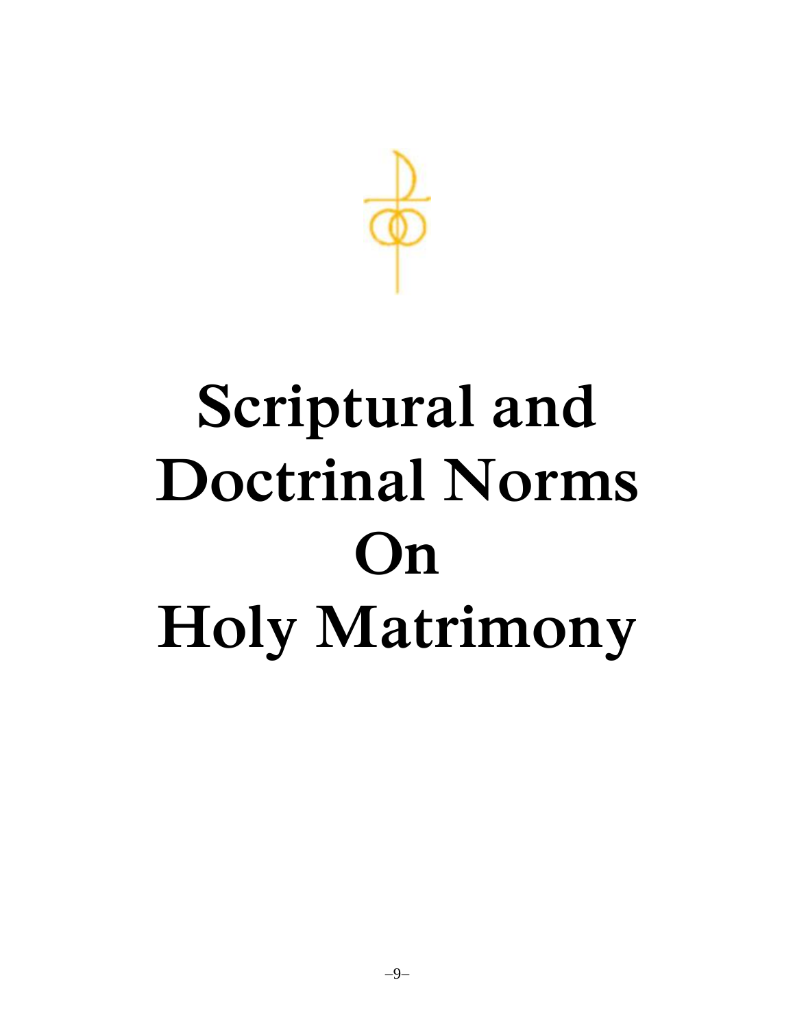# Scriptural and Doctrinal Norms On Holy Matrimony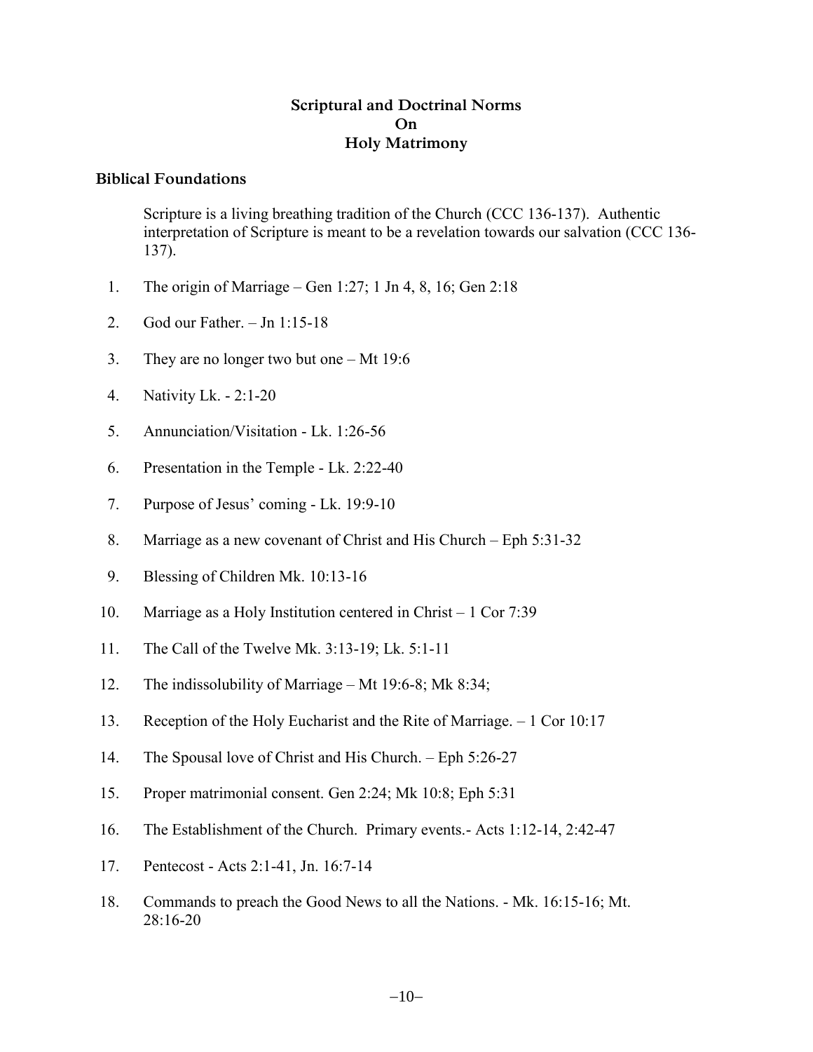# Scriptural and Doctrinal Norms
# On
# Holy Matrimony

## Biblical Foundations

Scripture is a living breathing tradition of the Church (CCC 136-137). Authentic interpretation of Scripture is meant to be a revelation towards our salvation (CCC 136-137).

1. The origin of Marriage – Gen 1:27; 1 Jn 4, 8, 16; Gen 2:18
2. God our Father. – Jn 1:15-18
3. They are no longer two but one – Mt 19:6
4. Nativity Lk. - 2:1-20
5. Annunciation/Visitation - Lk. 1:26-56
6. Presentation in the Temple - Lk. 2:22-40
7. Purpose of Jesus' coming - Lk. 19:9-10
8. Marriage as a new covenant of Christ and His Church – Eph 5:31-32
9. Blessing of Children Mk. 10:13-16
10. Marriage as a Holy Institution centered in Christ – 1 Cor 7:39
11. The Call of the Twelve Mk. 3:13-19; Lk. 5:1-11
12. The indissolubility of Marriage – Mt 19:6-8; Mk 8:34;
13. Reception of the Holy Eucharist and the Rite of Marriage. – 1 Cor 10:17
14. The Spousal love of Christ and His Church. – Eph 5:26-27
15. Proper matrimonial consent. Gen 2:24; Mk 10:8; Eph 5:31
16. The Establishment of the Church. Primary events.- Acts 1:12-14, 2:42-47
17. Pentecost - Acts 2:1-41, Jn. 16:7-14
18. Commands to preach the Good News to all the Nations. - Mk. 16:15-16; Mt. 28:16-20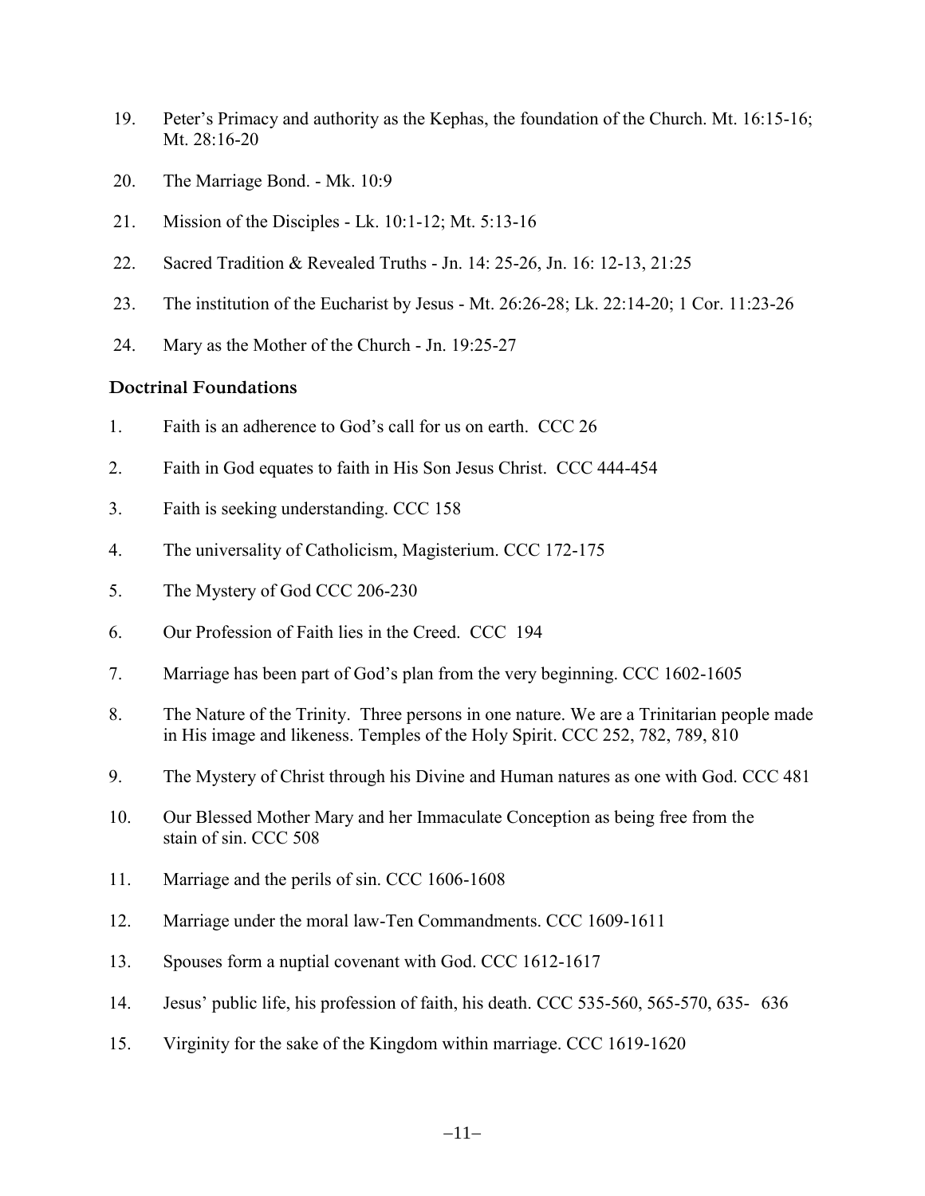19. Peter's Primacy and authority as the Kephas, the foundation of the Church. Mt. 16:15-16; Mt. 28:16-20

20. The Marriage Bond. - Mk. 10:9

21. Mission of the Disciples - Lk. 10:1-12; Mt. 5:13-16

22. Sacred Tradition & Revealed Truths - Jn. 14: 25-26, Jn. 16: 12-13, 21:25

23. The institution of the Eucharist by Jesus - Mt. 26:26-28; Lk. 22:14-20; 1 Cor. 11:23-26

24. Mary as the Mother of the Church - Jn. 19:25-27

### Doctrinal Foundations

1. Faith is an adherence to God's call for us on earth. CCC 26

2. Faith in God equates to faith in His Son Jesus Christ. CCC 444-454

3. Faith is seeking understanding. CCC 158

4. The universality of Catholicism, Magisterium. CCC 172-175

5. The Mystery of God CCC 206-230

6. Our Profession of Faith lies in the Creed. CCC 194

7. Marriage has been part of God's plan from the very beginning. CCC 1602-1605

8. The Nature of the Trinity. Three persons in one nature. We are a Trinitarian people made in His image and likeness. Temples of the Holy Spirit. CCC 252, 782, 789, 810

9. The Mystery of Christ through his Divine and Human natures as one with God. CCC 481

10. Our Blessed Mother Mary and her Immaculate Conception as being free from the stain of sin. CCC 508

11. Marriage and the perils of sin. CCC 1606-1608

12. Marriage under the moral law-Ten Commandments. CCC 1609-1611

13. Spouses form a nuptial covenant with God. CCC 1612-1617

14. Jesus' public life, his profession of faith, his death. CCC 535-560, 565-570, 635- 636

15. Virginity for the sake of the Kingdom within marriage. CCC 1619-1620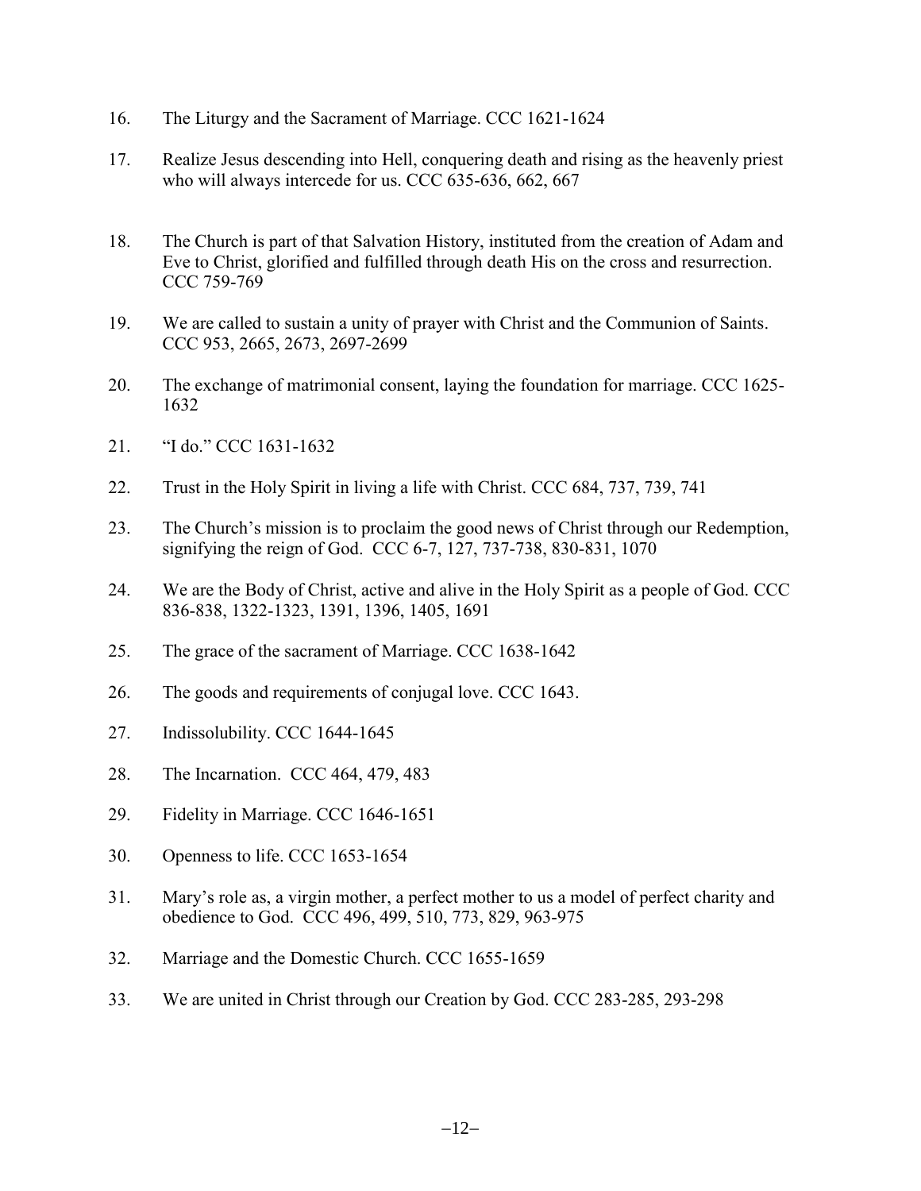16. The Liturgy and the Sacrament of Marriage. CCC 1621-1624

17. Realize Jesus descending into Hell, conquering death and rising as the heavenly priest who will always intercede for us. CCC 635-636, 662, 667

18. The Church is part of that Salvation History, instituted from the creation of Adam and Eve to Christ, glorified and fulfilled through death His on the cross and resurrection. CCC 759-769

19. We are called to sustain a unity of prayer with Christ and the Communion of Saints. CCC 953, 2665, 2673, 2697-2699

20. The exchange of matrimonial consent, laying the foundation for marriage. CCC 1625-1632

21. "I do." CCC 1631-1632

22. Trust in the Holy Spirit in living a life with Christ. CCC 684, 737, 739, 741

23. The Church's mission is to proclaim the good news of Christ through our Redemption, signifying the reign of God. CCC 6-7, 127, 737-738, 830-831, 1070

24. We are the Body of Christ, active and alive in the Holy Spirit as a people of God. CCC 836-838, 1322-1323, 1391, 1396, 1405, 1691

25. The grace of the sacrament of Marriage. CCC 1638-1642

26. The goods and requirements of conjugal love. CCC 1643.

27. Indissolubility. CCC 1644-1645

28. The Incarnation. CCC 464, 479, 483

29. Fidelity in Marriage. CCC 1646-1651

30. Openness to life. CCC 1653-1654

31. Mary's role as, a virgin mother, a perfect mother to us a model of perfect charity and obedience to God. CCC 496, 499, 510, 773, 829, 963-975

32. Marriage and the Domestic Church. CCC 1655-1659

33. We are united in Christ through our Creation by God. CCC 283-285, 293-298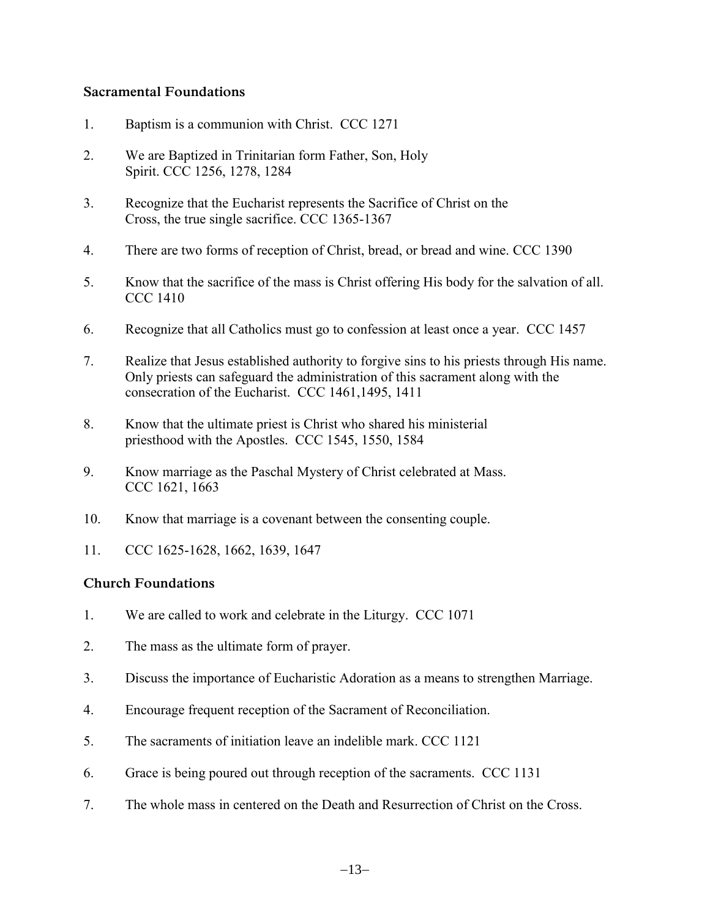### Sacramental Foundations

1. Baptism is a communion with Christ. CCC 1271
2. We are Baptized in Trinitarian form Father, Son, Holy Spirit. CCC 1256, 1278, 1284
3. Recognize that the Eucharist represents the Sacrifice of Christ on the Cross, the true single sacrifice. CCC 1365-1367
4. There are two forms of reception of Christ, bread, or bread and wine. CCC 1390
5. Know that the sacrifice of the mass is Christ offering His body for the salvation of all. CCC 1410
6. Recognize that all Catholics must go to confession at least once a year. CCC 1457
7. Realize that Jesus established authority to forgive sins to his priests through His name. Only priests can safeguard the administration of this sacrament along with the consecration of the Eucharist. CCC 1461,1495, 1411
8. Know that the ultimate priest is Christ who shared his ministerial priesthood with the Apostles. CCC 1545, 1550, 1584
9. Know marriage as the Paschal Mystery of Christ celebrated at Mass. CCC 1621, 1663
10. Know that marriage is a covenant between the consenting couple.
11. CCC 1625-1628, 1662, 1639, 1647

### Church Foundations

1. We are called to work and celebrate in the Liturgy. CCC 1071
2. The mass as the ultimate form of prayer.
3. Discuss the importance of Eucharistic Adoration as a means to strengthen Marriage.
4. Encourage frequent reception of the Sacrament of Reconciliation.
5. The sacraments of initiation leave an indelible mark. CCC 1121
6. Grace is being poured out through reception of the sacraments. CCC 1131
7. The whole mass in centered on the Death and Resurrection of Christ on the Cross.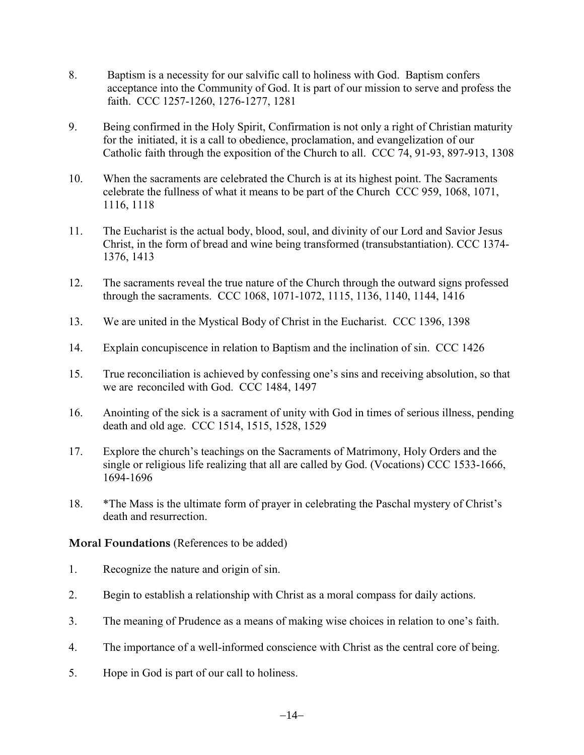8. Baptism is a necessity for our salvific call to holiness with God. Baptism confers acceptance into the Community of God. It is part of our mission to serve and profess the faith. CCC 1257-1260, 1276-1277, 1281

9. Being confirmed in the Holy Spirit, Confirmation is not only a right of Christian maturity for the initiated, it is a call to obedience, proclamation, and evangelization of our Catholic faith through the exposition of the Church to all. CCC 74, 91-93, 897-913, 1308

10. When the sacraments are celebrated the Church is at its highest point. The Sacraments celebrate the fullness of what it means to be part of the Church CCC 959, 1068, 1071, 1116, 1118

11. The Eucharist is the actual body, blood, soul, and divinity of our Lord and Savior Jesus Christ, in the form of bread and wine being transformed (transubstantiation). CCC 1374-1376, 1413

12. The sacraments reveal the true nature of the Church through the outward signs professed through the sacraments. CCC 1068, 1071-1072, 1115, 1136, 1140, 1144, 1416

13. We are united in the Mystical Body of Christ in the Eucharist. CCC 1396, 1398

14. Explain concupiscence in relation to Baptism and the inclination of sin. CCC 1426

15. True reconciliation is achieved by confessing one's sins and receiving absolution, so that we are reconciled with God. CCC 1484, 1497

16. Anointing of the sick is a sacrament of unity with God in times of serious illness, pending death and old age. CCC 1514, 1515, 1528, 1529

17. Explore the church's teachings on the Sacraments of Matrimony, Holy Orders and the single or religious life realizing that all are called by God. (Vocations) CCC 1533-1666, 1694-1696

18. *The Mass is the ultimate form of prayer in celebrating the Paschal mystery of Christ's death and resurrection.

**Moral Foundations** (References to be added)

1. Recognize the nature and origin of sin.

2. Begin to establish a relationship with Christ as a moral compass for daily actions.

3. The meaning of Prudence as a means of making wise choices in relation to one's faith.

4. The importance of a well-informed conscience with Christ as the central core of being.

5. Hope in God is part of our call to holiness.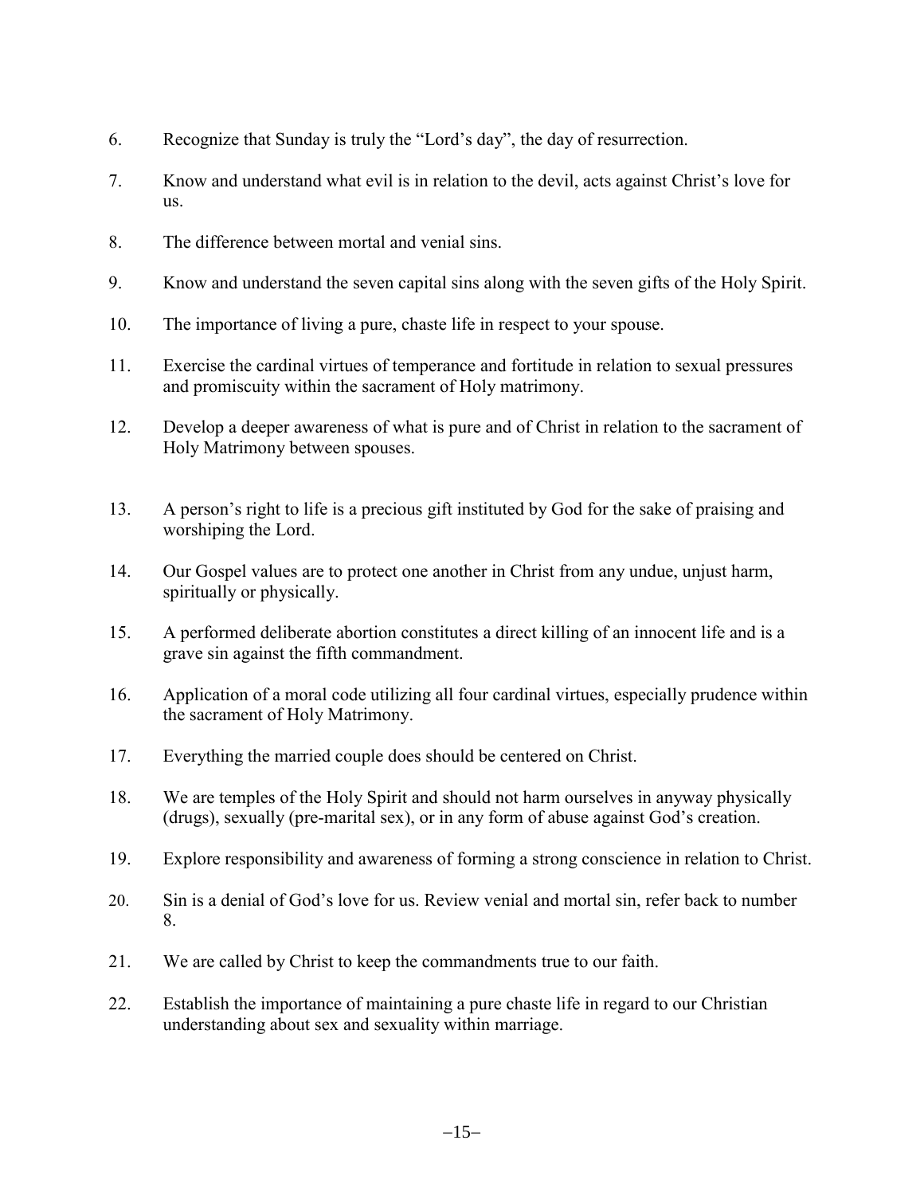6. Recognize that Sunday is truly the "Lord's day", the day of resurrection.

7. Know and understand what evil is in relation to the devil, acts against Christ's love for us.

8. The difference between mortal and venial sins.

9. Know and understand the seven capital sins along with the seven gifts of the Holy Spirit.

10. The importance of living a pure, chaste life in respect to your spouse.

11. Exercise the cardinal virtues of temperance and fortitude in relation to sexual pressures and promiscuity within the sacrament of Holy matrimony.

12. Develop a deeper awareness of what is pure and of Christ in relation to the sacrament of Holy Matrimony between spouses.

13. A person's right to life is a precious gift instituted by God for the sake of praising and worshiping the Lord.

14. Our Gospel values are to protect one another in Christ from any undue, unjust harm, spiritually or physically.

15. A performed deliberate abortion constitutes a direct killing of an innocent life and is a grave sin against the fifth commandment.

16. Application of a moral code utilizing all four cardinal virtues, especially prudence within the sacrament of Holy Matrimony.

17. Everything the married couple does should be centered on Christ.

18. We are temples of the Holy Spirit and should not harm ourselves in anyway physically (drugs), sexually (pre-marital sex), or in any form of abuse against God's creation.

19. Explore responsibility and awareness of forming a strong conscience in relation to Christ.

20. Sin is a denial of God's love for us. Review venial and mortal sin, refer back to number 8.

21. We are called by Christ to keep the commandments true to our faith.

22. Establish the importance of maintaining a pure chaste life in regard to our Christian understanding about sex and sexuality within marriage.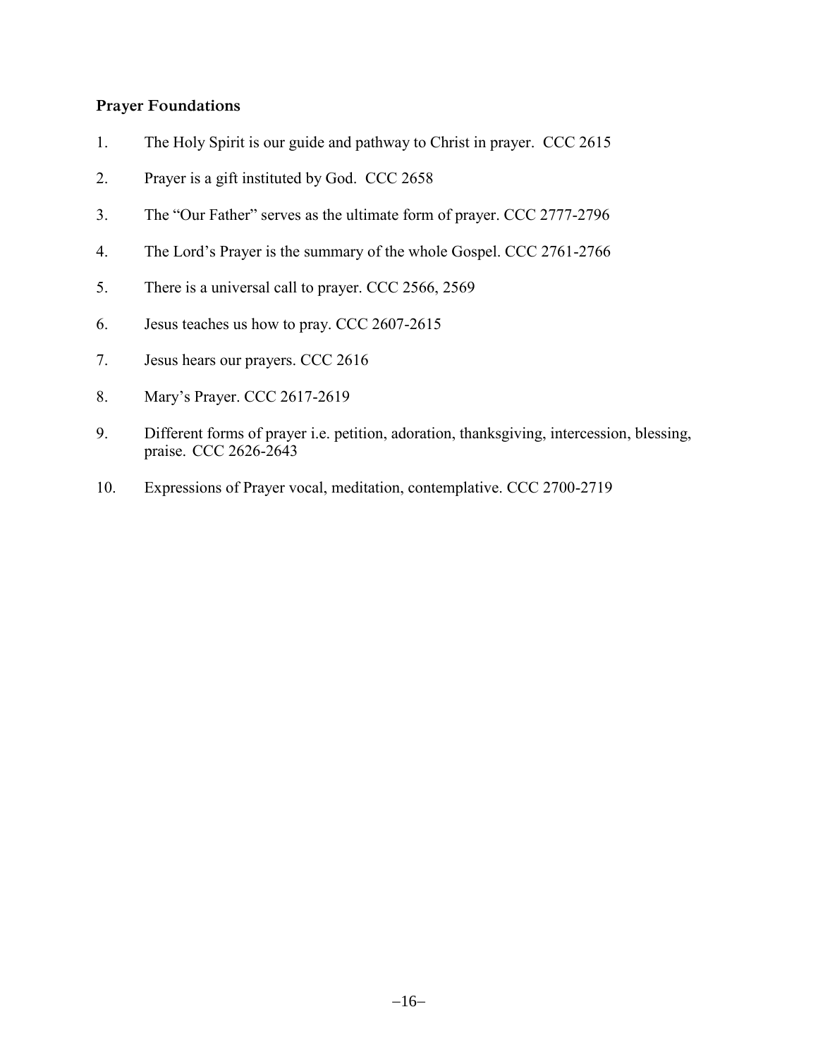### Prayer Foundations

1. The Holy Spirit is our guide and pathway to Christ in prayer. CCC 2615
2. Prayer is a gift instituted by God. CCC 2658
3. The "Our Father" serves as the ultimate form of prayer. CCC 2777-2796
4. The Lord's Prayer is the summary of the whole Gospel. CCC 2761-2766
5. There is a universal call to prayer. CCC 2566, 2569
6. Jesus teaches us how to pray. CCC 2607-2615
7. Jesus hears our prayers. CCC 2616
8. Mary's Prayer. CCC 2617-2619
9. Different forms of prayer i.e. petition, adoration, thanksgiving, intercession, blessing, praise. CCC 2626-2643
10. Expressions of Prayer vocal, meditation, contemplative. CCC 2700-2719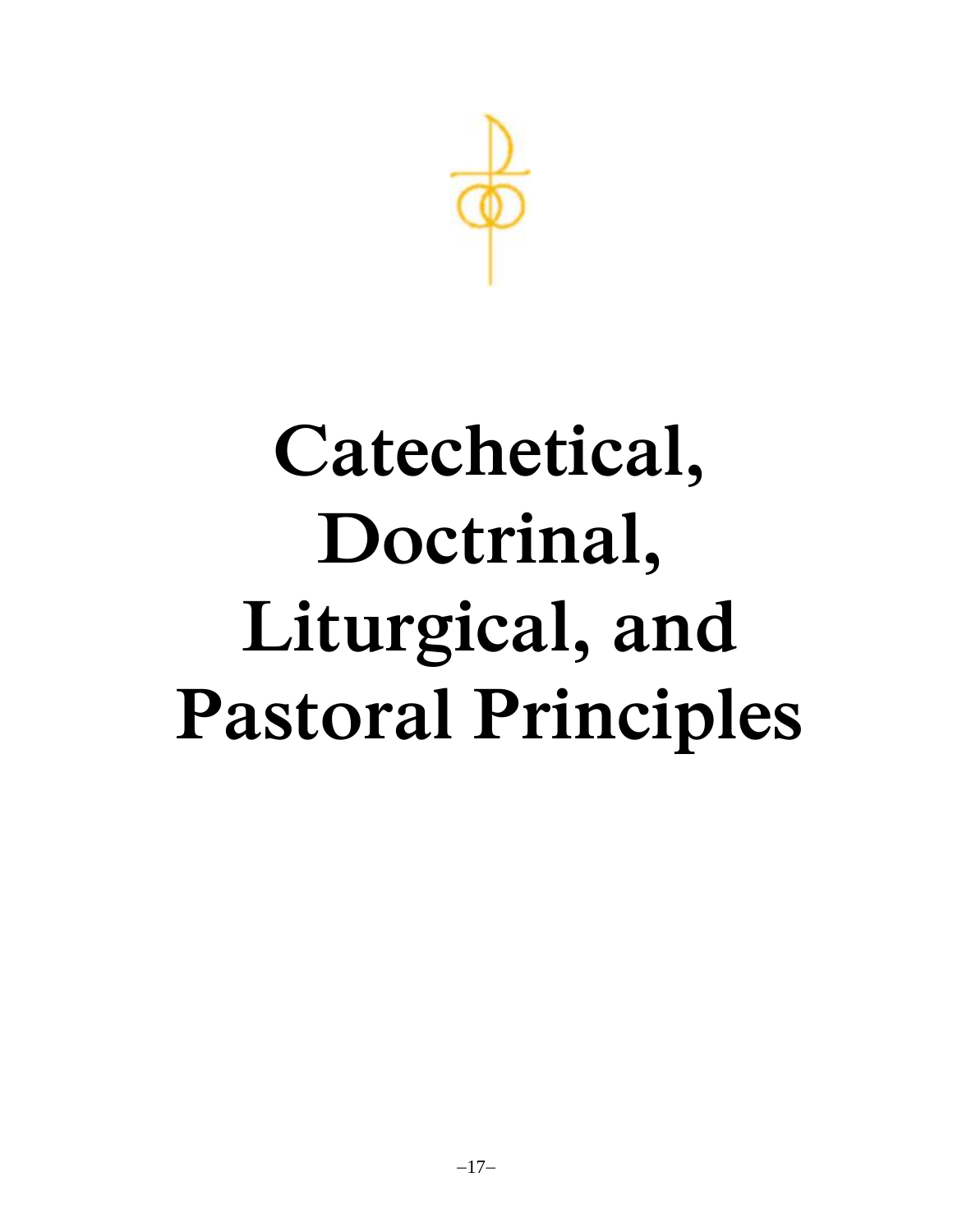# Catechetical, Doctrinal, Liturgical, and Pastoral Principles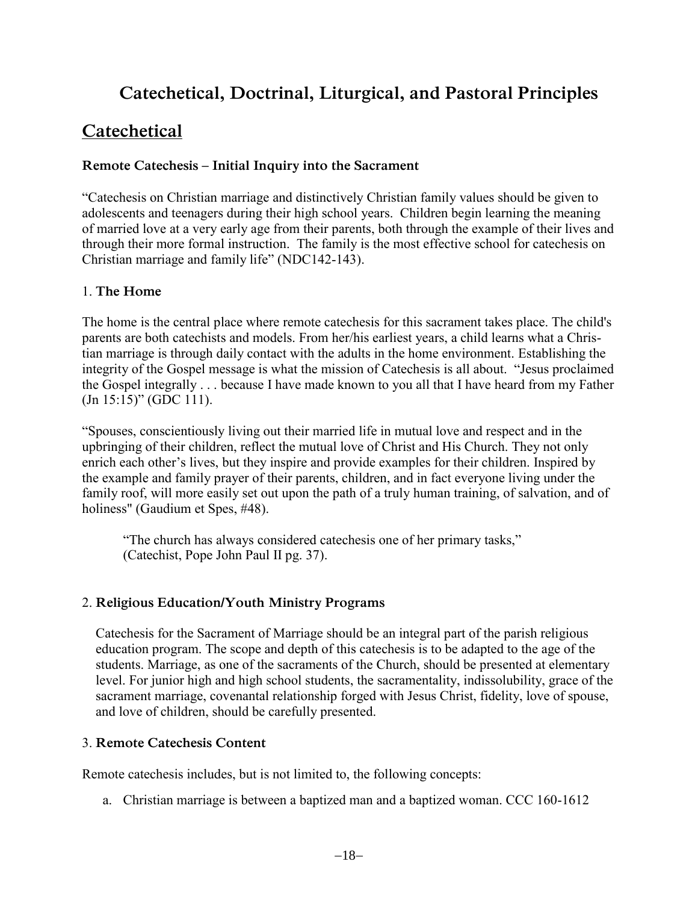# Catechetical, Doctrinal, Liturgical, and Pastoral Principles

## Catechetical

### Remote Catechesis – Initial Inquiry into the Sacrament

"Catechesis on Christian marriage and distinctively Christian family values should be given to adolescents and teenagers during their high school years. Children begin learning the meaning of married love at a very early age from their parents, both through the example of their lives and through their more formal instruction. The family is the most effective school for catechesis on Christian marriage and family life" (NDC142-143).

### 1. The Home

The home is the central place where remote catechesis for this sacrament takes place. The child's parents are both catechists and models. From her/his earliest years, a child learns what a Christian marriage is through daily contact with the adults in the home environment. Establishing the integrity of the Gospel message is what the mission of Catechesis is all about. "Jesus proclaimed the Gospel integrally . . . because I have made known to you all that I have heard from my Father (Jn 15:15)" (GDC 111).

"Spouses, conscientiously living out their married life in mutual love and respect and in the upbringing of their children, reflect the mutual love of Christ and His Church. They not only enrich each other's lives, but they inspire and provide examples for their children. Inspired by the example and family prayer of their parents, children, and in fact everyone living under the family roof, will more easily set out upon the path of a truly human training, of salvation, and of holiness" (Gaudium et Spes, #48).

> "The church has always considered catechesis one of her primary tasks," (Catechist, Pope John Paul II pg. 37).

### 2. Religious Education/Youth Ministry Programs

Catechesis for the Sacrament of Marriage should be an integral part of the parish religious education program. The scope and depth of this catechesis is to be adapted to the age of the students. Marriage, as one of the sacraments of the Church, should be presented at elementary level. For junior high and high school students, the sacramentality, indissolubility, grace of the sacrament marriage, covenantal relationship forged with Jesus Christ, fidelity, love of spouse, and love of children, should be carefully presented.

### 3. Remote Catechesis Content

Remote catechesis includes, but is not limited to, the following concepts:

a. Christian marriage is between a baptized man and a baptized woman. CCC 160-1612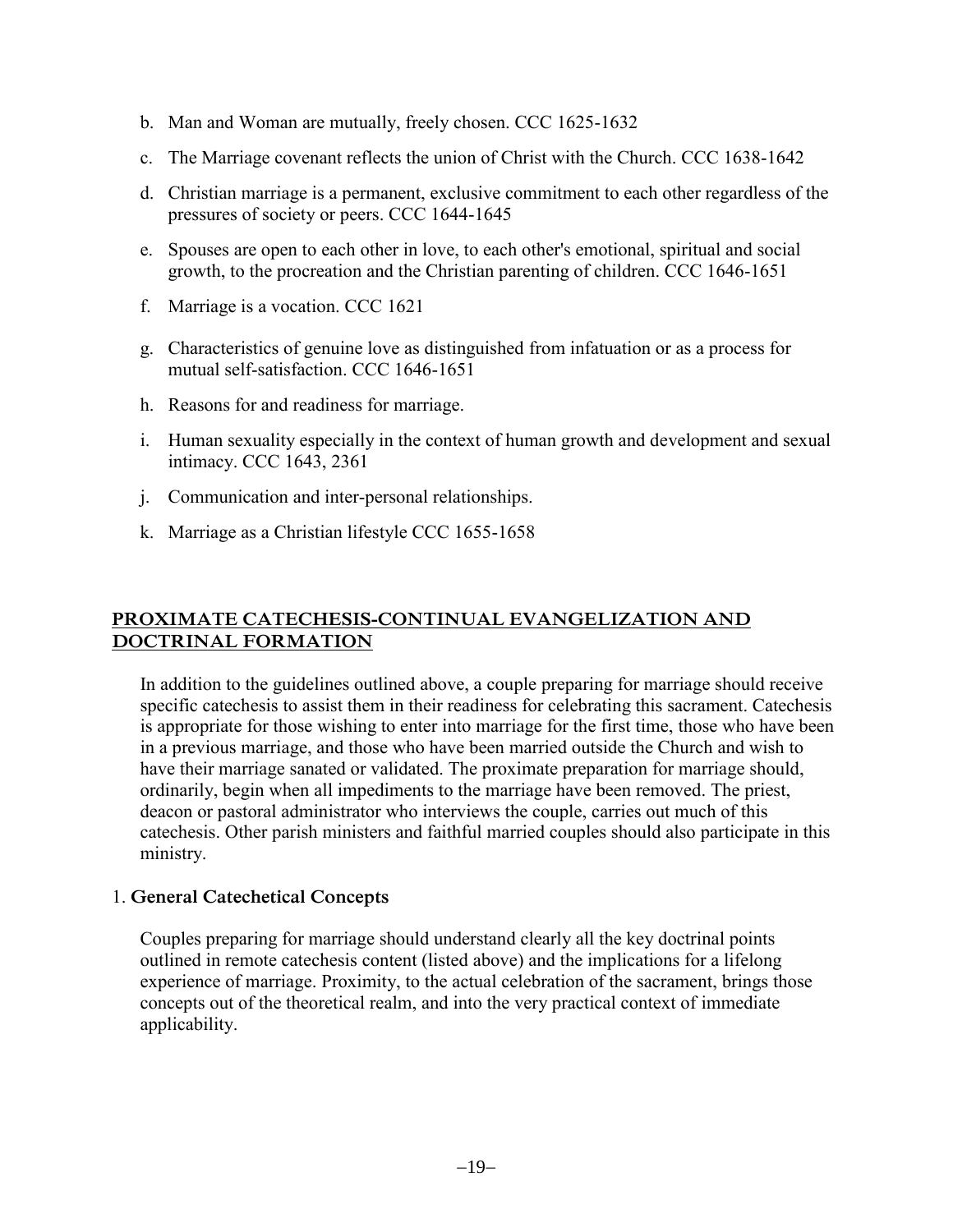b. Man and Woman are mutually, freely chosen. CCC 1625-1632

c. The Marriage covenant reflects the union of Christ with the Church. CCC 1638-1642

d. Christian marriage is a permanent, exclusive commitment to each other regardless of the pressures of society or peers. CCC 1644-1645

e. Spouses are open to each other in love, to each other's emotional, spiritual and social growth, to the procreation and the Christian parenting of children. CCC 1646-1651

f. Marriage is a vocation. CCC 1621

g. Characteristics of genuine love as distinguished from infatuation or as a process for mutual self-satisfaction. CCC 1646-1651

h. Reasons for and readiness for marriage.

i. Human sexuality especially in the context of human growth and development and sexual intimacy. CCC 1643, 2361

j. Communication and inter-personal relationships.

k. Marriage as a Christian lifestyle CCC 1655-1658

## PROXIMATE CATECHESIS-CONTINUAL EVANGELIZATION AND DOCTRINAL FORMATION

In addition to the guidelines outlined above, a couple preparing for marriage should receive specific catechesis to assist them in their readiness for celebrating this sacrament. Catechesis is appropriate for those wishing to enter into marriage for the first time, those who have been in a previous marriage, and those who have been married outside the Church and wish to have their marriage sanated or validated. The proximate preparation for marriage should, ordinarily, begin when all impediments to the marriage have been removed. The priest, deacon or pastoral administrator who interviews the couple, carries out much of this catechesis. Other parish ministers and faithful married couples should also participate in this ministry.

### 1. General Catechetical Concepts

Couples preparing for marriage should understand clearly all the key doctrinal points outlined in remote catechesis content (listed above) and the implications for a lifelong experience of marriage. Proximity, to the actual celebration of the sacrament, brings those concepts out of the theoretical realm, and into the very practical context of immediate applicability.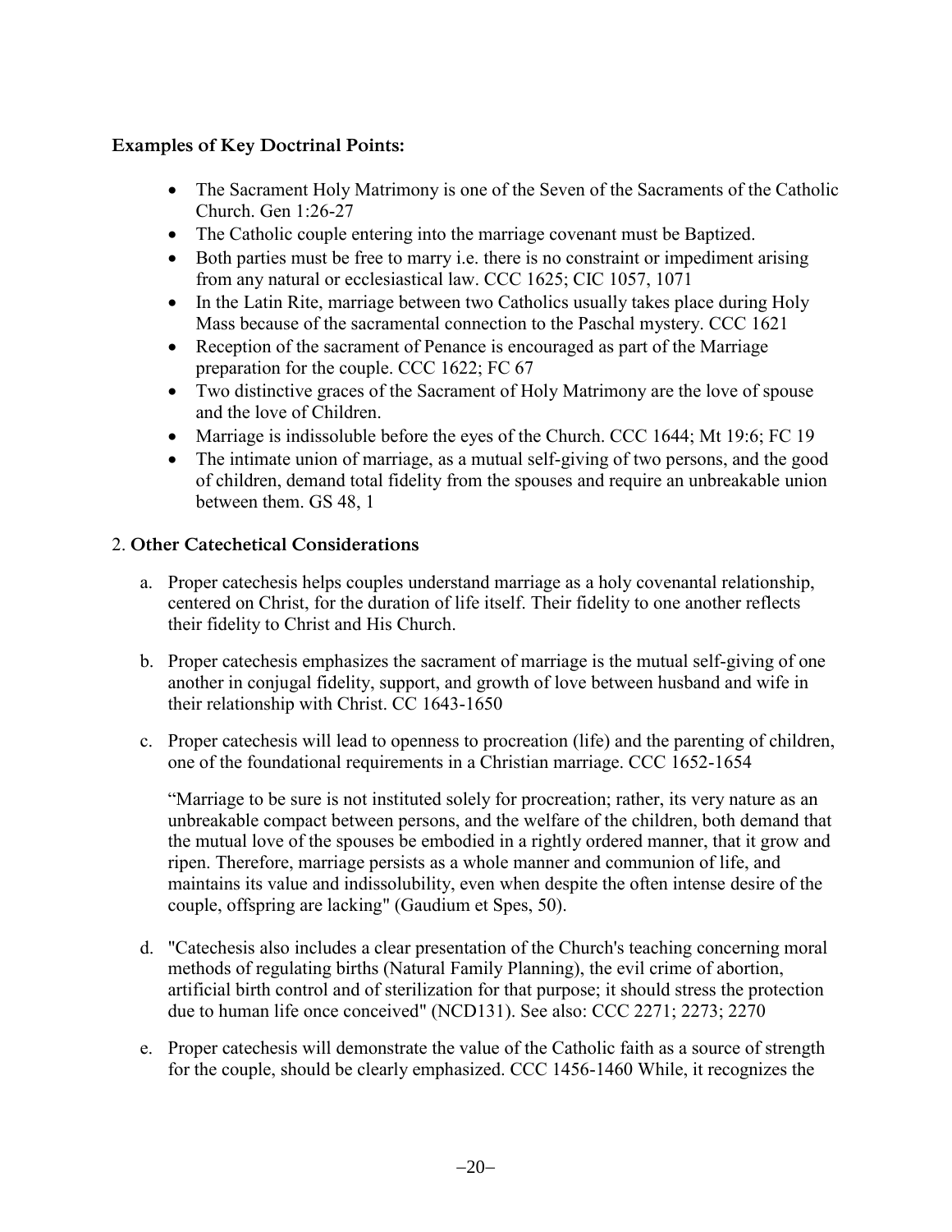**Examples of Key Doctrinal Points:**

- The Sacrament Holy Matrimony is one of the Seven of the Sacraments of the Catholic Church. Gen 1:26-27
- The Catholic couple entering into the marriage covenant must be Baptized.
- Both parties must be free to marry i.e. there is no constraint or impediment arising from any natural or ecclesiastical law. CCC 1625; CIC 1057, 1071
- In the Latin Rite, marriage between two Catholics usually takes place during Holy Mass because of the sacramental connection to the Paschal mystery. CCC 1621
- Reception of the sacrament of Penance is encouraged as part of the Marriage preparation for the couple. CCC 1622; FC 67
- Two distinctive graces of the Sacrament of Holy Matrimony are the love of spouse and the love of Children.
- Marriage is indissoluble before the eyes of the Church. CCC 1644; Mt 19:6; FC 19
- The intimate union of marriage, as a mutual self-giving of two persons, and the good of children, demand total fidelity from the spouses and require an unbreakable union between them. GS 48, 1

2. **Other Catechetical Considerations**

a. Proper catechesis helps couples understand marriage as a holy covenantal relationship, centered on Christ, for the duration of life itself. Their fidelity to one another reflects their fidelity to Christ and His Church.

b. Proper catechesis emphasizes the sacrament of marriage is the mutual self-giving of one another in conjugal fidelity, support, and growth of love between husband and wife in their relationship with Christ. CC 1643-1650

c. Proper catechesis will lead to openness to procreation (life) and the parenting of children, one of the foundational requirements in a Christian marriage. CCC 1652-1654

   "Marriage to be sure is not instituted solely for procreation; rather, its very nature as an unbreakable compact between persons, and the welfare of the children, both demand that the mutual love of the spouses be embodied in a rightly ordered manner, that it grow and ripen. Therefore, marriage persists as a whole manner and communion of life, and maintains its value and indissolubility, even when despite the often intense desire of the couple, offspring are lacking" (Gaudium et Spes, 50).

d. "Catechesis also includes a clear presentation of the Church's teaching concerning moral methods of regulating births (Natural Family Planning), the evil crime of abortion, artificial birth control and of sterilization for that purpose; it should stress the protection due to human life once conceived" (NCD131). See also: CCC 2271; 2273; 2270

e. Proper catechesis will demonstrate the value of the Catholic faith as a source of strength for the couple, should be clearly emphasized. CCC 1456-1460 While, it recognizes the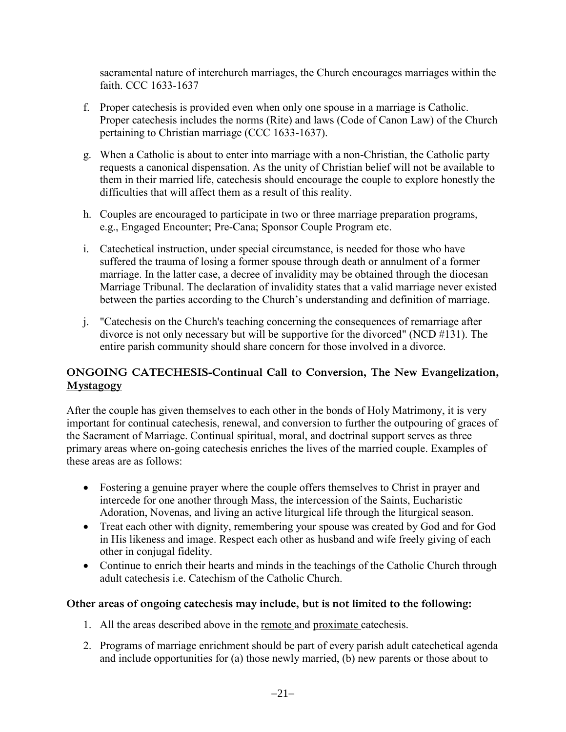sacramental nature of interchurch marriages, the Church encourages marriages within the faith. CCC 1633-1637

f. Proper catechesis is provided even when only one spouse in a marriage is Catholic. Proper catechesis includes the norms (Rite) and laws (Code of Canon Law) of the Church pertaining to Christian marriage (CCC 1633-1637).

g. When a Catholic is about to enter into marriage with a non-Christian, the Catholic party requests a canonical dispensation. As the unity of Christian belief will not be available to them in their married life, catechesis should encourage the couple to explore honestly the difficulties that will affect them as a result of this reality.

h. Couples are encouraged to participate in two or three marriage preparation programs, e.g., Engaged Encounter; Pre-Cana; Sponsor Couple Program etc.

i. Catechetical instruction, under special circumstance, is needed for those who have suffered the trauma of losing a former spouse through death or annulment of a former marriage. In the latter case, a decree of invalidity may be obtained through the diocesan Marriage Tribunal. The declaration of invalidity states that a valid marriage never existed between the parties according to the Church's understanding and definition of marriage.

j. "Catechesis on the Church's teaching concerning the consequences of remarriage after divorce is not only necessary but will be supportive for the divorced" (NCD #131). The entire parish community should share concern for those involved in a divorce.

## ONGOING CATECHESIS-Continual Call to Conversion, The New Evangelization, Mystagogy

After the couple has given themselves to each other in the bonds of Holy Matrimony, it is very important for continual catechesis, renewal, and conversion to further the outpouring of graces of the Sacrament of Marriage. Continual spiritual, moral, and doctrinal support serves as three primary areas where on-going catechesis enriches the lives of the married couple. Examples of these areas are as follows:

- Fostering a genuine prayer where the couple offers themselves to Christ in prayer and intercede for one another through Mass, the intercession of the Saints, Eucharistic Adoration, Novenas, and living an active liturgical life through the liturgical season.
- Treat each other with dignity, remembering your spouse was created by God and for God in His likeness and image. Respect each other as husband and wife freely giving of each other in conjugal fidelity.
- Continue to enrich their hearts and minds in the teachings of the Catholic Church through adult catechesis i.e. Catechism of the Catholic Church.

**Other areas of ongoing catechesis may include, but is not limited to the following:**

1. All the areas described above in the remote and proximate catechesis.
2. Programs of marriage enrichment should be part of every parish adult catechetical agenda and include opportunities for (a) those newly married, (b) new parents or those about to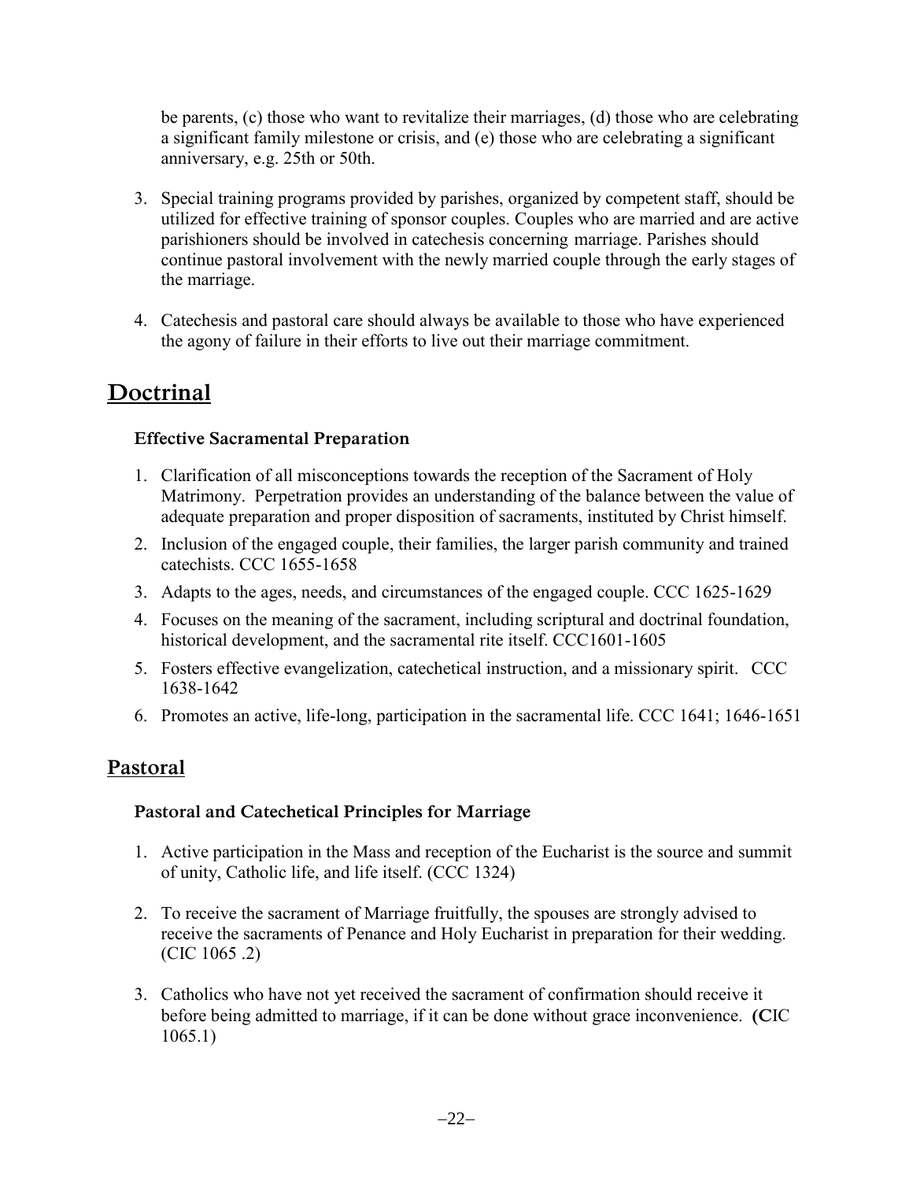be parents, (c) those who want to revitalize their marriages, (d) those who are celebrating a significant family milestone or crisis, and (e) those who are celebrating a significant anniversary, e.g. 25th or 50th.

3. Special training programs provided by parishes, organized by competent staff, should be utilized for effective training of sponsor couples. Couples who are married and are active parishioners should be involved in catechesis concerning marriage. Parishes should continue pastoral involvement with the newly married couple through the early stages of the marriage.

4. Catechesis and pastoral care should always be available to those who have experienced the agony of failure in their efforts to live out their marriage commitment.

## Doctrinal

### Effective Sacramental Preparation

1. Clarification of all misconceptions towards the reception of the Sacrament of Holy Matrimony. Perpetration provides an understanding of the balance between the value of adequate preparation and proper disposition of sacraments, instituted by Christ himself.
2. Inclusion of the engaged couple, their families, the larger parish community and trained catechists. CCC 1655-1658
3. Adapts to the ages, needs, and circumstances of the engaged couple. CCC 1625-1629
4. Focuses on the meaning of the sacrament, including scriptural and doctrinal foundation, historical development, and the sacramental rite itself. CCC1601-1605
5. Fosters effective evangelization, catechetical instruction, and a missionary spirit. CCC 1638-1642
6. Promotes an active, life-long, participation in the sacramental life. CCC 1641; 1646-1651

## Pastoral

### Pastoral and Catechetical Principles for Marriage

1. Active participation in the Mass and reception of the Eucharist is the source and summit of unity, Catholic life, and life itself. (CCC 1324)

2. To receive the sacrament of Marriage fruitfully, the spouses are strongly advised to receive the sacraments of Penance and Holy Eucharist in preparation for their wedding. (CIC 1065 .2)

3. Catholics who have not yet received the sacrament of confirmation should receive it before being admitted to marriage, if it can be done without grace inconvenience. **(C**IC 1065.1)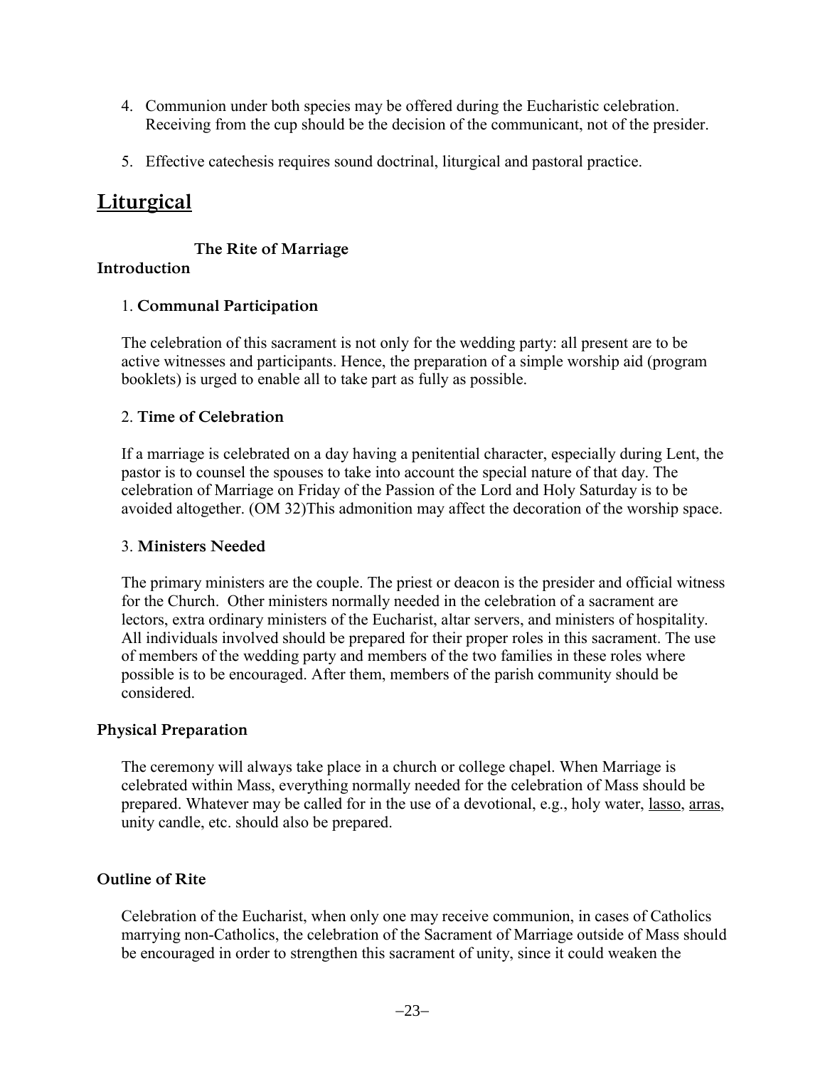4. Communion under both species may be offered during the Eucharistic celebration. Receiving from the cup should be the decision of the communicant, not of the presider.

5. Effective catechesis requires sound doctrinal, liturgical and pastoral practice.

## Liturgical

### The Rite of Marriage

### Introduction

1. **Communal Participation**

The celebration of this sacrament is not only for the wedding party: all present are to be active witnesses and participants. Hence, the preparation of a simple worship aid (program booklets) is urged to enable all to take part as fully as possible.

2. **Time of Celebration**

If a marriage is celebrated on a day having a penitential character, especially during Lent, the pastor is to counsel the spouses to take into account the special nature of that day. The celebration of Marriage on Friday of the Passion of the Lord and Holy Saturday is to be avoided altogether. (OM 32)This admonition may affect the decoration of the worship space.

3. **Ministers Needed**

The primary ministers are the couple. The priest or deacon is the presider and official witness for the Church. Other ministers normally needed in the celebration of a sacrament are lectors, extra ordinary ministers of the Eucharist, altar servers, and ministers of hospitality. All individuals involved should be prepared for their proper roles in this sacrament. The use of members of the wedding party and members of the two families in these roles where possible is to be encouraged. After them, members of the parish community should be considered.

### Physical Preparation

The ceremony will always take place in a church or college chapel. When Marriage is celebrated within Mass, everything normally needed for the celebration of Mass should be prepared. Whatever may be called for in the use of a devotional, e.g., holy water, lasso, arras, unity candle, etc. should also be prepared.

### Outline of Rite

Celebration of the Eucharist, when only one may receive communion, in cases of Catholics marrying non-Catholics, the celebration of the Sacrament of Marriage outside of Mass should be encouraged in order to strengthen this sacrament of unity, since it could weaken the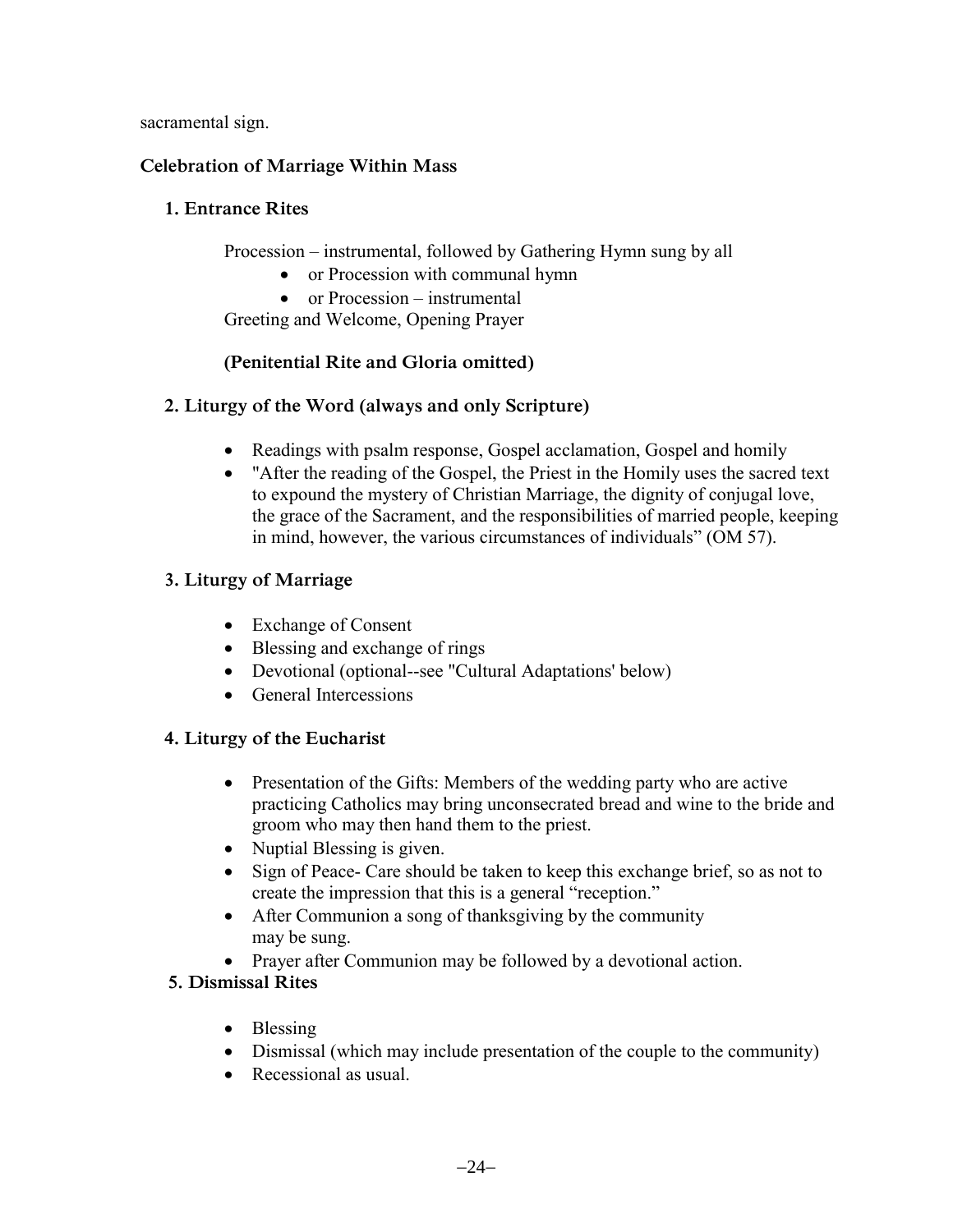sacramental sign.

## Celebration of Marriage Within Mass

### 1. Entrance Rites

Procession – instrumental, followed by Gathering Hymn sung by all

- or Procession with communal hymn
- or Procession – instrumental

Greeting and Welcome, Opening Prayer

**(Penitential Rite and Gloria omitted)**

### 2. Liturgy of the Word (always and only Scripture)

- Readings with psalm response, Gospel acclamation, Gospel and homily
- "After the reading of the Gospel, the Priest in the Homily uses the sacred text to expound the mystery of Christian Marriage, the dignity of conjugal love, the grace of the Sacrament, and the responsibilities of married people, keeping in mind, however, the various circumstances of individuals" (OM 57).

### 3. Liturgy of Marriage

- Exchange of Consent
- Blessing and exchange of rings
- Devotional (optional--see "Cultural Adaptations' below)
- General Intercessions

### 4. Liturgy of the Eucharist

- Presentation of the Gifts: Members of the wedding party who are active practicing Catholics may bring unconsecrated bread and wine to the bride and groom who may then hand them to the priest.
- Nuptial Blessing is given.
- Sign of Peace- Care should be taken to keep this exchange brief, so as not to create the impression that this is a general "reception."
- After Communion a song of thanksgiving by the community may be sung.
- Prayer after Communion may be followed by a devotional action.

### 5. Dismissal Rites

- Blessing
- Dismissal (which may include presentation of the couple to the community)
- Recessional as usual.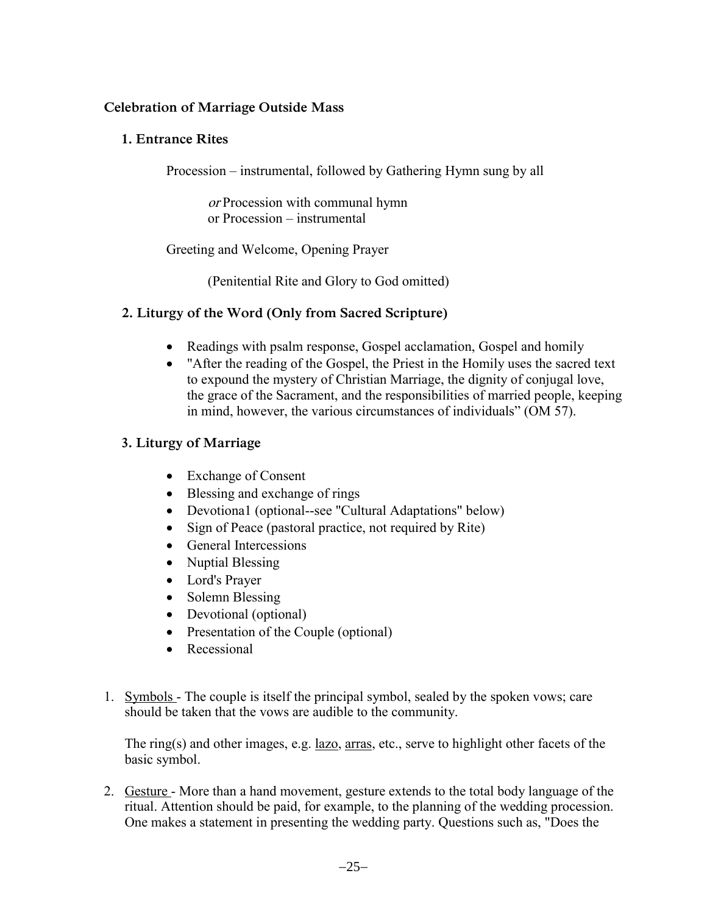## Celebration of Marriage Outside Mass

### 1. Entrance Rites

Procession – instrumental, followed by Gathering Hymn sung by all

*or* Procession with communal hymn
or Procession – instrumental

Greeting and Welcome, Opening Prayer

(Penitential Rite and Glory to God omitted)

### 2. Liturgy of the Word (Only from Sacred Scripture)

- Readings with psalm response, Gospel acclamation, Gospel and homily
- "After the reading of the Gospel, the Priest in the Homily uses the sacred text to expound the mystery of Christian Marriage, the dignity of conjugal love, the grace of the Sacrament, and the responsibilities of married people, keeping in mind, however, the various circumstances of individuals" (OM 57).

### 3. Liturgy of Marriage

- Exchange of Consent
- Blessing and exchange of rings
- Devotiona1 (optional--see "Cultural Adaptations" below)
- Sign of Peace (pastoral practice, not required by Rite)
- General Intercessions
- Nuptial Blessing
- Lord's Prayer
- Solemn Blessing
- Devotional (optional)
- Presentation of the Couple (optional)
- Recessional

1. <u>Symbols</u> - The couple is itself the principal symbol, sealed by the spoken vows; care should be taken that the vows are audible to the community.

   The ring(s) and other images, e.g. <u>lazo</u>, <u>arras</u>, etc., serve to highlight other facets of the basic symbol.

2. <u>Gesture</u> - More than a hand movement, gesture extends to the total body language of the ritual. Attention should be paid, for example, to the planning of the wedding procession. One makes a statement in presenting the wedding party. Questions such as, "Does the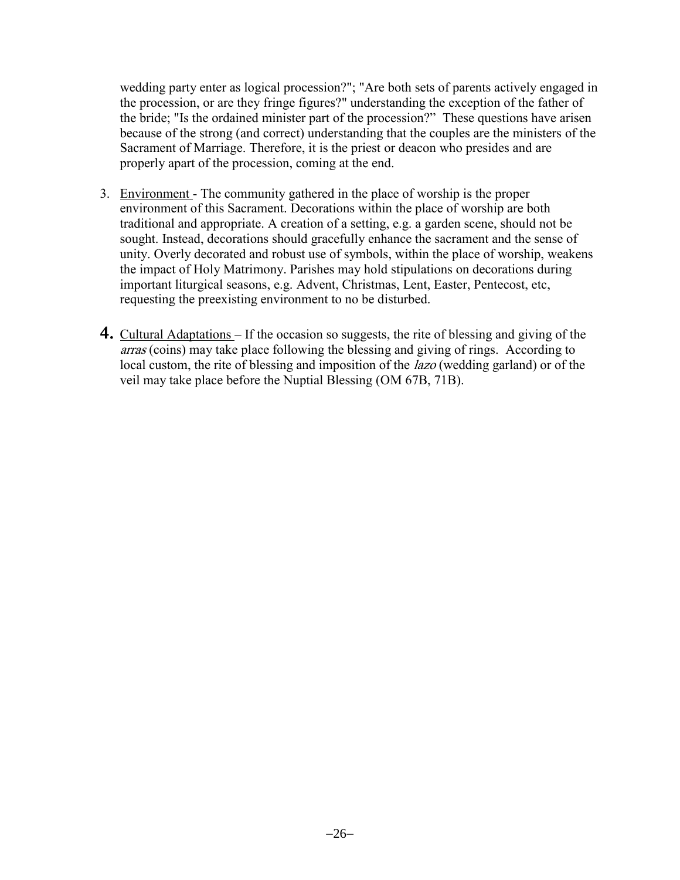wedding party enter as logical procession?"; "Are both sets of parents actively engaged in the procession, or are they fringe figures?" understanding the exception of the father of the bride; "Is the ordained minister part of the procession?" These questions have arisen because of the strong (and correct) understanding that the couples are the ministers of the Sacrament of Marriage. Therefore, it is the priest or deacon who presides and are properly apart of the procession, coming at the end.

3. Environment - The community gathered in the place of worship is the proper environment of this Sacrament. Decorations within the place of worship are both traditional and appropriate. A creation of a setting, e.g. a garden scene, should not be sought. Instead, decorations should gracefully enhance the sacrament and the sense of unity. Overly decorated and robust use of symbols, within the place of worship, weakens the impact of Holy Matrimony. Parishes may hold stipulations on decorations during important liturgical seasons, e.g. Advent, Christmas, Lent, Easter, Pentecost, etc, requesting the preexisting environment to no be disturbed.

4. Cultural Adaptations – If the occasion so suggests, the rite of blessing and giving of the *arras* (coins) may take place following the blessing and giving of rings. According to local custom, the rite of blessing and imposition of the *lazo* (wedding garland) or of the veil may take place before the Nuptial Blessing (OM 67B, 71B).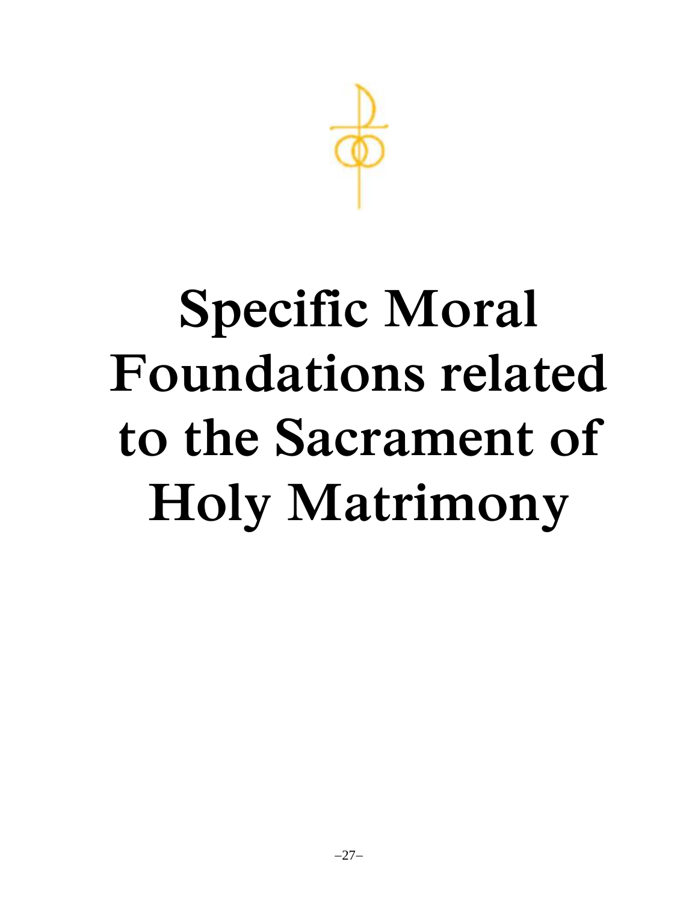# Specific Moral Foundations related to the Sacrament of Holy Matrimony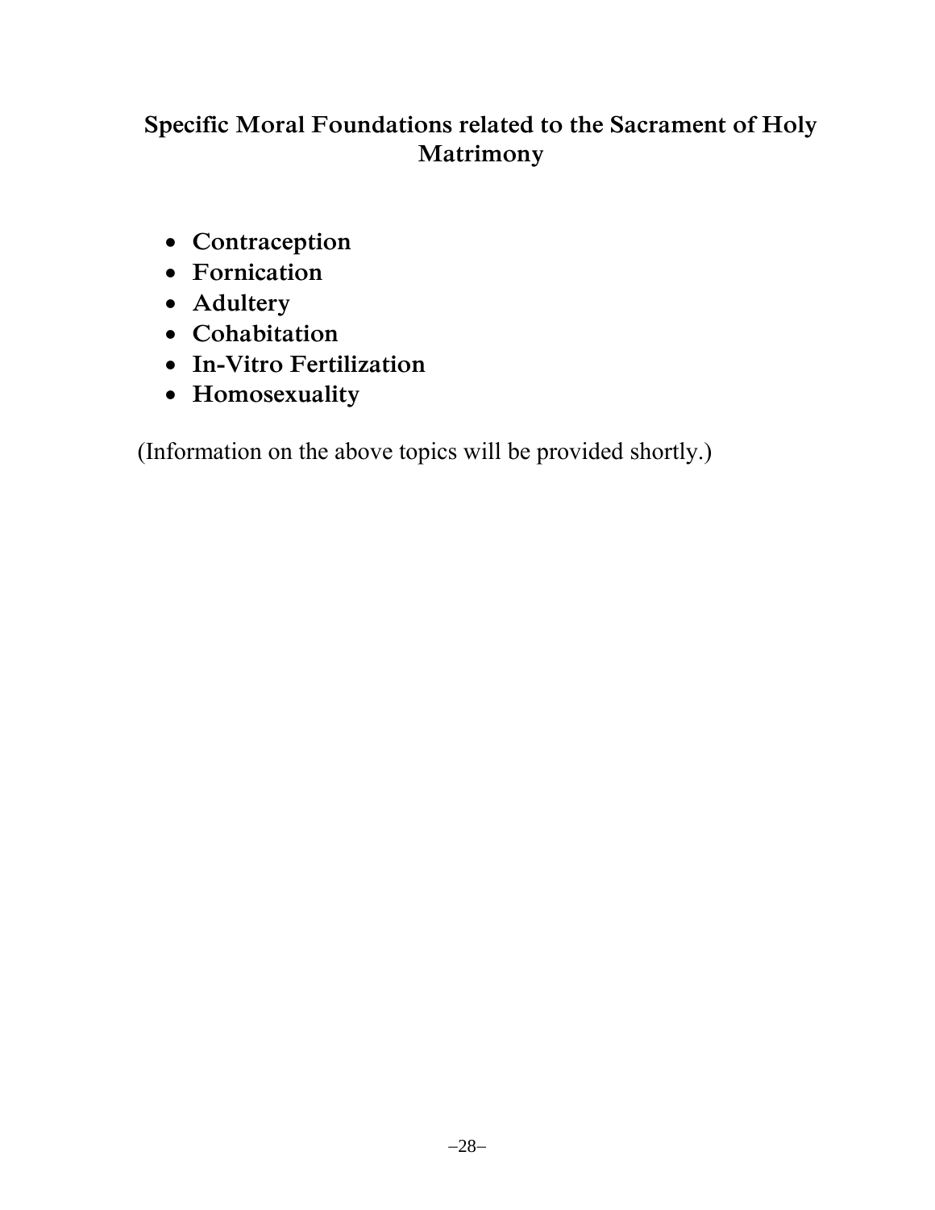## Specific Moral Foundations related to the Sacrament of Holy Matrimony

- **Contraception**
- **Fornication**
- **Adultery**
- **Cohabitation**
- **In-Vitro Fertilization**
- **Homosexuality**

(Information on the above topics will be provided shortly.)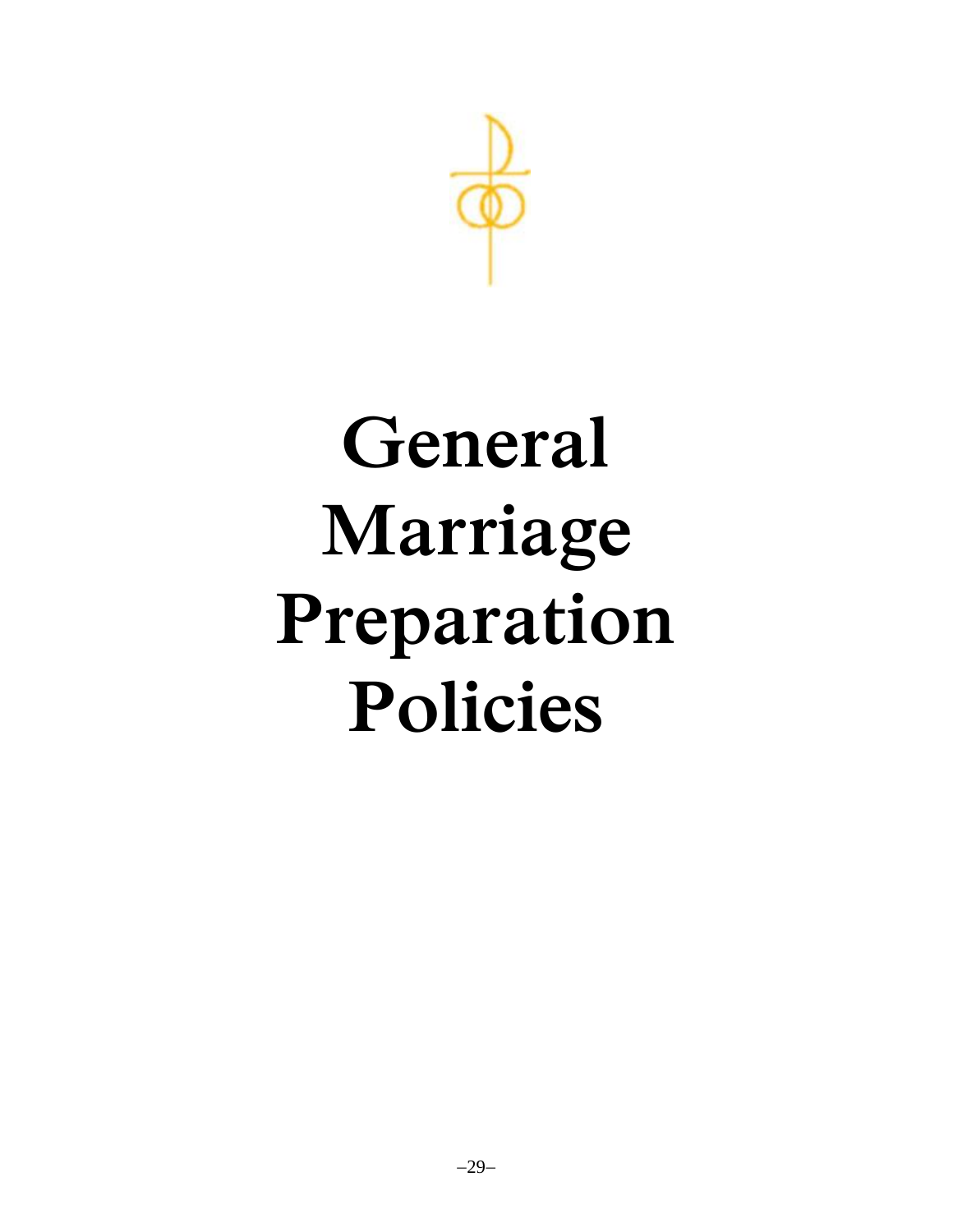# General Marriage Preparation Policies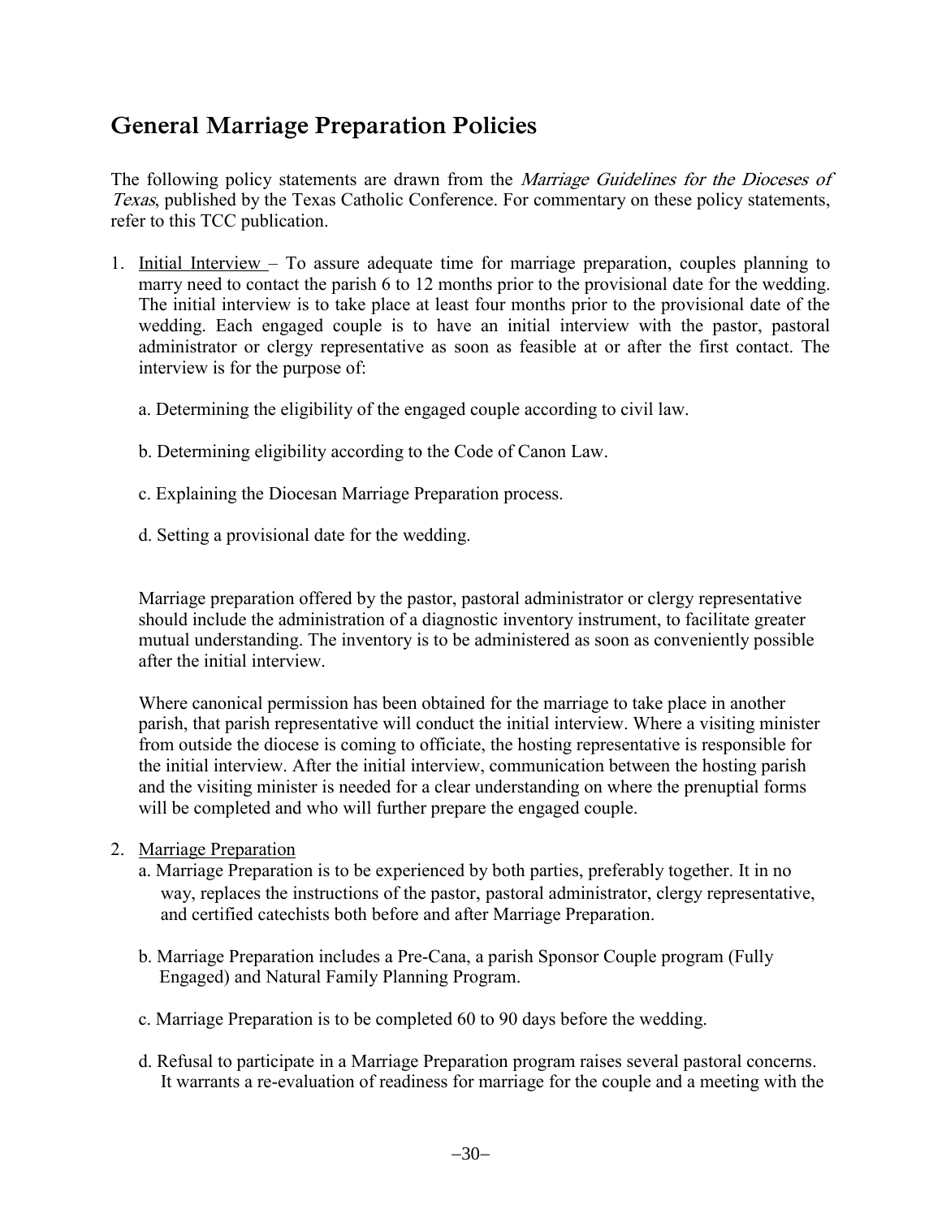## General Marriage Preparation Policies

The following policy statements are drawn from the *Marriage Guidelines for the Dioceses of Texas*, published by the Texas Catholic Conference. For commentary on these policy statements, refer to this TCC publication.

1. Initial Interview – To assure adequate time for marriage preparation, couples planning to marry need to contact the parish 6 to 12 months prior to the provisional date for the wedding. The initial interview is to take place at least four months prior to the provisional date of the wedding. Each engaged couple is to have an initial interview with the pastor, pastoral administrator or clergy representative as soon as feasible at or after the first contact. The interview is for the purpose of:

   a. Determining the eligibility of the engaged couple according to civil law.

   b. Determining eligibility according to the Code of Canon Law.

   c. Explaining the Diocesan Marriage Preparation process.

   d. Setting a provisional date for the wedding.

   Marriage preparation offered by the pastor, pastoral administrator or clergy representative should include the administration of a diagnostic inventory instrument, to facilitate greater mutual understanding. The inventory is to be administered as soon as conveniently possible after the initial interview.

   Where canonical permission has been obtained for the marriage to take place in another parish, that parish representative will conduct the initial interview. Where a visiting minister from outside the diocese is coming to officiate, the hosting representative is responsible for the initial interview. After the initial interview, communication between the hosting parish and the visiting minister is needed for a clear understanding on where the prenuptial forms will be completed and who will further prepare the engaged couple.

2. Marriage Preparation

   a. Marriage Preparation is to be experienced by both parties, preferably together. It in no way, replaces the instructions of the pastor, pastoral administrator, clergy representative, and certified catechists both before and after Marriage Preparation.

   b. Marriage Preparation includes a Pre-Cana, a parish Sponsor Couple program (Fully Engaged) and Natural Family Planning Program.

   c. Marriage Preparation is to be completed 60 to 90 days before the wedding.

   d. Refusal to participate in a Marriage Preparation program raises several pastoral concerns. It warrants a re-evaluation of readiness for marriage for the couple and a meeting with the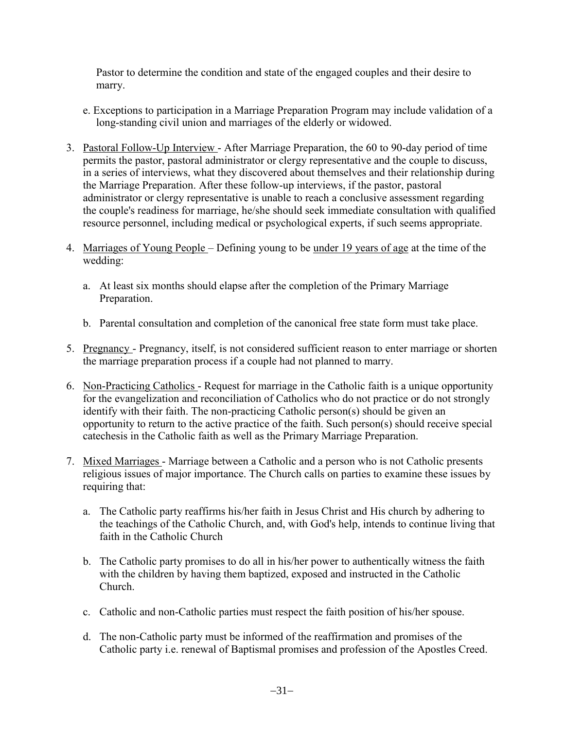Pastor to determine the condition and state of the engaged couples and their desire to marry.

e. Exceptions to participation in a Marriage Preparation Program may include validation of a long-standing civil union and marriages of the elderly or widowed.

3. <u>Pastoral Follow-Up Interview</u> - After Marriage Preparation, the 60 to 90-day period of time permits the pastor, pastoral administrator or clergy representative and the couple to discuss, in a series of interviews, what they discovered about themselves and their relationship during the Marriage Preparation. After these follow-up interviews, if the pastor, pastoral administrator or clergy representative is unable to reach a conclusive assessment regarding the couple's readiness for marriage, he/she should seek immediate consultation with qualified resource personnel, including medical or psychological experts, if such seems appropriate.

4. <u>Marriages of Young People</u> – Defining young to be <u>under 19 years of age</u> at the time of the wedding:

   a. At least six months should elapse after the completion of the Primary Marriage Preparation.

   b. Parental consultation and completion of the canonical free state form must take place.

5. <u>Pregnancy</u> - Pregnancy, itself, is not considered sufficient reason to enter marriage or shorten the marriage preparation process if a couple had not planned to marry.

6. <u>Non-Practicing Catholics</u> - Request for marriage in the Catholic faith is a unique opportunity for the evangelization and reconciliation of Catholics who do not practice or do not strongly identify with their faith. The non-practicing Catholic person(s) should be given an opportunity to return to the active practice of the faith. Such person(s) should receive special catechesis in the Catholic faith as well as the Primary Marriage Preparation.

7. <u>Mixed Marriages</u> - Marriage between a Catholic and a person who is not Catholic presents religious issues of major importance. The Church calls on parties to examine these issues by requiring that:

   a. The Catholic party reaffirms his/her faith in Jesus Christ and His church by adhering to the teachings of the Catholic Church, and, with God's help, intends to continue living that faith in the Catholic Church

   b. The Catholic party promises to do all in his/her power to authentically witness the faith with the children by having them baptized, exposed and instructed in the Catholic Church.

   c. Catholic and non-Catholic parties must respect the faith position of his/her spouse.

   d. The non-Catholic party must be informed of the reaffirmation and promises of the Catholic party i.e. renewal of Baptismal promises and profession of the Apostles Creed.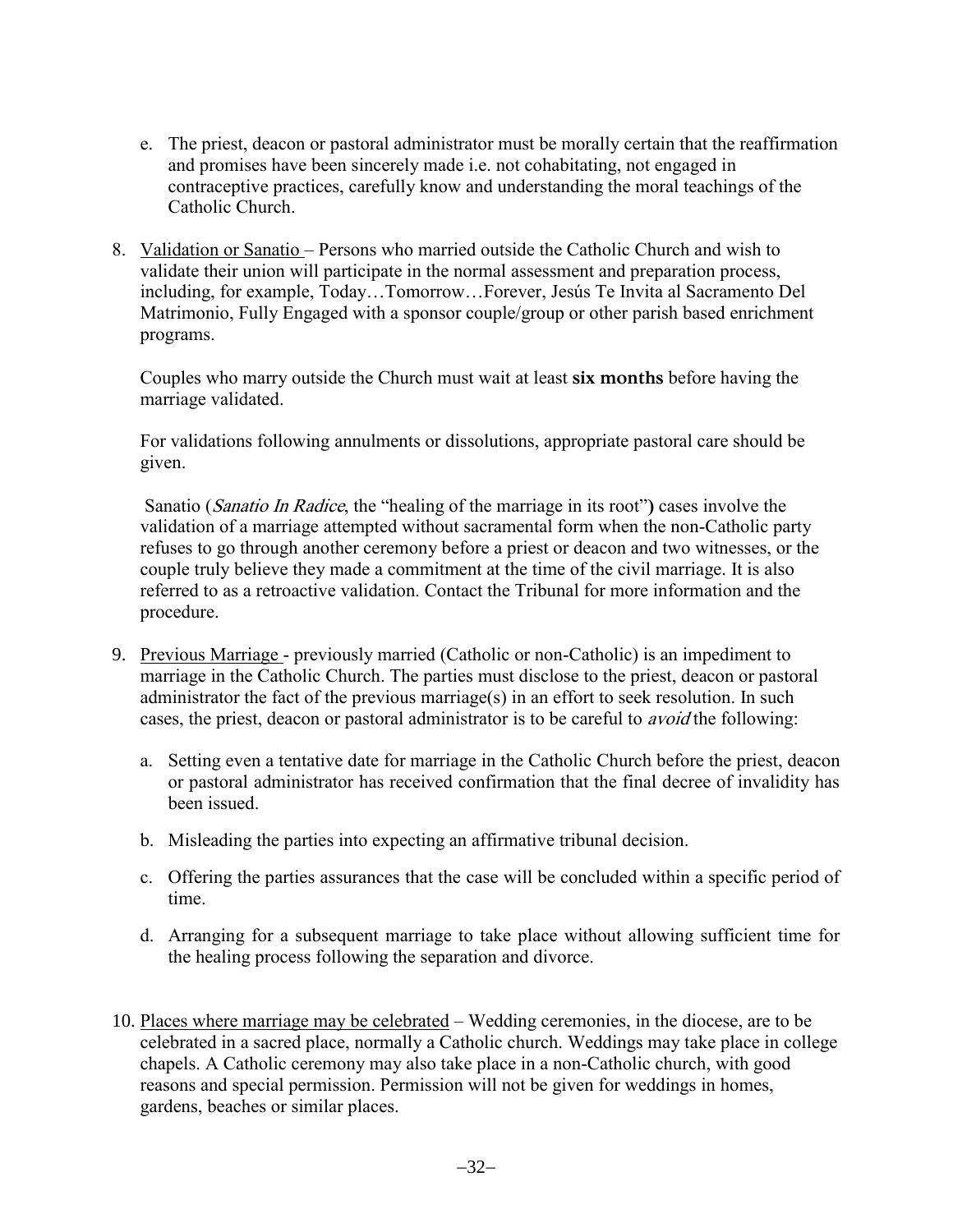e. The priest, deacon or pastoral administrator must be morally certain that the reaffirmation and promises have been sincerely made i.e. not cohabitating, not engaged in contraceptive practices, carefully know and understanding the moral teachings of the Catholic Church.

8. Validation or Sanatio – Persons who married outside the Catholic Church and wish to validate their union will participate in the normal assessment and preparation process, including, for example, Today…Tomorrow…Forever, Jesús Te Invita al Sacramento Del Matrimonio, Fully Engaged with a sponsor couple/group or other parish based enrichment programs.

   Couples who marry outside the Church must wait at least **six months** before having the marriage validated.

   For validations following annulments or dissolutions, appropriate pastoral care should be given.

   Sanatio (*Sanatio In Radice*, the "healing of the marriage in its root"**)** cases involve the validation of a marriage attempted without sacramental form when the non-Catholic party refuses to go through another ceremony before a priest or deacon and two witnesses, or the couple truly believe they made a commitment at the time of the civil marriage. It is also referred to as a retroactive validation. Contact the Tribunal for more information and the procedure.

9. Previous Marriage - previously married (Catholic or non-Catholic) is an impediment to marriage in the Catholic Church. The parties must disclose to the priest, deacon or pastoral administrator the fact of the previous marriage(s) in an effort to seek resolution. In such cases, the priest, deacon or pastoral administrator is to be careful to *avoid* the following:

   a. Setting even a tentative date for marriage in the Catholic Church before the priest, deacon or pastoral administrator has received confirmation that the final decree of invalidity has been issued.

   b. Misleading the parties into expecting an affirmative tribunal decision.

   c. Offering the parties assurances that the case will be concluded within a specific period of time.

   d. Arranging for a subsequent marriage to take place without allowing sufficient time for the healing process following the separation and divorce.

10. Places where marriage may be celebrated – Wedding ceremonies, in the diocese, are to be celebrated in a sacred place, normally a Catholic church. Weddings may take place in college chapels. A Catholic ceremony may also take place in a non-Catholic church, with good reasons and special permission. Permission will not be given for weddings in homes, gardens, beaches or similar places.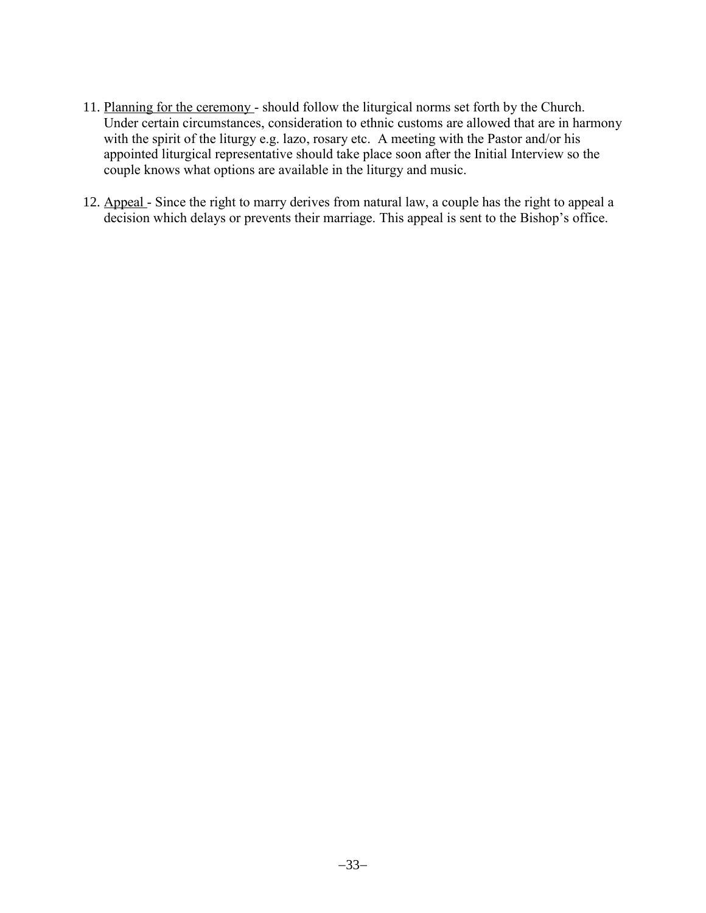11. Planning for the ceremony - should follow the liturgical norms set forth by the Church. Under certain circumstances, consideration to ethnic customs are allowed that are in harmony with the spirit of the liturgy e.g. lazo, rosary etc. A meeting with the Pastor and/or his appointed liturgical representative should take place soon after the Initial Interview so the couple knows what options are available in the liturgy and music.

12. Appeal - Since the right to marry derives from natural law, a couple has the right to appeal a decision which delays or prevents their marriage. This appeal is sent to the Bishop's office.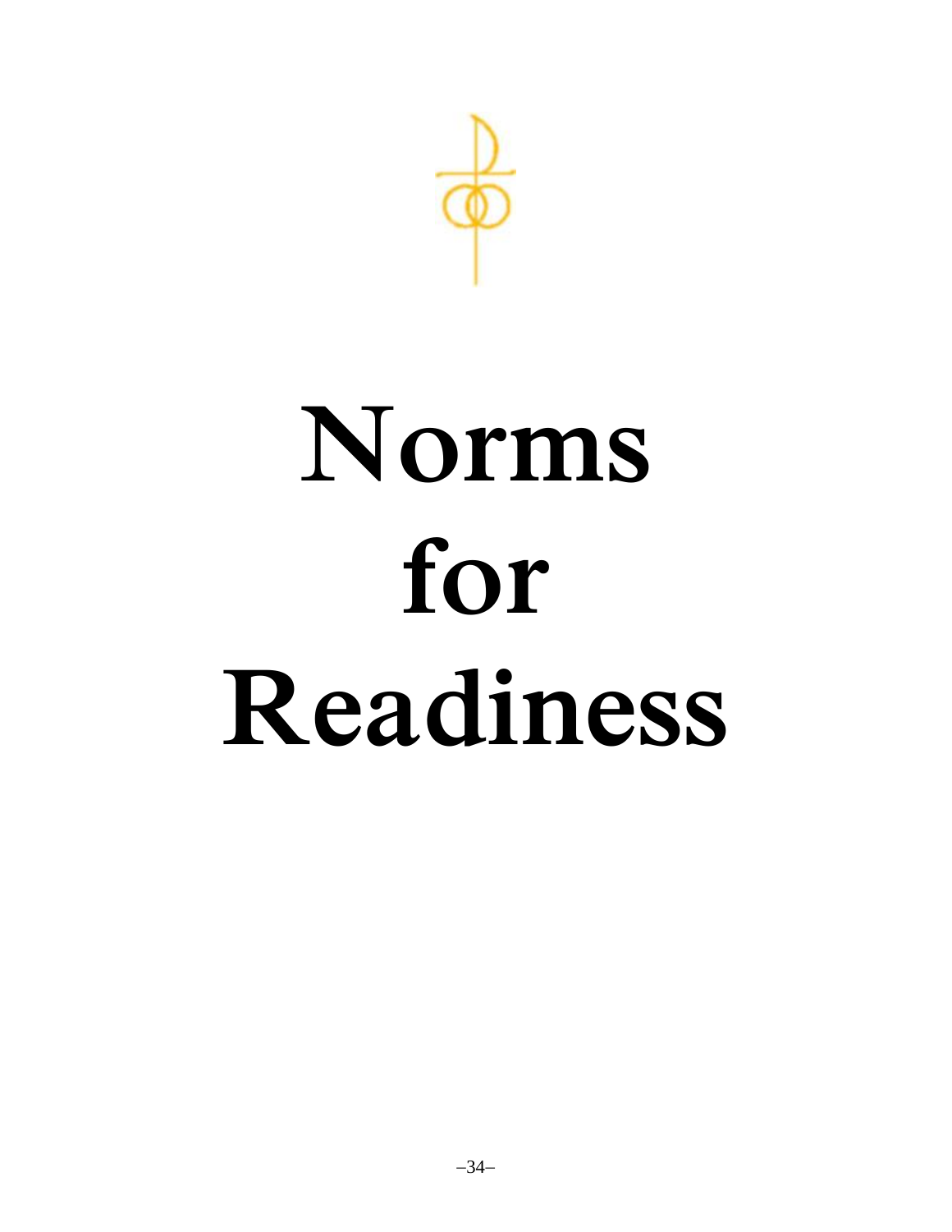# Norms for Readiness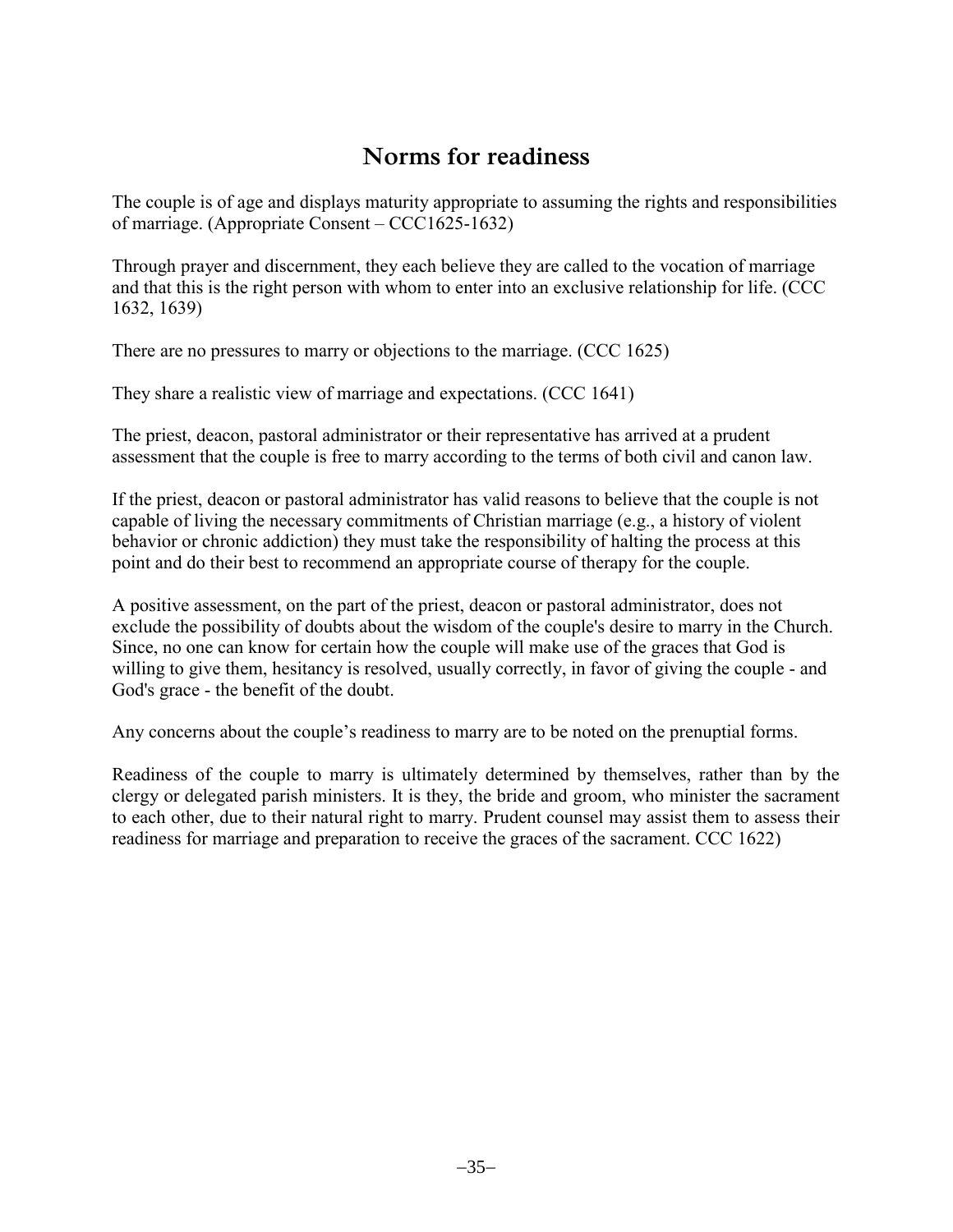## Norms for readiness

The couple is of age and displays maturity appropriate to assuming the rights and responsibilities of marriage. (Appropriate Consent – CCC1625-1632)

Through prayer and discernment, they each believe they are called to the vocation of marriage and that this is the right person with whom to enter into an exclusive relationship for life. (CCC 1632, 1639)

There are no pressures to marry or objections to the marriage. (CCC 1625)

They share a realistic view of marriage and expectations. (CCC 1641)

The priest, deacon, pastoral administrator or their representative has arrived at a prudent assessment that the couple is free to marry according to the terms of both civil and canon law.

If the priest, deacon or pastoral administrator has valid reasons to believe that the couple is not capable of living the necessary commitments of Christian marriage (e.g., a history of violent behavior or chronic addiction) they must take the responsibility of halting the process at this point and do their best to recommend an appropriate course of therapy for the couple.

A positive assessment, on the part of the priest, deacon or pastoral administrator, does not exclude the possibility of doubts about the wisdom of the couple's desire to marry in the Church. Since, no one can know for certain how the couple will make use of the graces that God is willing to give them, hesitancy is resolved, usually correctly, in favor of giving the couple - and God's grace - the benefit of the doubt.

Any concerns about the couple's readiness to marry are to be noted on the prenuptial forms.

Readiness of the couple to marry is ultimately determined by themselves, rather than by the clergy or delegated parish ministers. It is they, the bride and groom, who minister the sacrament to each other, due to their natural right to marry. Prudent counsel may assist them to assess their readiness for marriage and preparation to receive the graces of the sacrament. CCC 1622)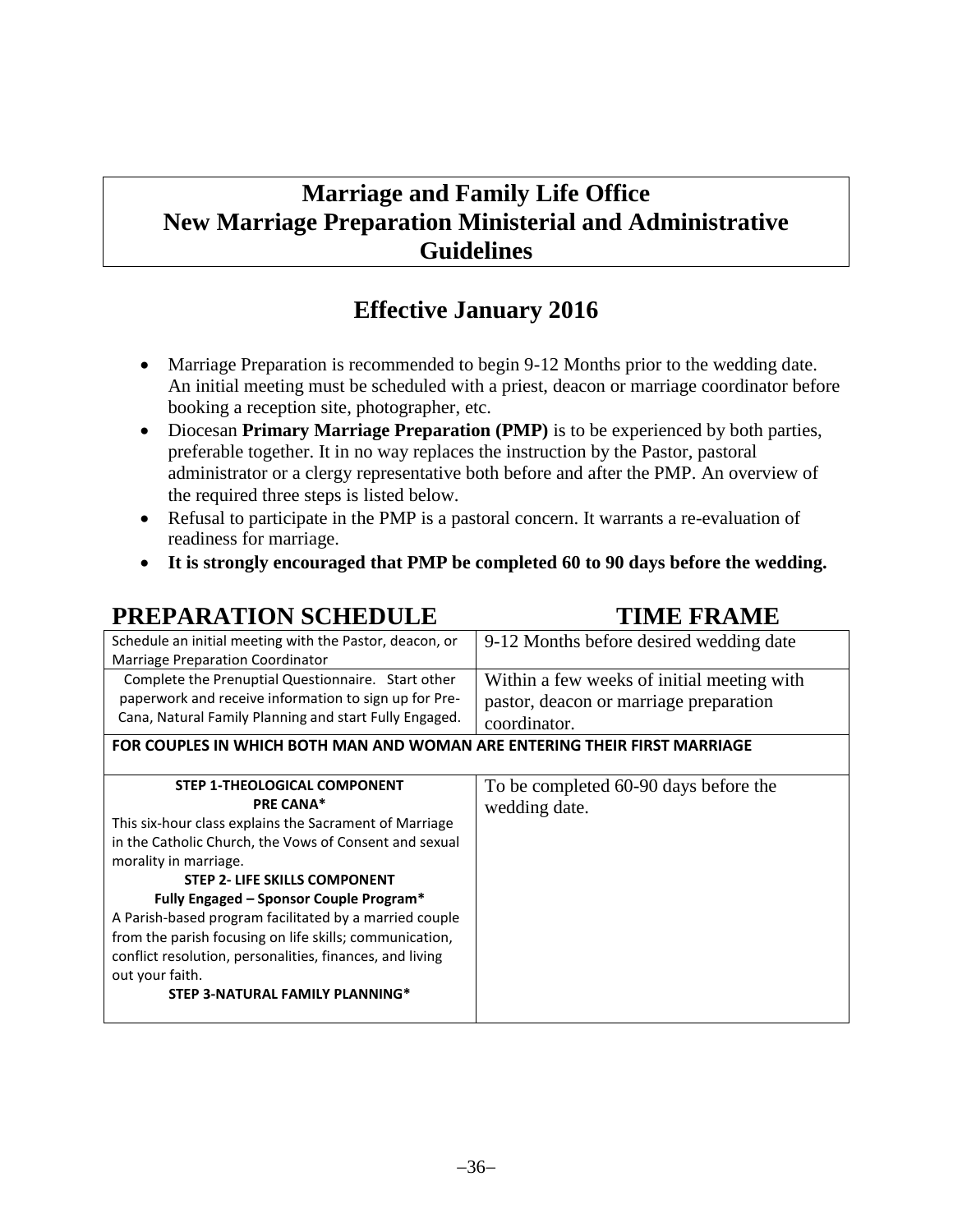# Marriage and Family Life Office
# New Marriage Preparation Ministerial and Administrative Guidelines

## Effective January 2016

- Marriage Preparation is recommended to begin 9-12 Months prior to the wedding date. An initial meeting must be scheduled with a priest, deacon or marriage coordinator before booking a reception site, photographer, etc.
- Diocesan **Primary Marriage Preparation (PMP)** is to be experienced by both parties, preferable together. It in no way replaces the instruction by the Pastor, pastoral administrator or a clergy representative both before and after the PMP. An overview of the required three steps is listed below.
- Refusal to participate in the PMP is a pastoral concern. It warrants a re-evaluation of readiness for marriage.
- **It is strongly encouraged that PMP be completed 60 to 90 days before the wedding.**

| PREPARATION SCHEDULE | TIME FRAME |
|---|---|
| Schedule an initial meeting with the Pastor, deacon, or Marriage Preparation Coordinator | 9-12 Months before desired wedding date |
| Complete the Prenuptial Questionnaire. Start other paperwork and receive information to sign up for Pre-Cana, Natural Family Planning and start Fully Engaged. | Within a few weeks of initial meeting with pastor, deacon or marriage preparation coordinator. |
| **FOR COUPLES IN WHICH BOTH MAN AND WOMAN ARE ENTERING THEIR FIRST MARRIAGE** | |
| **STEP 1-THEOLOGICAL COMPONENT** **PRE CANA*** This six-hour class explains the Sacrament of Marriage in the Catholic Church, the Vows of Consent and sexual morality in marriage. **STEP 2- LIFE SKILLS COMPONENT** **Fully Engaged – Sponsor Couple Program*** A Parish-based program facilitated by a married couple from the parish focusing on life skills; communication, conflict resolution, personalities, finances, and living out your faith. **STEP 3-NATURAL FAMILY PLANNING*** | To be completed 60-90 days before the wedding date. |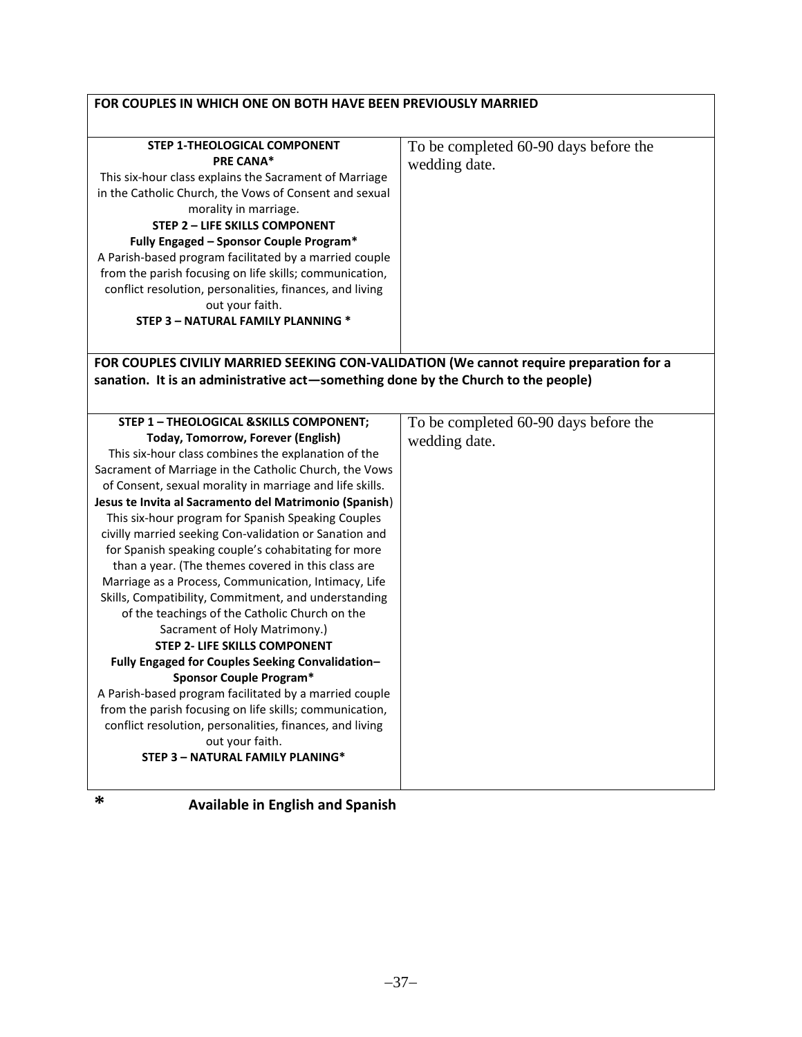| FOR COUPLES IN WHICH ONE ON BOTH HAVE BEEN PREVIOUSLY MARRIED | |
|---|---|
| **STEP 1-THEOLOGICAL COMPONENT**<br>**PRE CANA***<br>This six-hour class explains the Sacrament of Marriage in the Catholic Church, the Vows of Consent and sexual morality in marriage.<br>**STEP 2 – LIFE SKILLS COMPONENT**<br>**Fully Engaged – Sponsor Couple Program***<br>A Parish-based program facilitated by a married couple from the parish focusing on life skills; communication, conflict resolution, personalities, finances, and living out your faith.<br>**STEP 3 – NATURAL FAMILY PLANNING *** | To be completed 60-90 days before the wedding date. |
| **FOR COUPLES CIVILIY MARRIED SEEKING CON-VALIDATION (We cannot require preparation for a sanation. It is an administrative act—something done by the Church to the people)** | |
| **STEP 1 – THEOLOGICAL &SKILLS COMPONENT;**<br>**Today, Tomorrow, Forever (English)**<br>This six-hour class combines the explanation of the Sacrament of Marriage in the Catholic Church, the Vows of Consent, sexual morality in marriage and life skills.<br>**Jesus te Invita al Sacramento del Matrimonio (Spanish**)<br>This six-hour program for Spanish Speaking Couples civilly married seeking Con-validation or Sanation and for Spanish speaking couple's cohabitating for more than a year. (The themes covered in this class are Marriage as a Process, Communication, Intimacy, Life Skills, Compatibility, Commitment, and understanding of the teachings of the Catholic Church on the Sacrament of Holy Matrimony.)<br>**STEP 2- LIFE SKILLS COMPONENT**<br>**Fully Engaged for Couples Seeking Convalidation– Sponsor Couple Program***<br>A Parish-based program facilitated by a married couple from the parish focusing on life skills; communication, conflict resolution, personalities, finances, and living out your faith.<br>**STEP 3 – NATURAL FAMILY PLANING*** | To be completed 60-90 days before the wedding date. |

\* **Available in English and Spanish**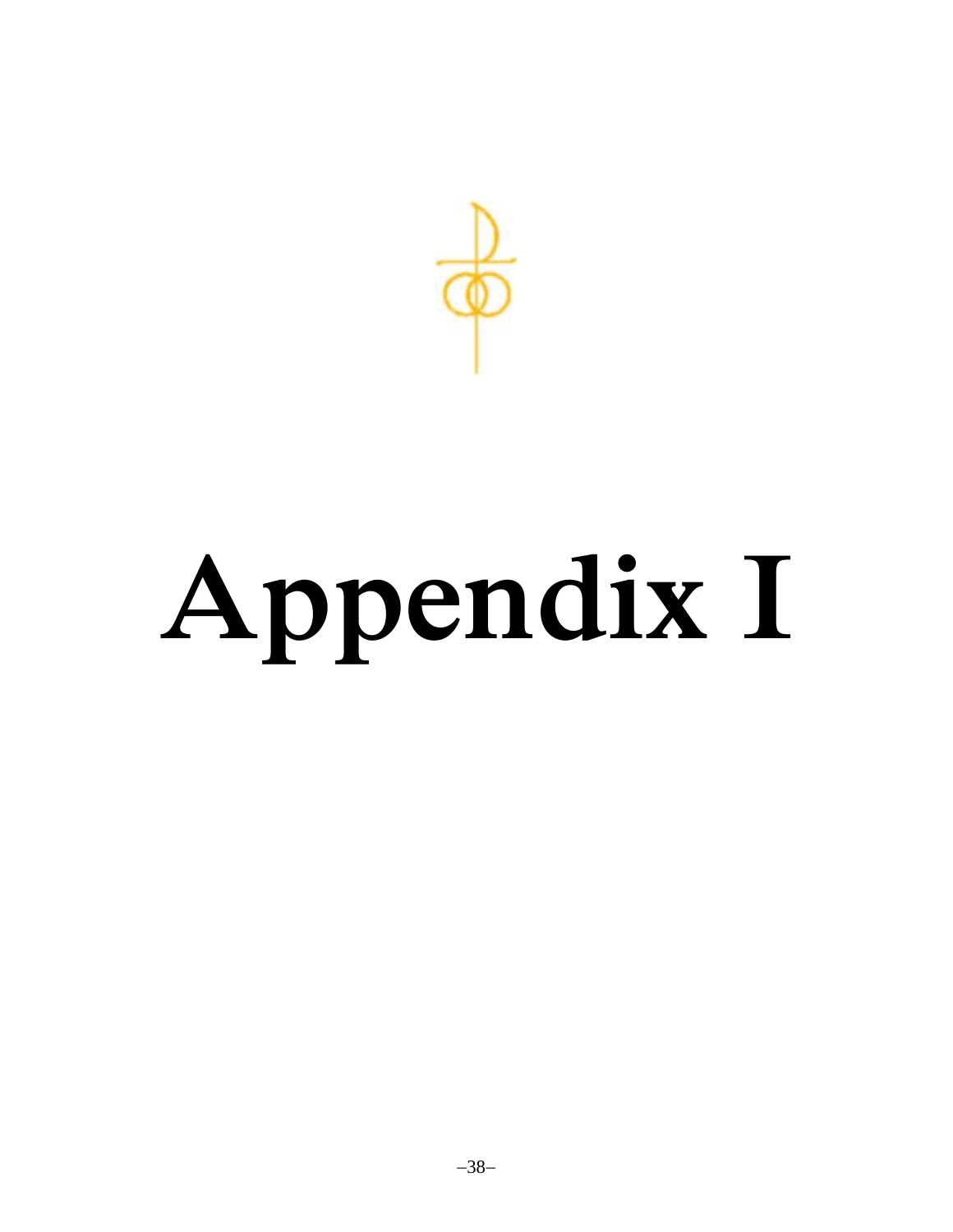# Appendix I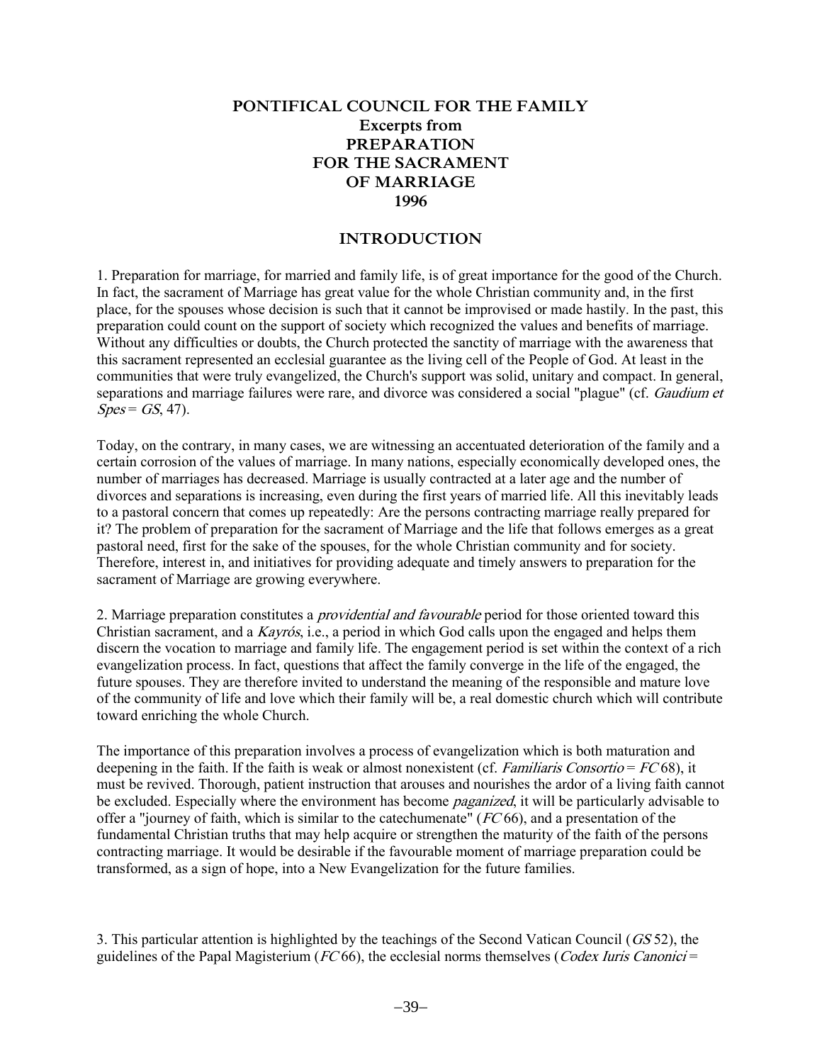# PONTIFICAL COUNCIL FOR THE FAMILY
## Excerpts from
## PREPARATION FOR THE SACRAMENT OF MARRIAGE
## 1996

## INTRODUCTION

1. Preparation for marriage, for married and family life, is of great importance for the good of the Church. In fact, the sacrament of Marriage has great value for the whole Christian community and, in the first place, for the spouses whose decision is such that it cannot be improvised or made hastily. In the past, this preparation could count on the support of society which recognized the values and benefits of marriage. Without any difficulties or doubts, the Church protected the sanctity of marriage with the awareness that this sacrament represented an ecclesial guarantee as the living cell of the People of God. At least in the communities that were truly evangelized, the Church's support was solid, unitary and compact. In general, separations and marriage failures were rare, and divorce was considered a social "plague" (cf. *Gaudium et Spes* = *GS*, 47).

Today, on the contrary, in many cases, we are witnessing an accentuated deterioration of the family and a certain corrosion of the values of marriage. In many nations, especially economically developed ones, the number of marriages has decreased. Marriage is usually contracted at a later age and the number of divorces and separations is increasing, even during the first years of married life. All this inevitably leads to a pastoral concern that comes up repeatedly: Are the persons contracting marriage really prepared for it? The problem of preparation for the sacrament of Marriage and the life that follows emerges as a great pastoral need, first for the sake of the spouses, for the whole Christian community and for society. Therefore, interest in, and initiatives for providing adequate and timely answers to preparation for the sacrament of Marriage are growing everywhere.

2. Marriage preparation constitutes a *providential and favourable* period for those oriented toward this Christian sacrament, and a *Kayrós*, i.e., a period in which God calls upon the engaged and helps them discern the vocation to marriage and family life. The engagement period is set within the context of a rich evangelization process. In fact, questions that affect the family converge in the life of the engaged, the future spouses. They are therefore invited to understand the meaning of the responsible and mature love of the community of life and love which their family will be, a real domestic church which will contribute toward enriching the whole Church.

The importance of this preparation involves a process of evangelization which is both maturation and deepening in the faith. If the faith is weak or almost nonexistent (cf. *Familiaris Consortio* = *FC* 68), it must be revived. Thorough, patient instruction that arouses and nourishes the ardor of a living faith cannot be excluded. Especially where the environment has become *paganized*, it will be particularly advisable to offer a "journey of faith, which is similar to the catechumenate" (*FC* 66), and a presentation of the fundamental Christian truths that may help acquire or strengthen the maturity of the faith of the persons contracting marriage. It would be desirable if the favourable moment of marriage preparation could be transformed, as a sign of hope, into a New Evangelization for the future families.

3. This particular attention is highlighted by the teachings of the Second Vatican Council (*GS* 52), the guidelines of the Papal Magisterium (*FC* 66), the ecclesial norms themselves (*Codex Iuris Canonici* =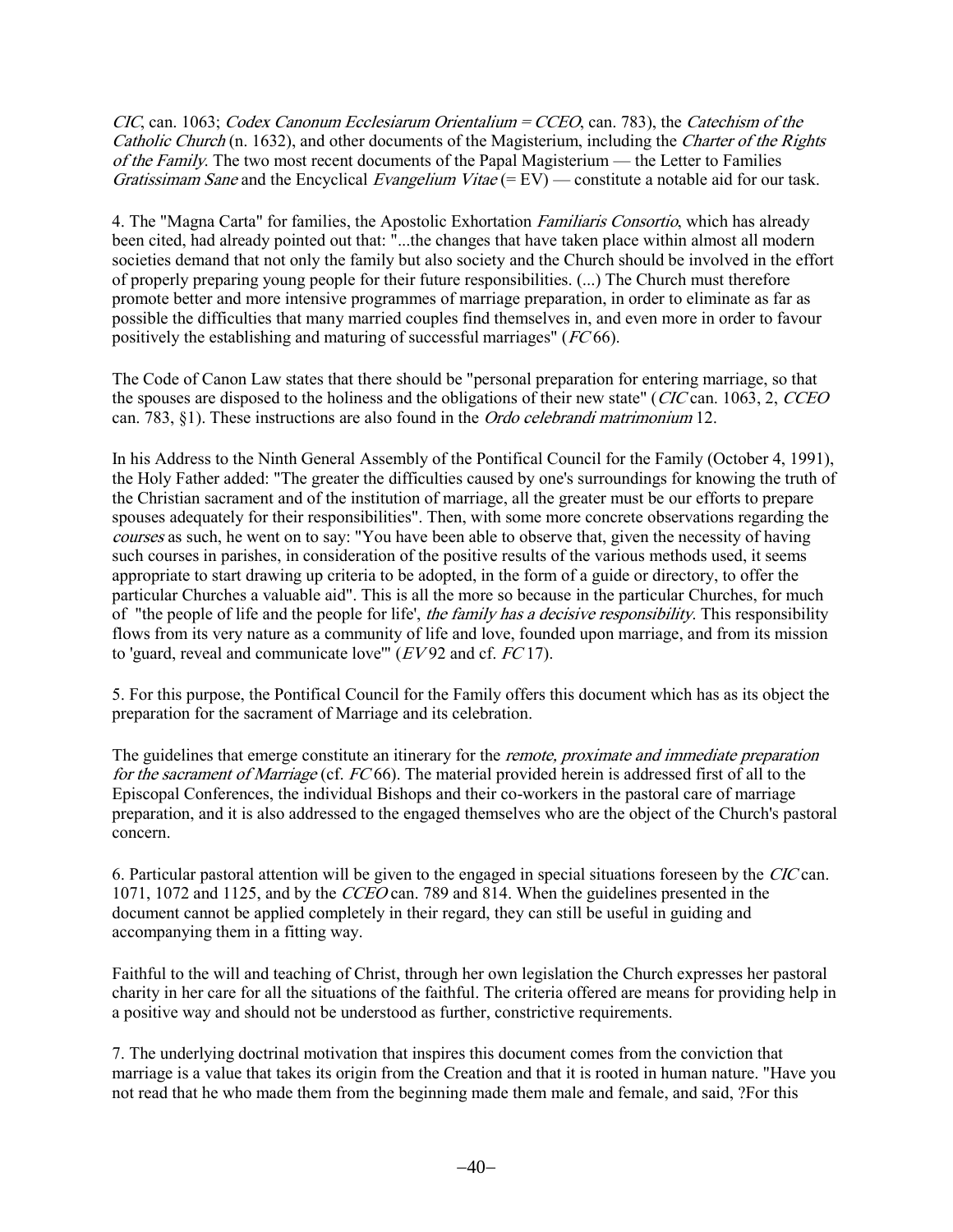*CIC*, can. 1063; *Codex Canonum Ecclesiarum Orientalium = CCEO*, can. 783), the *Catechism of the Catholic Church* (n. 1632), and other documents of the Magisterium, including the *Charter of the Rights of the Family*. The two most recent documents of the Papal Magisterium — the Letter to Families *Gratissimam Sane* and the Encyclical *Evangelium Vitae* (= EV) — constitute a notable aid for our task.

4. The "Magna Carta" for families, the Apostolic Exhortation *Familiaris Consortio*, which has already been cited, had already pointed out that: "...the changes that have taken place within almost all modern societies demand that not only the family but also society and the Church should be involved in the effort of properly preparing young people for their future responsibilities. (...) The Church must therefore promote better and more intensive programmes of marriage preparation, in order to eliminate as far as possible the difficulties that many married couples find themselves in, and even more in order to favour positively the establishing and maturing of successful marriages" (*FC* 66).

The Code of Canon Law states that there should be "personal preparation for entering marriage, so that the spouses are disposed to the holiness and the obligations of their new state" (*CIC* can. 1063, 2, *CCEO* can. 783, §1). These instructions are also found in the *Ordo celebrandi matrimonium* 12.

In his Address to the Ninth General Assembly of the Pontifical Council for the Family (October 4, 1991), the Holy Father added: "The greater the difficulties caused by one's surroundings for knowing the truth of the Christian sacrament and of the institution of marriage, all the greater must be our efforts to prepare spouses adequately for their responsibilities". Then, with some more concrete observations regarding the *courses* as such, he went on to say: "You have been able to observe that, given the necessity of having such courses in parishes, in consideration of the positive results of the various methods used, it seems appropriate to start drawing up criteria to be adopted, in the form of a guide or directory, to offer the particular Churches a valuable aid". This is all the more so because in the particular Churches, for much of "the people of life and the people for life', *the family has a decisive responsibility*. This responsibility flows from its very nature as a community of life and love, founded upon marriage, and from its mission to 'guard, reveal and communicate love'" (*EV* 92 and cf. *FC* 17).

5. For this purpose, the Pontifical Council for the Family offers this document which has as its object the preparation for the sacrament of Marriage and its celebration.

The guidelines that emerge constitute an itinerary for the *remote, proximate and immediate preparation for the sacrament of Marriage* (cf. *FC* 66). The material provided herein is addressed first of all to the Episcopal Conferences, the individual Bishops and their co-workers in the pastoral care of marriage preparation, and it is also addressed to the engaged themselves who are the object of the Church's pastoral concern.

6. Particular pastoral attention will be given to the engaged in special situations foreseen by the *CIC* can. 1071, 1072 and 1125, and by the *CCEO* can. 789 and 814. When the guidelines presented in the document cannot be applied completely in their regard, they can still be useful in guiding and accompanying them in a fitting way.

Faithful to the will and teaching of Christ, through her own legislation the Church expresses her pastoral charity in her care for all the situations of the faithful. The criteria offered are means for providing help in a positive way and should not be understood as further, constrictive requirements.

7. The underlying doctrinal motivation that inspires this document comes from the conviction that marriage is a value that takes its origin from the Creation and that it is rooted in human nature. "Have you not read that he who made them from the beginning made them male and female, and said, ?For this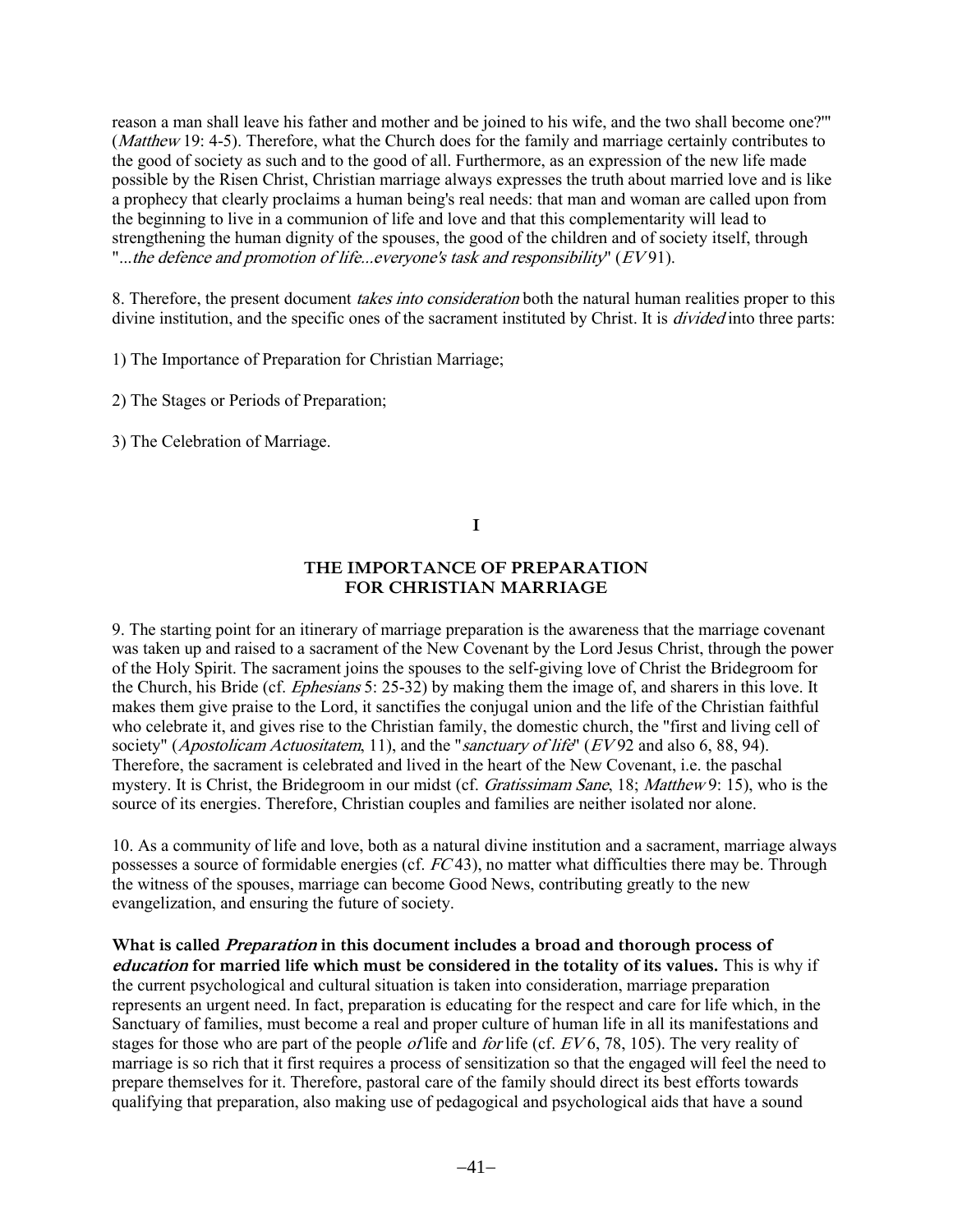reason a man shall leave his father and mother and be joined to his wife, and the two shall become one?'" (*Matthew* 19: 4-5). Therefore, what the Church does for the family and marriage certainly contributes to the good of society as such and to the good of all. Furthermore, as an expression of the new life made possible by the Risen Christ, Christian marriage always expresses the truth about married love and is like a prophecy that clearly proclaims a human being's real needs: that man and woman are called upon from the beginning to live in a communion of life and love and that this complementarity will lead to strengthening the human dignity of the spouses, the good of the children and of society itself, through "*...the defence and promotion of life...everyone's task and responsibility*" (*EV* 91).

8. Therefore, the present document *takes into consideration* both the natural human realities proper to this divine institution, and the specific ones of the sacrament instituted by Christ. It is *divided* into three parts:

1) The Importance of Preparation for Christian Marriage;

2) The Stages or Periods of Preparation;

3) The Celebration of Marriage.

## I

## THE IMPORTANCE OF PREPARATION FOR CHRISTIAN MARRIAGE

9. The starting point for an itinerary of marriage preparation is the awareness that the marriage covenant was taken up and raised to a sacrament of the New Covenant by the Lord Jesus Christ, through the power of the Holy Spirit. The sacrament joins the spouses to the self-giving love of Christ the Bridegroom for the Church, his Bride (cf. *Ephesians* 5: 25-32) by making them the image of, and sharers in this love. It makes them give praise to the Lord, it sanctifies the conjugal union and the life of the Christian faithful who celebrate it, and gives rise to the Christian family, the domestic church, the "first and living cell of society" (*Apostolicam Actuositatem*, 11), and the "*sanctuary of life*" (*EV* 92 and also 6, 88, 94). Therefore, the sacrament is celebrated and lived in the heart of the New Covenant, i.e. the paschal mystery. It is Christ, the Bridegroom in our midst (cf. *Gratissimam Sane*, 18; *Matthew* 9: 15), who is the source of its energies. Therefore, Christian couples and families are neither isolated nor alone.

10. As a community of life and love, both as a natural divine institution and a sacrament, marriage always possesses a source of formidable energies (cf. *FC* 43), no matter what difficulties there may be. Through the witness of the spouses, marriage can become Good News, contributing greatly to the new evangelization, and ensuring the future of society.

**What is called *Preparation* in this document includes a broad and thorough process of *education* for married life which must be considered in the totality of its values.** This is why if the current psychological and cultural situation is taken into consideration, marriage preparation represents an urgent need. In fact, preparation is educating for the respect and care for life which, in the Sanctuary of families, must become a real and proper culture of human life in all its manifestations and stages for those who are part of the people *of* life and *for* life (cf. *EV* 6, 78, 105). The very reality of marriage is so rich that it first requires a process of sensitization so that the engaged will feel the need to prepare themselves for it. Therefore, pastoral care of the family should direct its best efforts towards qualifying that preparation, also making use of pedagogical and psychological aids that have a sound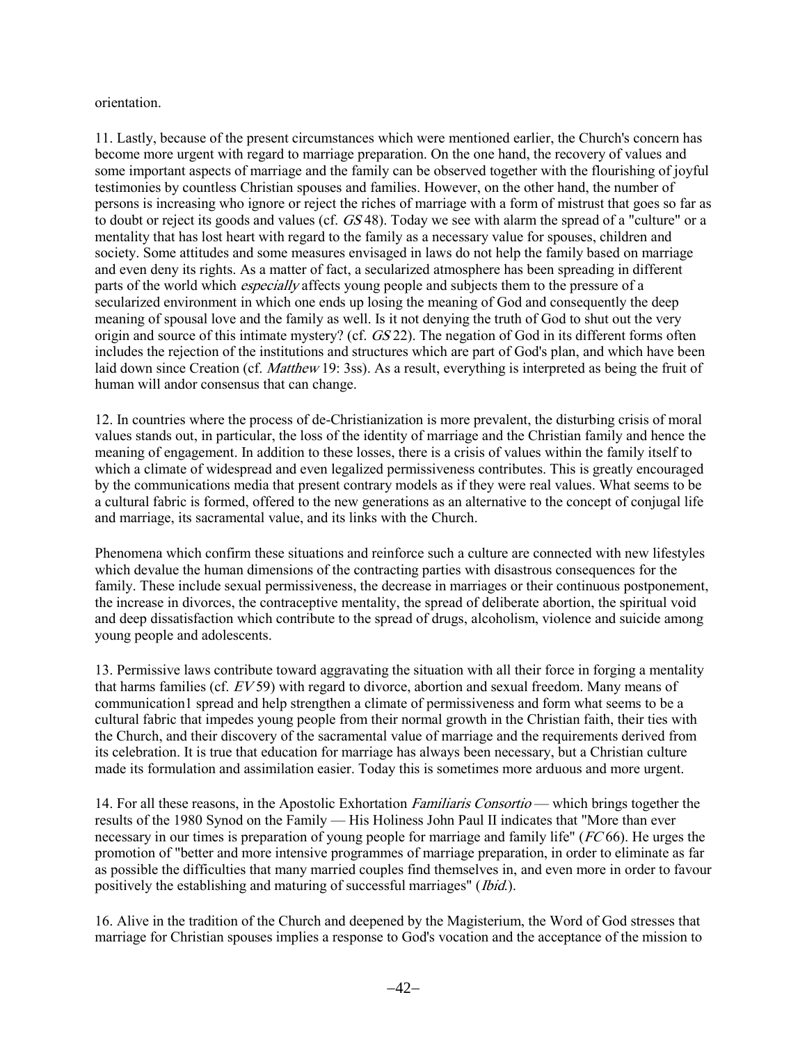orientation.

11. Lastly, because of the present circumstances which were mentioned earlier, the Church's concern has become more urgent with regard to marriage preparation. On the one hand, the recovery of values and some important aspects of marriage and the family can be observed together with the flourishing of joyful testimonies by countless Christian spouses and families. However, on the other hand, the number of persons is increasing who ignore or reject the riches of marriage with a form of mistrust that goes so far as to doubt or reject its goods and values (cf. *GS* 48). Today we see with alarm the spread of a "culture" or a mentality that has lost heart with regard to the family as a necessary value for spouses, children and society. Some attitudes and some measures envisaged in laws do not help the family based on marriage and even deny its rights. As a matter of fact, a secularized atmosphere has been spreading in different parts of the world which *especially* affects young people and subjects them to the pressure of a secularized environment in which one ends up losing the meaning of God and consequently the deep meaning of spousal love and the family as well. Is it not denying the truth of God to shut out the very origin and source of this intimate mystery? (cf. *GS* 22). The negation of God in its different forms often includes the rejection of the institutions and structures which are part of God's plan, and which have been laid down since Creation (cf. *Matthew* 19: 3ss). As a result, everything is interpreted as being the fruit of human will andor consensus that can change.

12. In countries where the process of de-Christianization is more prevalent, the disturbing crisis of moral values stands out, in particular, the loss of the identity of marriage and the Christian family and hence the meaning of engagement. In addition to these losses, there is a crisis of values within the family itself to which a climate of widespread and even legalized permissiveness contributes. This is greatly encouraged by the communications media that present contrary models as if they were real values. What seems to be a cultural fabric is formed, offered to the new generations as an alternative to the concept of conjugal life and marriage, its sacramental value, and its links with the Church.

Phenomena which confirm these situations and reinforce such a culture are connected with new lifestyles which devalue the human dimensions of the contracting parties with disastrous consequences for the family. These include sexual permissiveness, the decrease in marriages or their continuous postponement, the increase in divorces, the contraceptive mentality, the spread of deliberate abortion, the spiritual void and deep dissatisfaction which contribute to the spread of drugs, alcoholism, violence and suicide among young people and adolescents.

13. Permissive laws contribute toward aggravating the situation with all their force in forging a mentality that harms families (cf. *EV* 59) with regard to divorce, abortion and sexual freedom. Many means of communication1 spread and help strengthen a climate of permissiveness and form what seems to be a cultural fabric that impedes young people from their normal growth in the Christian faith, their ties with the Church, and their discovery of the sacramental value of marriage and the requirements derived from its celebration. It is true that education for marriage has always been necessary, but a Christian culture made its formulation and assimilation easier. Today this is sometimes more arduous and more urgent.

14. For all these reasons, in the Apostolic Exhortation *Familiaris Consortio* — which brings together the results of the 1980 Synod on the Family — His Holiness John Paul II indicates that "More than ever necessary in our times is preparation of young people for marriage and family life" (*FC* 66). He urges the promotion of "better and more intensive programmes of marriage preparation, in order to eliminate as far as possible the difficulties that many married couples find themselves in, and even more in order to favour positively the establishing and maturing of successful marriages" (*Ibid.*).

16. Alive in the tradition of the Church and deepened by the Magisterium, the Word of God stresses that marriage for Christian spouses implies a response to God's vocation and the acceptance of the mission to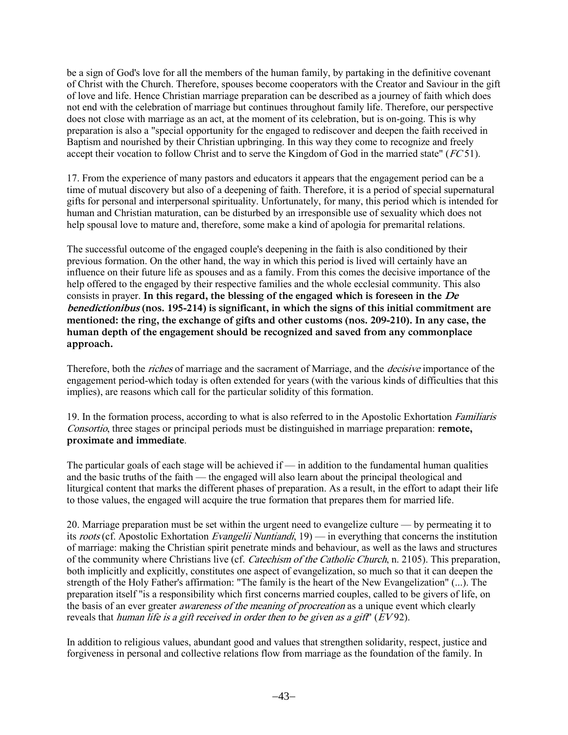be a sign of God's love for all the members of the human family, by partaking in the definitive covenant of Christ with the Church. Therefore, spouses become cooperators with the Creator and Saviour in the gift of love and life. Hence Christian marriage preparation can be described as a journey of faith which does not end with the celebration of marriage but continues throughout family life. Therefore, our perspective does not close with marriage as an act, at the moment of its celebration, but is on-going. This is why preparation is also a "special opportunity for the engaged to rediscover and deepen the faith received in Baptism and nourished by their Christian upbringing. In this way they come to recognize and freely accept their vocation to follow Christ and to serve the Kingdom of God in the married state" (*FC* 51).

17. From the experience of many pastors and educators it appears that the engagement period can be a time of mutual discovery but also of a deepening of faith. Therefore, it is a period of special supernatural gifts for personal and interpersonal spirituality. Unfortunately, for many, this period which is intended for human and Christian maturation, can be disturbed by an irresponsible use of sexuality which does not help spousal love to mature and, therefore, some make a kind of apologia for premarital relations.

The successful outcome of the engaged couple's deepening in the faith is also conditioned by their previous formation. On the other hand, the way in which this period is lived will certainly have an influence on their future life as spouses and as a family. From this comes the decisive importance of the help offered to the engaged by their respective families and the whole ecclesial community. This also consists in prayer. **In this regard, the blessing of the engaged which is foreseen in the *De benedictionibus* (nos. 195-214) is significant, in which the signs of this initial commitment are mentioned: the ring, the exchange of gifts and other customs (nos. 209-210). In any case, the human depth of the engagement should be recognized and saved from any commonplace approach.**

Therefore, both the *riches* of marriage and the sacrament of Marriage, and the *decisive* importance of the engagement period-which today is often extended for years (with the various kinds of difficulties that this implies), are reasons which call for the particular solidity of this formation.

19. In the formation process, according to what is also referred to in the Apostolic Exhortation *Familiaris Consortio*, three stages or principal periods must be distinguished in marriage preparation: **remote, proximate and immediate**.

The particular goals of each stage will be achieved if — in addition to the fundamental human qualities and the basic truths of the faith — the engaged will also learn about the principal theological and liturgical content that marks the different phases of preparation. As a result, in the effort to adapt their life to those values, the engaged will acquire the true formation that prepares them for married life.

20. Marriage preparation must be set within the urgent need to evangelize culture — by permeating it to its *roots* (cf. Apostolic Exhortation *Evangelii Nuntiandi*, 19) — in everything that concerns the institution of marriage: making the Christian spirit penetrate minds and behaviour, as well as the laws and structures of the community where Christians live (cf. *Catechism of the Catholic Church*, n. 2105). This preparation, both implicitly and explicitly, constitutes one aspect of evangelization, so much so that it can deepen the strength of the Holy Father's affirmation: "The family is the heart of the New Evangelization" (...). The preparation itself "is a responsibility which first concerns married couples, called to be givers of life, on the basis of an ever greater *awareness of the meaning of procreation* as a unique event which clearly reveals that *human life is a gift received in order then to be given as a gift*" (*EV* 92).

In addition to religious values, abundant good and values that strengthen solidarity, respect, justice and forgiveness in personal and collective relations flow from marriage as the foundation of the family. In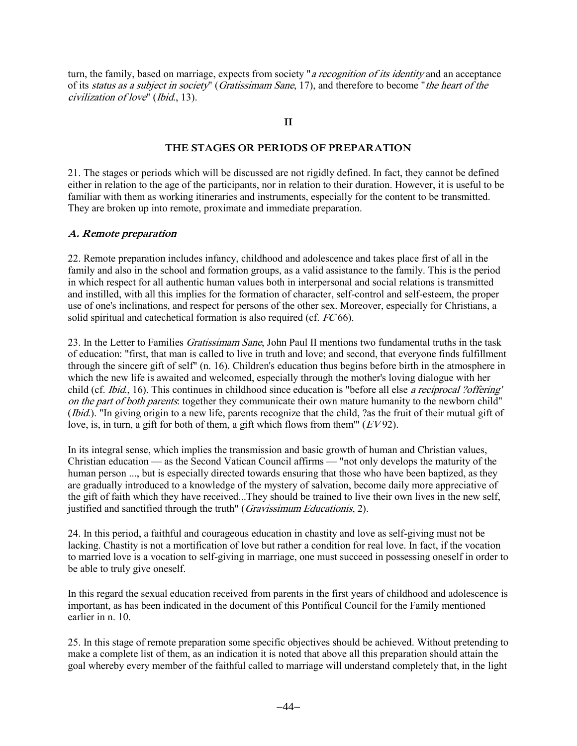turn, the family, based on marriage, expects from society "*a recognition of its identity* and an acceptance of its *status as a subject in society*" (*Gratissimam Sane*, 17), and therefore to become "*the heart of the civilization of love*" (*Ibid.*, 13).

## II

## THE STAGES OR PERIODS OF PREPARATION

21. The stages or periods which will be discussed are not rigidly defined. In fact, they cannot be defined either in relation to the age of the participants, nor in relation to their duration. However, it is useful to be familiar with them as working itineraries and instruments, especially for the content to be transmitted. They are broken up into remote, proximate and immediate preparation.

### *A. Remote preparation*

22. Remote preparation includes infancy, childhood and adolescence and takes place first of all in the family and also in the school and formation groups, as a valid assistance to the family. This is the period in which respect for all authentic human values both in interpersonal and social relations is transmitted and instilled, with all this implies for the formation of character, self-control and self-esteem, the proper use of one's inclinations, and respect for persons of the other sex. Moreover, especially for Christians, a solid spiritual and catechetical formation is also required (cf. *FC* 66).

23. In the Letter to Families *Gratissimam Sane*, John Paul II mentions two fundamental truths in the task of education: "first, that man is called to live in truth and love; and second, that everyone finds fulfillment through the sincere gift of self" (n. 16). Children's education thus begins before birth in the atmosphere in which the new life is awaited and welcomed, especially through the mother's loving dialogue with her child (cf. *Ibid.*, 16). This continues in childhood since education is "before all else *a reciprocal ?offering' on the part of both parents*: together they communicate their own mature humanity to the newborn child" (*Ibid.*). "In giving origin to a new life, parents recognize that the child, ?as the fruit of their mutual gift of love, is, in turn, a gift for both of them, a gift which flows from them'" (*EV* 92).

In its integral sense, which implies the transmission and basic growth of human and Christian values, Christian education — as the Second Vatican Council affirms — "not only develops the maturity of the human person ..., but is especially directed towards ensuring that those who have been baptized, as they are gradually introduced to a knowledge of the mystery of salvation, become daily more appreciative of the gift of faith which they have received...They should be trained to live their own lives in the new self, justified and sanctified through the truth" (*Gravissimum Educationis*, 2).

24. In this period, a faithful and courageous education in chastity and love as self-giving must not be lacking. Chastity is not a mortification of love but rather a condition for real love. In fact, if the vocation to married love is a vocation to self-giving in marriage, one must succeed in possessing oneself in order to be able to truly give oneself.

In this regard the sexual education received from parents in the first years of childhood and adolescence is important, as has been indicated in the document of this Pontifical Council for the Family mentioned earlier in n. 10.

25. In this stage of remote preparation some specific objectives should be achieved. Without pretending to make a complete list of them, as an indication it is noted that above all this preparation should attain the goal whereby every member of the faithful called to marriage will understand completely that, in the light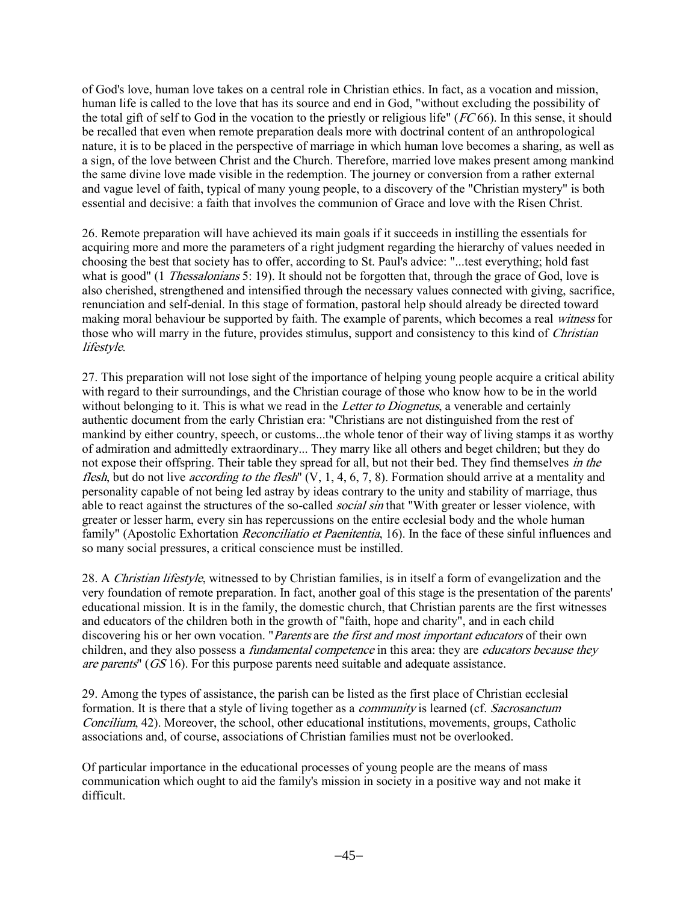of God's love, human love takes on a central role in Christian ethics. In fact, as a vocation and mission, human life is called to the love that has its source and end in God, "without excluding the possibility of the total gift of self to God in the vocation to the priestly or religious life" (*FC* 66). In this sense, it should be recalled that even when remote preparation deals more with doctrinal content of an anthropological nature, it is to be placed in the perspective of marriage in which human love becomes a sharing, as well as a sign, of the love between Christ and the Church. Therefore, married love makes present among mankind the same divine love made visible in the redemption. The journey or conversion from a rather external and vague level of faith, typical of many young people, to a discovery of the "Christian mystery" is both essential and decisive: a faith that involves the communion of Grace and love with the Risen Christ.

26. Remote preparation will have achieved its main goals if it succeeds in instilling the essentials for acquiring more and more the parameters of a right judgment regarding the hierarchy of values needed in choosing the best that society has to offer, according to St. Paul's advice: "...test everything; hold fast what is good" (1 *Thessalonians* 5: 19). It should not be forgotten that, through the grace of God, love is also cherished, strengthened and intensified through the necessary values connected with giving, sacrifice, renunciation and self-denial. In this stage of formation, pastoral help should already be directed toward making moral behaviour be supported by faith. The example of parents, which becomes a real *witness* for those who will marry in the future, provides stimulus, support and consistency to this kind of *Christian lifestyle*.

27. This preparation will not lose sight of the importance of helping young people acquire a critical ability with regard to their surroundings, and the Christian courage of those who know how to be in the world without belonging to it. This is what we read in the *Letter to Diognetus*, a venerable and certainly authentic document from the early Christian era: "Christians are not distinguished from the rest of mankind by either country, speech, or customs...the whole tenor of their way of living stamps it as worthy of admiration and admittedly extraordinary... They marry like all others and beget children; but they do not expose their offspring. Their table they spread for all, but not their bed. They find themselves *in the flesh*, but do not live *according to the flesh*" (V, 1, 4, 6, 7, 8). Formation should arrive at a mentality and personality capable of not being led astray by ideas contrary to the unity and stability of marriage, thus able to react against the structures of the so-called *social sin* that "With greater or lesser violence, with greater or lesser harm, every sin has repercussions on the entire ecclesial body and the whole human family" (Apostolic Exhortation *Reconciliatio et Paenitentia*, 16). In the face of these sinful influences and so many social pressures, a critical conscience must be instilled.

28. A *Christian lifestyle*, witnessed to by Christian families, is in itself a form of evangelization and the very foundation of remote preparation. In fact, another goal of this stage is the presentation of the parents' educational mission. It is in the family, the domestic church, that Christian parents are the first witnesses and educators of the children both in the growth of "faith, hope and charity", and in each child discovering his or her own vocation. "*Parents* are *the first and most important educators* of their own children, and they also possess a *fundamental competence* in this area: they are *educators because they are parents*" (*GS* 16). For this purpose parents need suitable and adequate assistance.

29. Among the types of assistance, the parish can be listed as the first place of Christian ecclesial formation. It is there that a style of living together as a *community* is learned (cf. *Sacrosanctum Concilium*, 42). Moreover, the school, other educational institutions, movements, groups, Catholic associations and, of course, associations of Christian families must not be overlooked.

Of particular importance in the educational processes of young people are the means of mass communication which ought to aid the family's mission in society in a positive way and not make it difficult.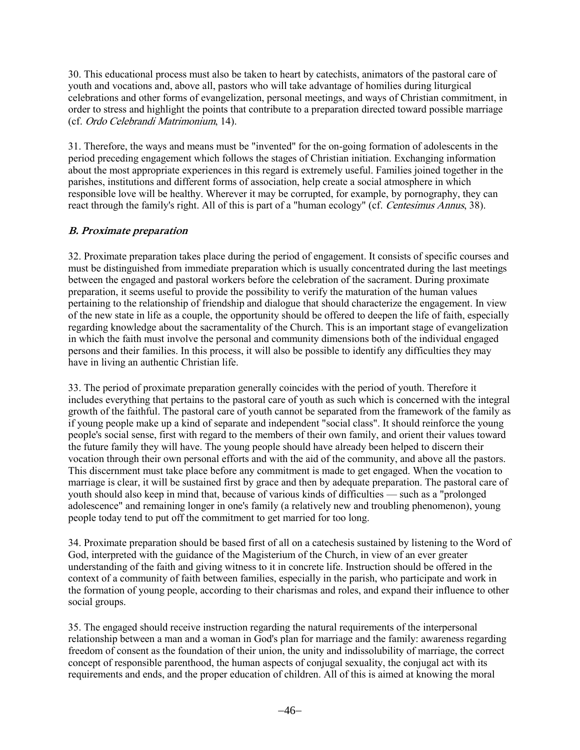30. This educational process must also be taken to heart by catechists, animators of the pastoral care of youth and vocations and, above all, pastors who will take advantage of homilies during liturgical celebrations and other forms of evangelization, personal meetings, and ways of Christian commitment, in order to stress and highlight the points that contribute to a preparation directed toward possible marriage (cf. *Ordo Celebrandi Matrimonium*, 14).

31. Therefore, the ways and means must be "invented" for the on-going formation of adolescents in the period preceding engagement which follows the stages of Christian initiation. Exchanging information about the most appropriate experiences in this regard is extremely useful. Families joined together in the parishes, institutions and different forms of association, help create a social atmosphere in which responsible love will be healthy. Wherever it may be corrupted, for example, by pornography, they can react through the family's right. All of this is part of a "human ecology" (cf. *Centesimus Annus*, 38).

### *B. Proximate preparation*

32. Proximate preparation takes place during the period of engagement. It consists of specific courses and must be distinguished from immediate preparation which is usually concentrated during the last meetings between the engaged and pastoral workers before the celebration of the sacrament. During proximate preparation, it seems useful to provide the possibility to verify the maturation of the human values pertaining to the relationship of friendship and dialogue that should characterize the engagement. In view of the new state in life as a couple, the opportunity should be offered to deepen the life of faith, especially regarding knowledge about the sacramentality of the Church. This is an important stage of evangelization in which the faith must involve the personal and community dimensions both of the individual engaged persons and their families. In this process, it will also be possible to identify any difficulties they may have in living an authentic Christian life.

33. The period of proximate preparation generally coincides with the period of youth. Therefore it includes everything that pertains to the pastoral care of youth as such which is concerned with the integral growth of the faithful. The pastoral care of youth cannot be separated from the framework of the family as if young people make up a kind of separate and independent "social class". It should reinforce the young people's social sense, first with regard to the members of their own family, and orient their values toward the future family they will have. The young people should have already been helped to discern their vocation through their own personal efforts and with the aid of the community, and above all the pastors. This discernment must take place before any commitment is made to get engaged. When the vocation to marriage is clear, it will be sustained first by grace and then by adequate preparation. The pastoral care of youth should also keep in mind that, because of various kinds of difficulties — such as a "prolonged adolescence" and remaining longer in one's family (a relatively new and troubling phenomenon), young people today tend to put off the commitment to get married for too long.

34. Proximate preparation should be based first of all on a catechesis sustained by listening to the Word of God, interpreted with the guidance of the Magisterium of the Church, in view of an ever greater understanding of the faith and giving witness to it in concrete life. Instruction should be offered in the context of a community of faith between families, especially in the parish, who participate and work in the formation of young people, according to their charismas and roles, and expand their influence to other social groups.

35. The engaged should receive instruction regarding the natural requirements of the interpersonal relationship between a man and a woman in God's plan for marriage and the family: awareness regarding freedom of consent as the foundation of their union, the unity and indissolubility of marriage, the correct concept of responsible parenthood, the human aspects of conjugal sexuality, the conjugal act with its requirements and ends, and the proper education of children. All of this is aimed at knowing the moral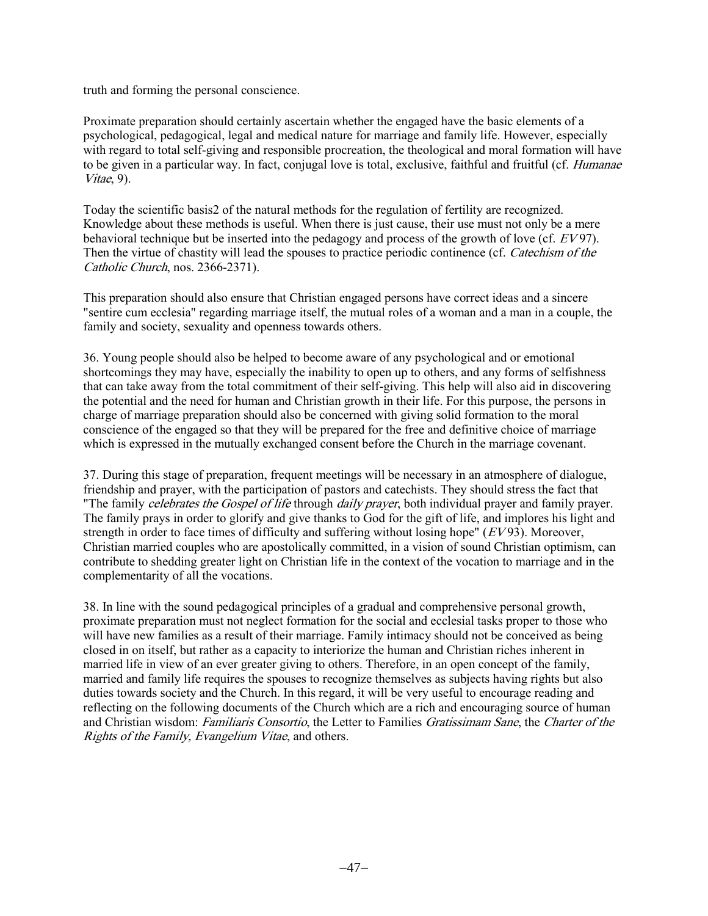truth and forming the personal conscience.

Proximate preparation should certainly ascertain whether the engaged have the basic elements of a psychological, pedagogical, legal and medical nature for marriage and family life. However, especially with regard to total self-giving and responsible procreation, the theological and moral formation will have to be given in a particular way. In fact, conjugal love is total, exclusive, faithful and fruitful (cf. *Humanae Vitae*, 9).

Today the scientific basis2 of the natural methods for the regulation of fertility are recognized. Knowledge about these methods is useful. When there is just cause, their use must not only be a mere behavioral technique but be inserted into the pedagogy and process of the growth of love (cf. *EV* 97). Then the virtue of chastity will lead the spouses to practice periodic continence (cf. *Catechism of the Catholic Church*, nos. 2366-2371).

This preparation should also ensure that Christian engaged persons have correct ideas and a sincere "sentire cum ecclesia" regarding marriage itself, the mutual roles of a woman and a man in a couple, the family and society, sexuality and openness towards others.

36. Young people should also be helped to become aware of any psychological and or emotional shortcomings they may have, especially the inability to open up to others, and any forms of selfishness that can take away from the total commitment of their self-giving. This help will also aid in discovering the potential and the need for human and Christian growth in their life. For this purpose, the persons in charge of marriage preparation should also be concerned with giving solid formation to the moral conscience of the engaged so that they will be prepared for the free and definitive choice of marriage which is expressed in the mutually exchanged consent before the Church in the marriage covenant.

37. During this stage of preparation, frequent meetings will be necessary in an atmosphere of dialogue, friendship and prayer, with the participation of pastors and catechists. They should stress the fact that "The family *celebrates the Gospel of life* through *daily prayer*, both individual prayer and family prayer. The family prays in order to glorify and give thanks to God for the gift of life, and implores his light and strength in order to face times of difficulty and suffering without losing hope" (*EV* 93). Moreover, Christian married couples who are apostolically committed, in a vision of sound Christian optimism, can contribute to shedding greater light on Christian life in the context of the vocation to marriage and in the complementarity of all the vocations.

38. In line with the sound pedagogical principles of a gradual and comprehensive personal growth, proximate preparation must not neglect formation for the social and ecclesial tasks proper to those who will have new families as a result of their marriage. Family intimacy should not be conceived as being closed in on itself, but rather as a capacity to interiorize the human and Christian riches inherent in married life in view of an ever greater giving to others. Therefore, in an open concept of the family, married and family life requires the spouses to recognize themselves as subjects having rights but also duties towards society and the Church. In this regard, it will be very useful to encourage reading and reflecting on the following documents of the Church which are a rich and encouraging source of human and Christian wisdom: *Familiaris Consortio*, the Letter to Families *Gratissimam Sane*, the *Charter of the Rights of the Family, Evangelium Vitae*, and others.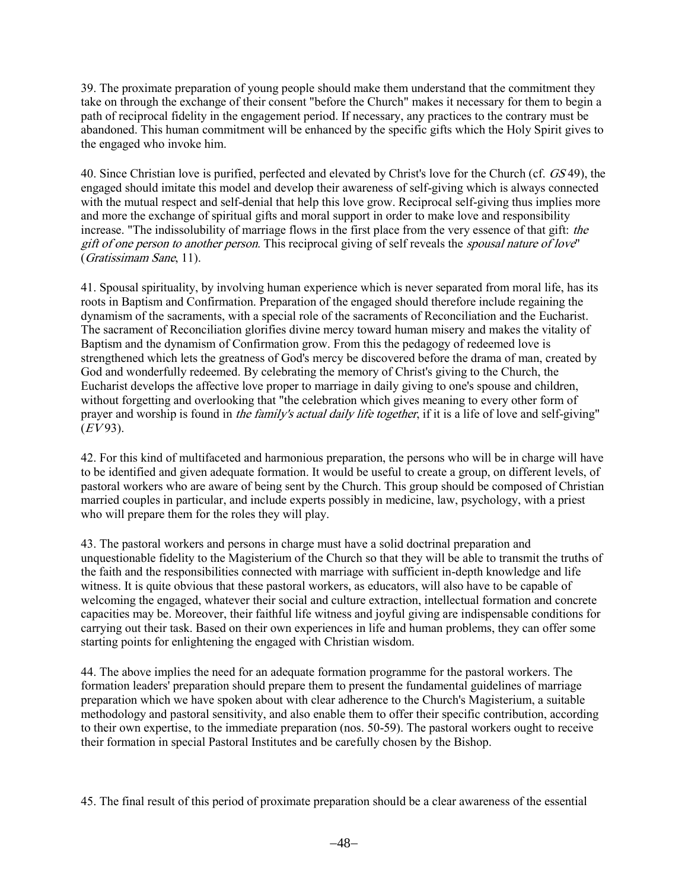39. The proximate preparation of young people should make them understand that the commitment they take on through the exchange of their consent "before the Church" makes it necessary for them to begin a path of reciprocal fidelity in the engagement period. If necessary, any practices to the contrary must be abandoned. This human commitment will be enhanced by the specific gifts which the Holy Spirit gives to the engaged who invoke him.

40. Since Christian love is purified, perfected and elevated by Christ's love for the Church (cf. *GS* 49), the engaged should imitate this model and develop their awareness of self-giving which is always connected with the mutual respect and self-denial that help this love grow. Reciprocal self-giving thus implies more and more the exchange of spiritual gifts and moral support in order to make love and responsibility increase. "The indissolubility of marriage flows in the first place from the very essence of that gift: *the gift of one person to another person*. This reciprocal giving of self reveals the *spousal nature of love*" (*Gratissimam Sane*, 11).

41. Spousal spirituality, by involving human experience which is never separated from moral life, has its roots in Baptism and Confirmation. Preparation of the engaged should therefore include regaining the dynamism of the sacraments, with a special role of the sacraments of Reconciliation and the Eucharist. The sacrament of Reconciliation glorifies divine mercy toward human misery and makes the vitality of Baptism and the dynamism of Confirmation grow. From this the pedagogy of redeemed love is strengthened which lets the greatness of God's mercy be discovered before the drama of man, created by God and wonderfully redeemed. By celebrating the memory of Christ's giving to the Church, the Eucharist develops the affective love proper to marriage in daily giving to one's spouse and children, without forgetting and overlooking that "the celebration which gives meaning to every other form of prayer and worship is found in *the family's actual daily life together*, if it is a life of love and self-giving" (*EV* 93).

42. For this kind of multifaceted and harmonious preparation, the persons who will be in charge will have to be identified and given adequate formation. It would be useful to create a group, on different levels, of pastoral workers who are aware of being sent by the Church. This group should be composed of Christian married couples in particular, and include experts possibly in medicine, law, psychology, with a priest who will prepare them for the roles they will play.

43. The pastoral workers and persons in charge must have a solid doctrinal preparation and unquestionable fidelity to the Magisterium of the Church so that they will be able to transmit the truths of the faith and the responsibilities connected with marriage with sufficient in-depth knowledge and life witness. It is quite obvious that these pastoral workers, as educators, will also have to be capable of welcoming the engaged, whatever their social and culture extraction, intellectual formation and concrete capacities may be. Moreover, their faithful life witness and joyful giving are indispensable conditions for carrying out their task. Based on their own experiences in life and human problems, they can offer some starting points for enlightening the engaged with Christian wisdom.

44. The above implies the need for an adequate formation programme for the pastoral workers. The formation leaders' preparation should prepare them to present the fundamental guidelines of marriage preparation which we have spoken about with clear adherence to the Church's Magisterium, a suitable methodology and pastoral sensitivity, and also enable them to offer their specific contribution, according to their own expertise, to the immediate preparation (nos. 50-59). The pastoral workers ought to receive their formation in special Pastoral Institutes and be carefully chosen by the Bishop.

45. The final result of this period of proximate preparation should be a clear awareness of the essential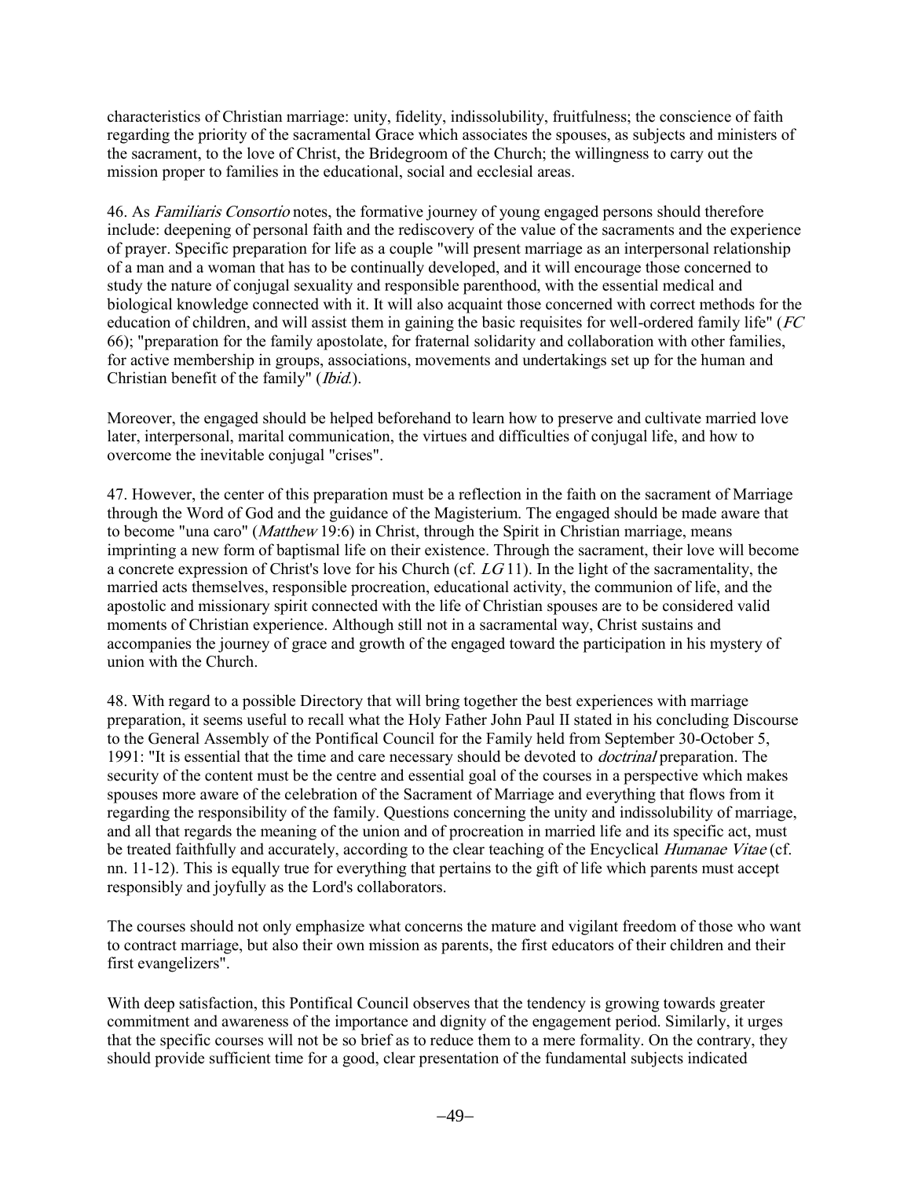characteristics of Christian marriage: unity, fidelity, indissolubility, fruitfulness; the conscience of faith regarding the priority of the sacramental Grace which associates the spouses, as subjects and ministers of the sacrament, to the love of Christ, the Bridegroom of the Church; the willingness to carry out the mission proper to families in the educational, social and ecclesial areas.

46. As *Familiaris Consortio* notes, the formative journey of young engaged persons should therefore include: deepening of personal faith and the rediscovery of the value of the sacraments and the experience of prayer. Specific preparation for life as a couple "will present marriage as an interpersonal relationship of a man and a woman that has to be continually developed, and it will encourage those concerned to study the nature of conjugal sexuality and responsible parenthood, with the essential medical and biological knowledge connected with it. It will also acquaint those concerned with correct methods for the education of children, and will assist them in gaining the basic requisites for well-ordered family life" (*FC* 66); "preparation for the family apostolate, for fraternal solidarity and collaboration with other families, for active membership in groups, associations, movements and undertakings set up for the human and Christian benefit of the family" (*Ibid.*).

Moreover, the engaged should be helped beforehand to learn how to preserve and cultivate married love later, interpersonal, marital communication, the virtues and difficulties of conjugal life, and how to overcome the inevitable conjugal "crises".

47. However, the center of this preparation must be a reflection in the faith on the sacrament of Marriage through the Word of God and the guidance of the Magisterium. The engaged should be made aware that to become "una caro" (*Matthew* 19:6) in Christ, through the Spirit in Christian marriage, means imprinting a new form of baptismal life on their existence. Through the sacrament, their love will become a concrete expression of Christ's love for his Church (cf. *LG* 11). In the light of the sacramentality, the married acts themselves, responsible procreation, educational activity, the communion of life, and the apostolic and missionary spirit connected with the life of Christian spouses are to be considered valid moments of Christian experience. Although still not in a sacramental way, Christ sustains and accompanies the journey of grace and growth of the engaged toward the participation in his mystery of union with the Church.

48. With regard to a possible Directory that will bring together the best experiences with marriage preparation, it seems useful to recall what the Holy Father John Paul II stated in his concluding Discourse to the General Assembly of the Pontifical Council for the Family held from September 30-October 5, 1991: "It is essential that the time and care necessary should be devoted to *doctrinal* preparation. The security of the content must be the centre and essential goal of the courses in a perspective which makes spouses more aware of the celebration of the Sacrament of Marriage and everything that flows from it regarding the responsibility of the family. Questions concerning the unity and indissolubility of marriage, and all that regards the meaning of the union and of procreation in married life and its specific act, must be treated faithfully and accurately, according to the clear teaching of the Encyclical *Humanae Vitae* (cf. nn. 11-12). This is equally true for everything that pertains to the gift of life which parents must accept responsibly and joyfully as the Lord's collaborators.

The courses should not only emphasize what concerns the mature and vigilant freedom of those who want to contract marriage, but also their own mission as parents, the first educators of their children and their first evangelizers".

With deep satisfaction, this Pontifical Council observes that the tendency is growing towards greater commitment and awareness of the importance and dignity of the engagement period. Similarly, it urges that the specific courses will not be so brief as to reduce them to a mere formality. On the contrary, they should provide sufficient time for a good, clear presentation of the fundamental subjects indicated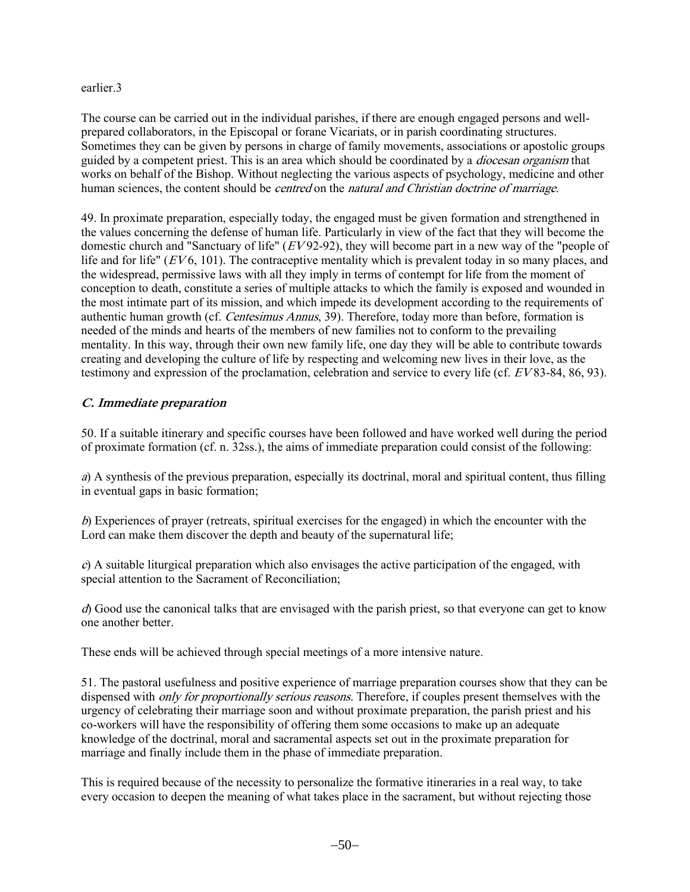earlier.3

The course can be carried out in the individual parishes, if there are enough engaged persons and well-prepared collaborators, in the Episcopal or forane Vicariats, or in parish coordinating structures. Sometimes they can be given by persons in charge of family movements, associations or apostolic groups guided by a competent priest. This is an area which should be coordinated by a *diocesan organism* that works on behalf of the Bishop. Without neglecting the various aspects of psychology, medicine and other human sciences, the content should be *centred* on the *natural and Christian doctrine of marriage*.

49. In proximate preparation, especially today, the engaged must be given formation and strengthened in the values concerning the defense of human life. Particularly in view of the fact that they will become the domestic church and "Sanctuary of life" (*EV* 92-92), they will become part in a new way of the "people of life and for life" (*EV* 6, 101). The contraceptive mentality which is prevalent today in so many places, and the widespread, permissive laws with all they imply in terms of contempt for life from the moment of conception to death, constitute a series of multiple attacks to which the family is exposed and wounded in the most intimate part of its mission, and which impede its development according to the requirements of authentic human growth (cf. *Centesimus Annus*, 39). Therefore, today more than before, formation is needed of the minds and hearts of the members of new families not to conform to the prevailing mentality. In this way, through their own new family life, one day they will be able to contribute towards creating and developing the culture of life by respecting and welcoming new lives in their love, as the testimony and expression of the proclamation, celebration and service to every life (cf. *EV* 83-84, 86, 93).

### C. Immediate preparation

50. If a suitable itinerary and specific courses have been followed and have worked well during the period of proximate formation (cf. n. 32ss.), the aims of immediate preparation could consist of the following:

*a*) A synthesis of the previous preparation, especially its doctrinal, moral and spiritual content, thus filling in eventual gaps in basic formation;

*b*) Experiences of prayer (retreats, spiritual exercises for the engaged) in which the encounter with the Lord can make them discover the depth and beauty of the supernatural life;

*c*) A suitable liturgical preparation which also envisages the active participation of the engaged, with special attention to the Sacrament of Reconciliation;

*d*) Good use the canonical talks that are envisaged with the parish priest, so that everyone can get to know one another better.

These ends will be achieved through special meetings of a more intensive nature.

51. The pastoral usefulness and positive experience of marriage preparation courses show that they can be dispensed with *only for proportionally serious reasons*. Therefore, if couples present themselves with the urgency of celebrating their marriage soon and without proximate preparation, the parish priest and his co-workers will have the responsibility of offering them some occasions to make up an adequate knowledge of the doctrinal, moral and sacramental aspects set out in the proximate preparation for marriage and finally include them in the phase of immediate preparation.

This is required because of the necessity to personalize the formative itineraries in a real way, to take every occasion to deepen the meaning of what takes place in the sacrament, but without rejecting those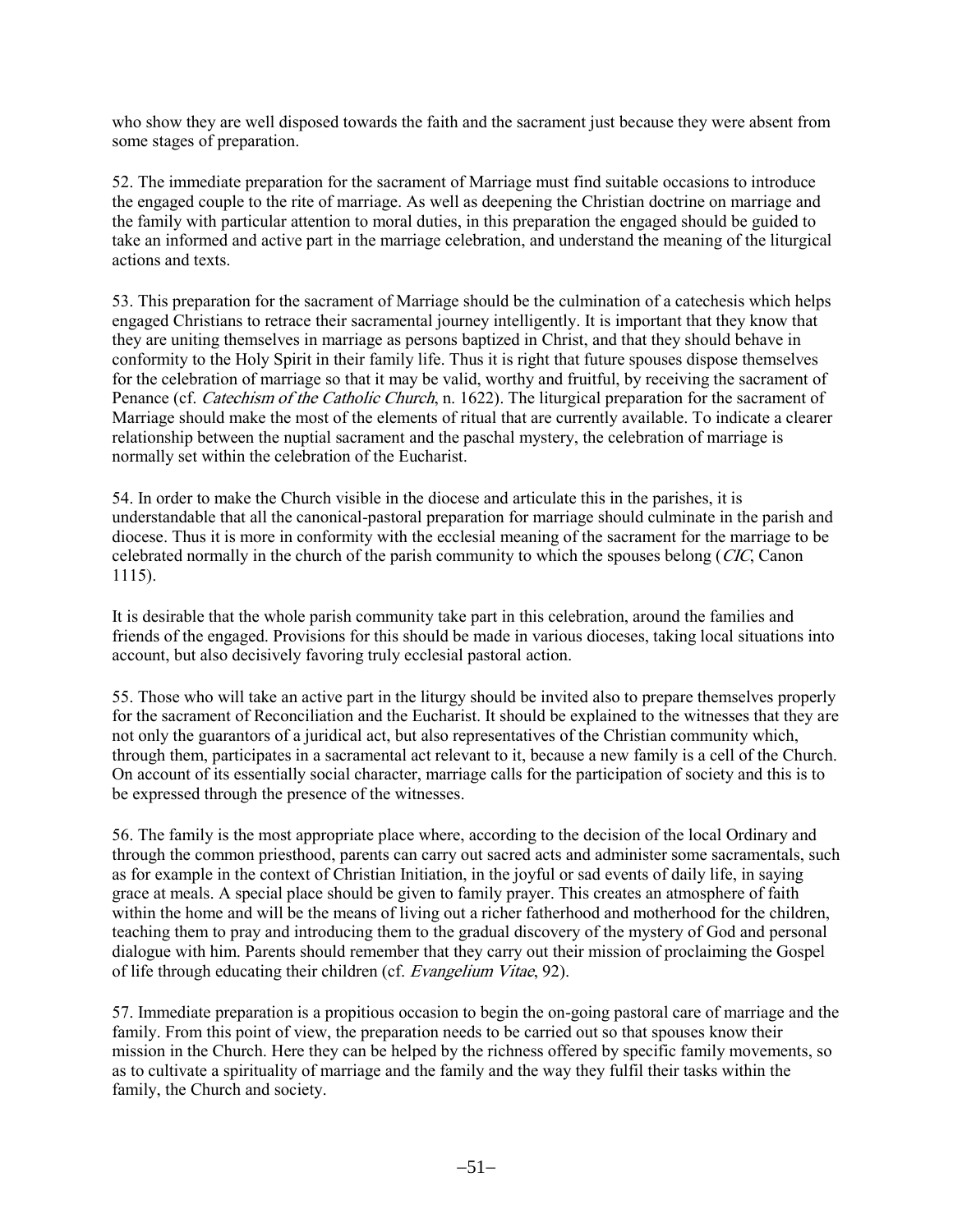who show they are well disposed towards the faith and the sacrament just because they were absent from some stages of preparation.

52. The immediate preparation for the sacrament of Marriage must find suitable occasions to introduce the engaged couple to the rite of marriage. As well as deepening the Christian doctrine on marriage and the family with particular attention to moral duties, in this preparation the engaged should be guided to take an informed and active part in the marriage celebration, and understand the meaning of the liturgical actions and texts.

53. This preparation for the sacrament of Marriage should be the culmination of a catechesis which helps engaged Christians to retrace their sacramental journey intelligently. It is important that they know that they are uniting themselves in marriage as persons baptized in Christ, and that they should behave in conformity to the Holy Spirit in their family life. Thus it is right that future spouses dispose themselves for the celebration of marriage so that it may be valid, worthy and fruitful, by receiving the sacrament of Penance (cf. *Catechism of the Catholic Church*, n. 1622). The liturgical preparation for the sacrament of Marriage should make the most of the elements of ritual that are currently available. To indicate a clearer relationship between the nuptial sacrament and the paschal mystery, the celebration of marriage is normally set within the celebration of the Eucharist.

54. In order to make the Church visible in the diocese and articulate this in the parishes, it is understandable that all the canonical-pastoral preparation for marriage should culminate in the parish and diocese. Thus it is more in conformity with the ecclesial meaning of the sacrament for the marriage to be celebrated normally in the church of the parish community to which the spouses belong (*CIC*, Canon 1115).

It is desirable that the whole parish community take part in this celebration, around the families and friends of the engaged. Provisions for this should be made in various dioceses, taking local situations into account, but also decisively favoring truly ecclesial pastoral action.

55. Those who will take an active part in the liturgy should be invited also to prepare themselves properly for the sacrament of Reconciliation and the Eucharist. It should be explained to the witnesses that they are not only the guarantors of a juridical act, but also representatives of the Christian community which, through them, participates in a sacramental act relevant to it, because a new family is a cell of the Church. On account of its essentially social character, marriage calls for the participation of society and this is to be expressed through the presence of the witnesses.

56. The family is the most appropriate place where, according to the decision of the local Ordinary and through the common priesthood, parents can carry out sacred acts and administer some sacramentals, such as for example in the context of Christian Initiation, in the joyful or sad events of daily life, in saying grace at meals. A special place should be given to family prayer. This creates an atmosphere of faith within the home and will be the means of living out a richer fatherhood and motherhood for the children, teaching them to pray and introducing them to the gradual discovery of the mystery of God and personal dialogue with him. Parents should remember that they carry out their mission of proclaiming the Gospel of life through educating their children (cf. *Evangelium Vitae*, 92).

57. Immediate preparation is a propitious occasion to begin the on-going pastoral care of marriage and the family. From this point of view, the preparation needs to be carried out so that spouses know their mission in the Church. Here they can be helped by the richness offered by specific family movements, so as to cultivate a spirituality of marriage and the family and the way they fulfil their tasks within the family, the Church and society.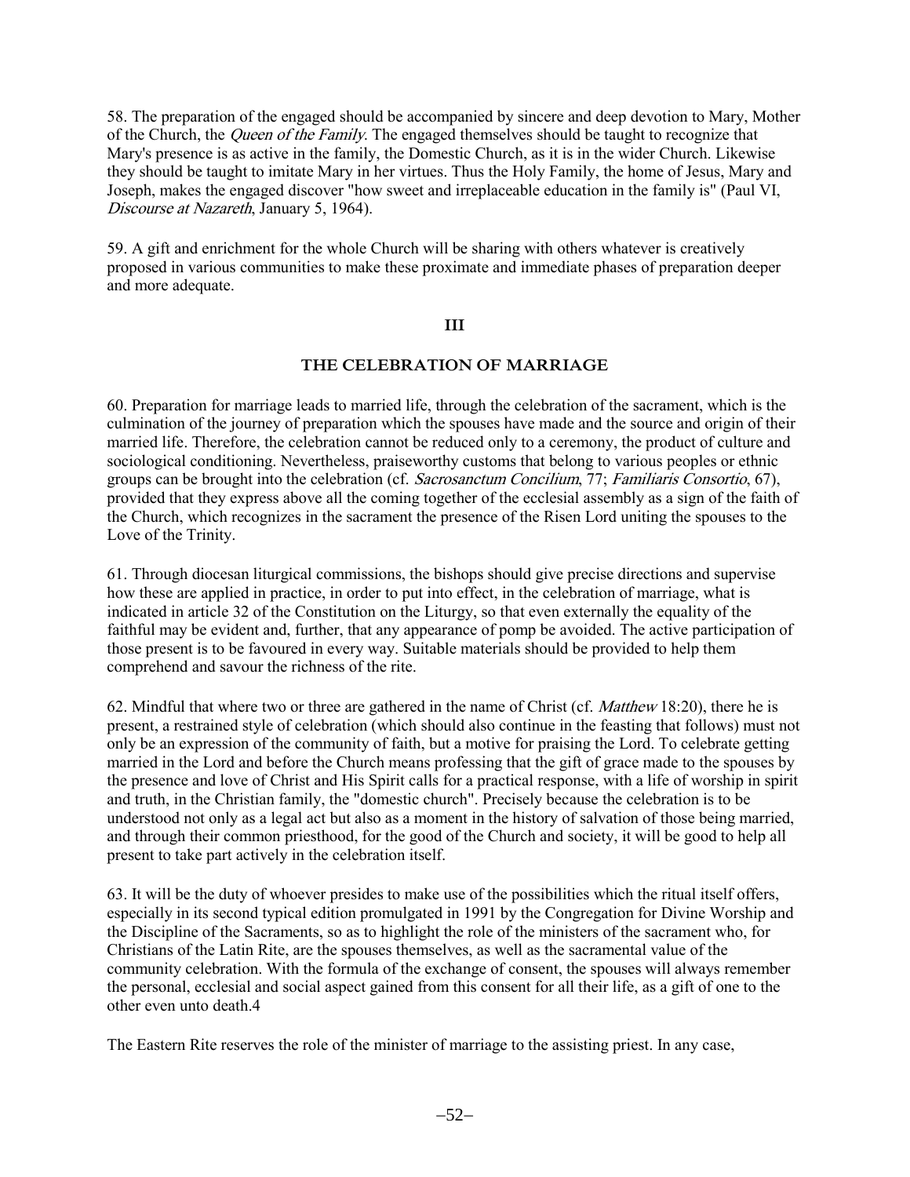58. The preparation of the engaged should be accompanied by sincere and deep devotion to Mary, Mother of the Church, the *Queen of the Family*. The engaged themselves should be taught to recognize that Mary's presence is as active in the family, the Domestic Church, as it is in the wider Church. Likewise they should be taught to imitate Mary in her virtues. Thus the Holy Family, the home of Jesus, Mary and Joseph, makes the engaged discover "how sweet and irreplaceable education in the family is" (Paul VI, *Discourse at Nazareth*, January 5, 1964).

59. A gift and enrichment for the whole Church will be sharing with others whatever is creatively proposed in various communities to make these proximate and immediate phases of preparation deeper and more adequate.

## III

## THE CELEBRATION OF MARRIAGE

60. Preparation for marriage leads to married life, through the celebration of the sacrament, which is the culmination of the journey of preparation which the spouses have made and the source and origin of their married life. Therefore, the celebration cannot be reduced only to a ceremony, the product of culture and sociological conditioning. Nevertheless, praiseworthy customs that belong to various peoples or ethnic groups can be brought into the celebration (cf. *Sacrosanctum Concilium*, 77; *Familiaris Consortio*, 67), provided that they express above all the coming together of the ecclesial assembly as a sign of the faith of the Church, which recognizes in the sacrament the presence of the Risen Lord uniting the spouses to the Love of the Trinity.

61. Through diocesan liturgical commissions, the bishops should give precise directions and supervise how these are applied in practice, in order to put into effect, in the celebration of marriage, what is indicated in article 32 of the Constitution on the Liturgy, so that even externally the equality of the faithful may be evident and, further, that any appearance of pomp be avoided. The active participation of those present is to be favoured in every way. Suitable materials should be provided to help them comprehend and savour the richness of the rite.

62. Mindful that where two or three are gathered in the name of Christ (cf. *Matthew* 18:20), there he is present, a restrained style of celebration (which should also continue in the feasting that follows) must not only be an expression of the community of faith, but a motive for praising the Lord. To celebrate getting married in the Lord and before the Church means professing that the gift of grace made to the spouses by the presence and love of Christ and His Spirit calls for a practical response, with a life of worship in spirit and truth, in the Christian family, the "domestic church". Precisely because the celebration is to be understood not only as a legal act but also as a moment in the history of salvation of those being married, and through their common priesthood, for the good of the Church and society, it will be good to help all present to take part actively in the celebration itself.

63. It will be the duty of whoever presides to make use of the possibilities which the ritual itself offers, especially in its second typical edition promulgated in 1991 by the Congregation for Divine Worship and the Discipline of the Sacraments, so as to highlight the role of the ministers of the sacrament who, for Christians of the Latin Rite, are the spouses themselves, as well as the sacramental value of the community celebration. With the formula of the exchange of consent, the spouses will always remember the personal, ecclesial and social aspect gained from this consent for all their life, as a gift of one to the other even unto death.[4]

The Eastern Rite reserves the role of the minister of marriage to the assisting priest. In any case,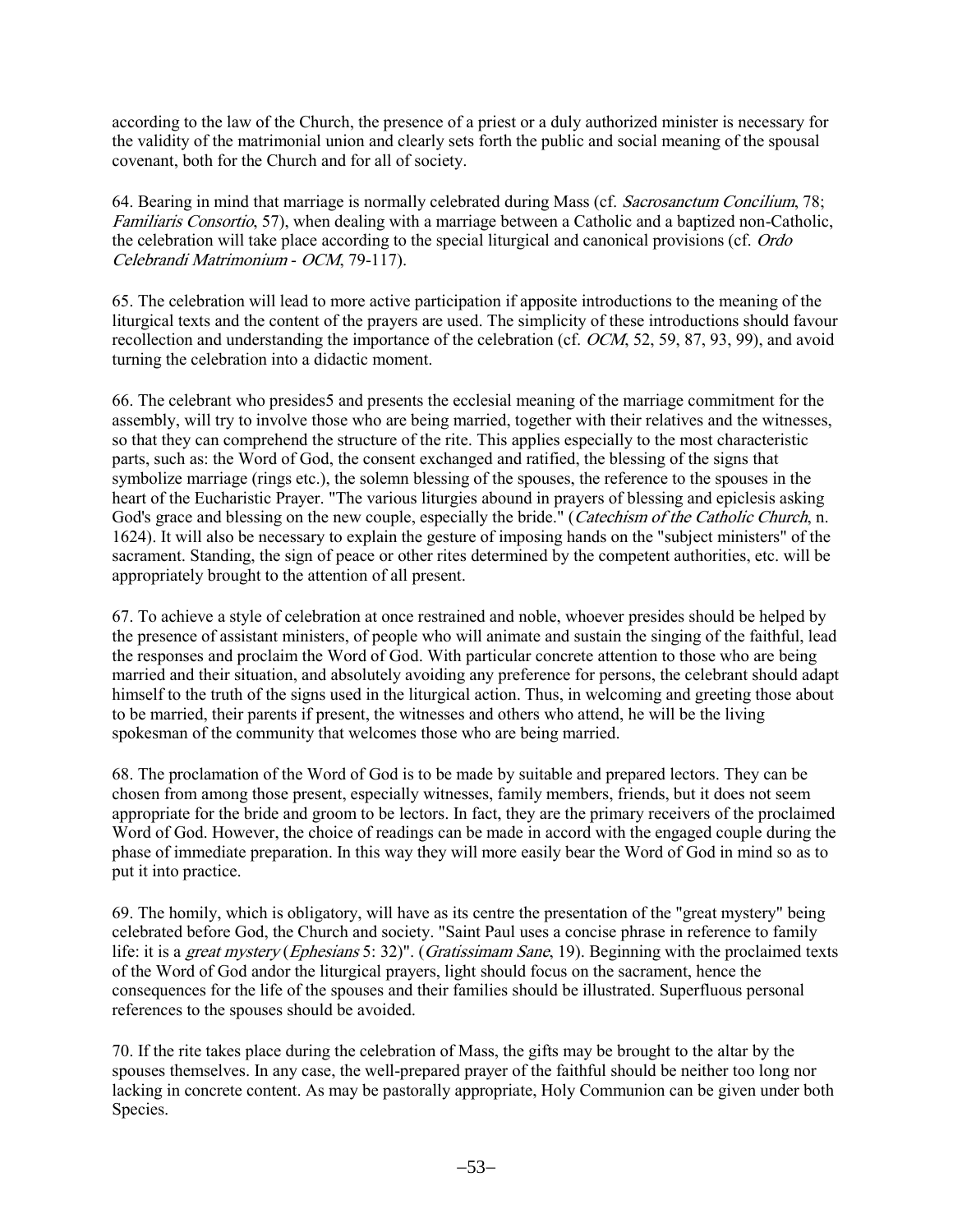according to the law of the Church, the presence of a priest or a duly authorized minister is necessary for the validity of the matrimonial union and clearly sets forth the public and social meaning of the spousal covenant, both for the Church and for all of society.

64. Bearing in mind that marriage is normally celebrated during Mass (cf. *Sacrosanctum Concilium*, 78; *Familiaris Consortio*, 57), when dealing with a marriage between a Catholic and a baptized non-Catholic, the celebration will take place according to the special liturgical and canonical provisions (cf. *Ordo Celebrandi Matrimonium* - *OCM*, 79-117).

65. The celebration will lead to more active participation if apposite introductions to the meaning of the liturgical texts and the content of the prayers are used. The simplicity of these introductions should favour recollection and understanding the importance of the celebration (cf. *OCM*, 52, 59, 87, 93, 99), and avoid turning the celebration into a didactic moment.

66. The celebrant who presides5 and presents the ecclesial meaning of the marriage commitment for the assembly, will try to involve those who are being married, together with their relatives and the witnesses, so that they can comprehend the structure of the rite. This applies especially to the most characteristic parts, such as: the Word of God, the consent exchanged and ratified, the blessing of the signs that symbolize marriage (rings etc.), the solemn blessing of the spouses, the reference to the spouses in the heart of the Eucharistic Prayer. "The various liturgies abound in prayers of blessing and epiclesis asking God's grace and blessing on the new couple, especially the bride." (*Catechism of the Catholic Church*, n. 1624). It will also be necessary to explain the gesture of imposing hands on the "subject ministers" of the sacrament. Standing, the sign of peace or other rites determined by the competent authorities, etc. will be appropriately brought to the attention of all present.

67. To achieve a style of celebration at once restrained and noble, whoever presides should be helped by the presence of assistant ministers, of people who will animate and sustain the singing of the faithful, lead the responses and proclaim the Word of God. With particular concrete attention to those who are being married and their situation, and absolutely avoiding any preference for persons, the celebrant should adapt himself to the truth of the signs used in the liturgical action. Thus, in welcoming and greeting those about to be married, their parents if present, the witnesses and others who attend, he will be the living spokesman of the community that welcomes those who are being married.

68. The proclamation of the Word of God is to be made by suitable and prepared lectors. They can be chosen from among those present, especially witnesses, family members, friends, but it does not seem appropriate for the bride and groom to be lectors. In fact, they are the primary receivers of the proclaimed Word of God. However, the choice of readings can be made in accord with the engaged couple during the phase of immediate preparation. In this way they will more easily bear the Word of God in mind so as to put it into practice.

69. The homily, which is obligatory, will have as its centre the presentation of the "great mystery" being celebrated before God, the Church and society. "Saint Paul uses a concise phrase in reference to family life: it is a *great mystery* (*Ephesians* 5: 32)". (*Gratissimam Sane*, 19). Beginning with the proclaimed texts of the Word of God andor the liturgical prayers, light should focus on the sacrament, hence the consequences for the life of the spouses and their families should be illustrated. Superfluous personal references to the spouses should be avoided.

70. If the rite takes place during the celebration of Mass, the gifts may be brought to the altar by the spouses themselves. In any case, the well-prepared prayer of the faithful should be neither too long nor lacking in concrete content. As may be pastorally appropriate, Holy Communion can be given under both Species.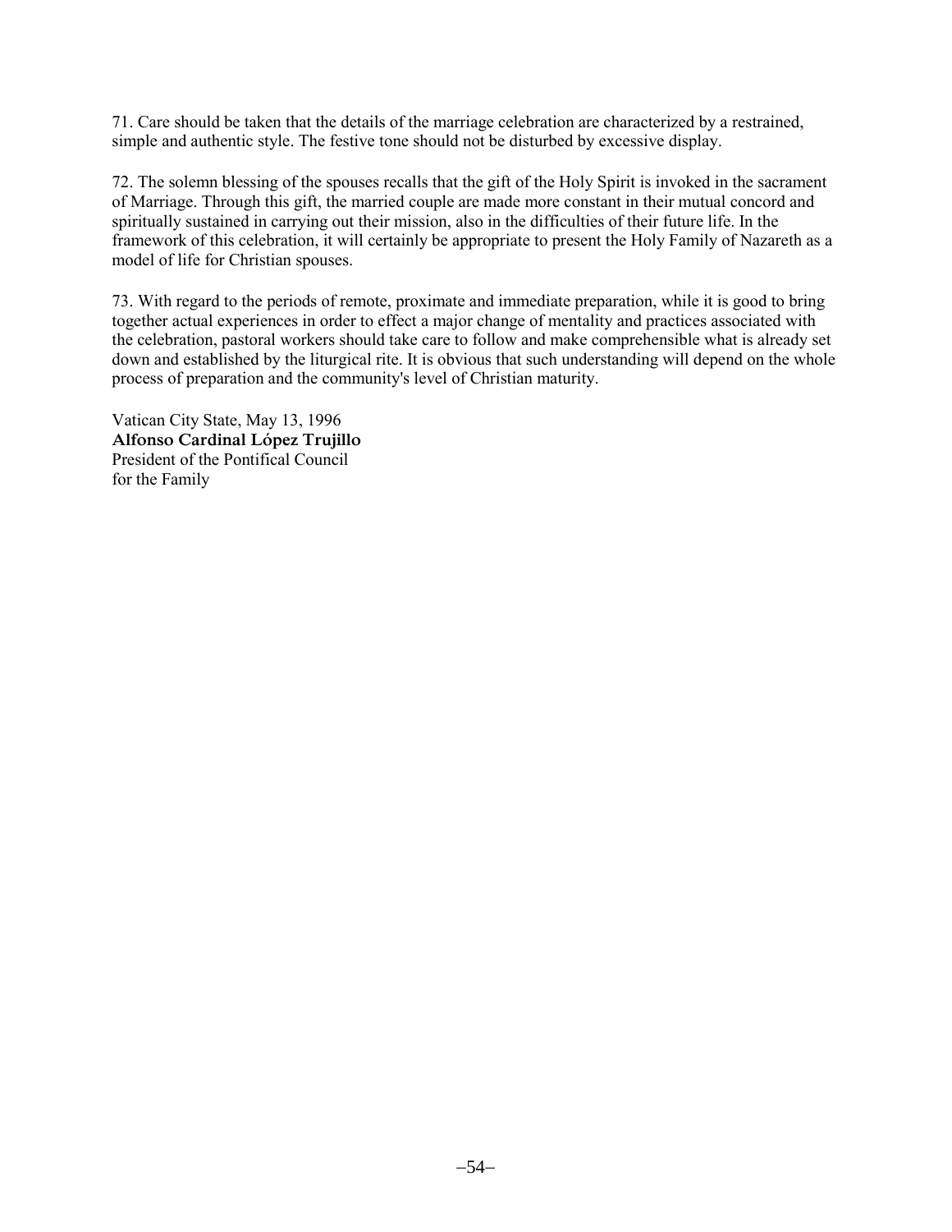71. Care should be taken that the details of the marriage celebration are characterized by a restrained, simple and authentic style. The festive tone should not be disturbed by excessive display.

72. The solemn blessing of the spouses recalls that the gift of the Holy Spirit is invoked in the sacrament of Marriage. Through this gift, the married couple are made more constant in their mutual concord and spiritually sustained in carrying out their mission, also in the difficulties of their future life. In the framework of this celebration, it will certainly be appropriate to present the Holy Family of Nazareth as a model of life for Christian spouses.

73. With regard to the periods of remote, proximate and immediate preparation, while it is good to bring together actual experiences in order to effect a major change of mentality and practices associated with the celebration, pastoral workers should take care to follow and make comprehensible what is already set down and established by the liturgical rite. It is obvious that such understanding will depend on the whole process of preparation and the community's level of Christian maturity.

Vatican City State, May 13, 1996
**Alfonso Cardinal López Trujillo**
President of the Pontifical Council
for the Family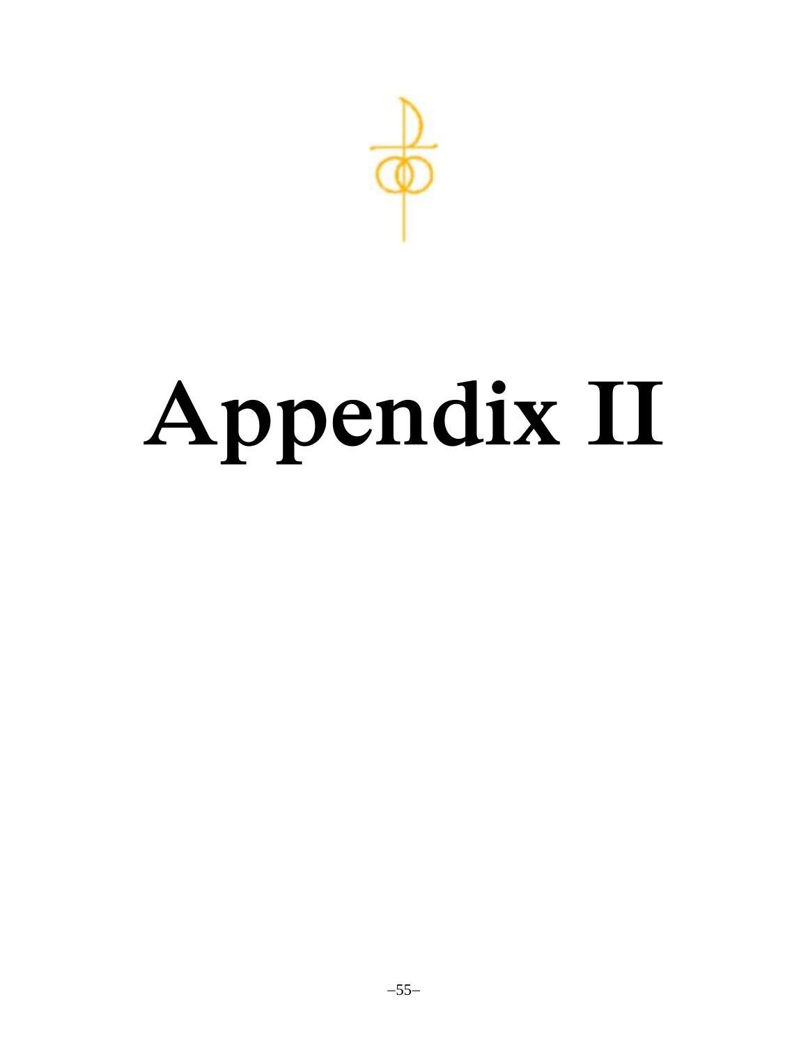# Appendix II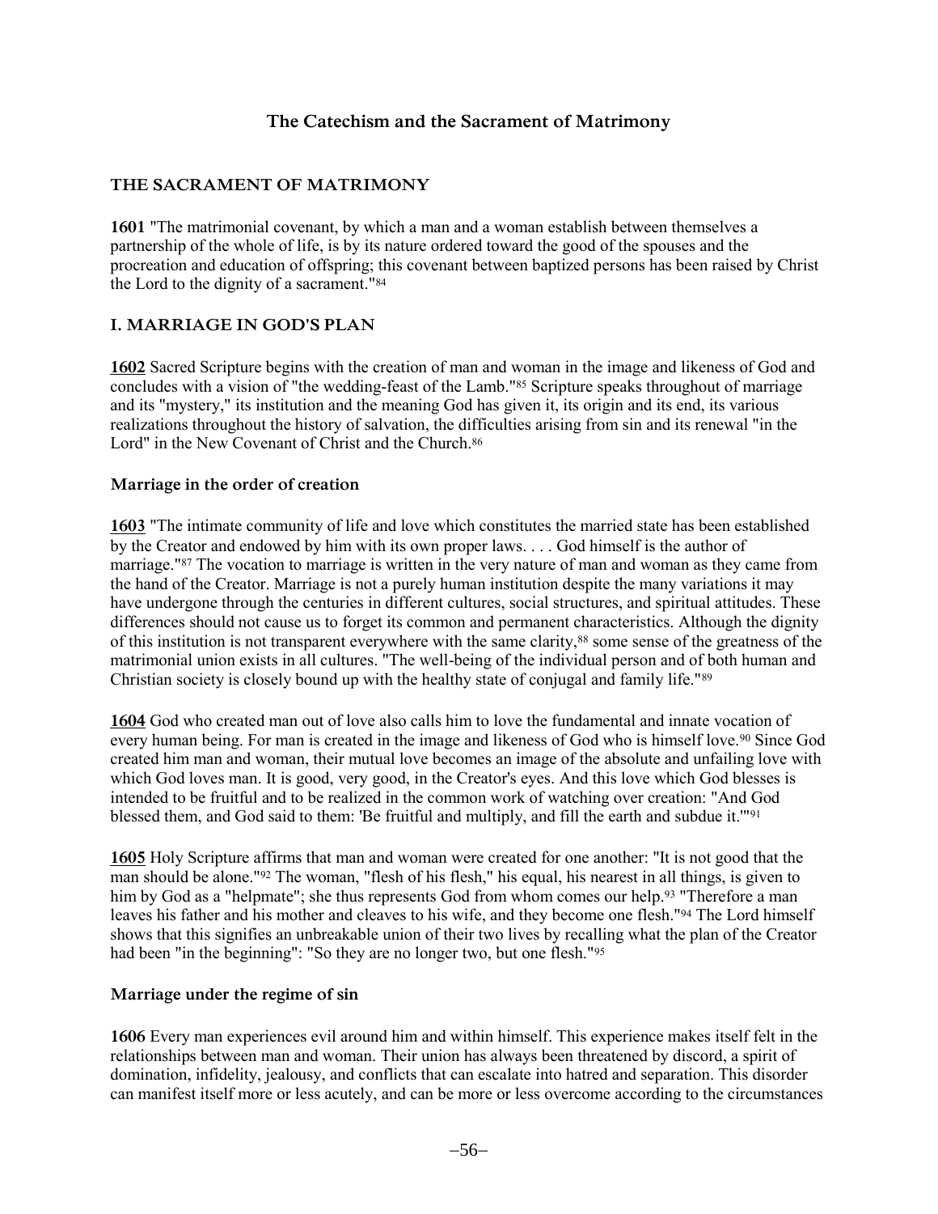# The Catechism and the Sacrament of Matrimony

## THE SACRAMENT OF MATRIMONY

**1601** "The matrimonial covenant, by which a man and a woman establish between themselves a partnership of the whole of life, is by its nature ordered toward the good of the spouses and the procreation and education of offspring; this covenant between baptized persons has been raised by Christ the Lord to the dignity of a sacrament."[84]

## I. MARRIAGE IN GOD'S PLAN

**1602** Sacred Scripture begins with the creation of man and woman in the image and likeness of God and concludes with a vision of "the wedding-feast of the Lamb."[85] Scripture speaks throughout of marriage and its "mystery," its institution and the meaning God has given it, its origin and its end, its various realizations throughout the history of salvation, the difficulties arising from sin and its renewal "in the Lord" in the New Covenant of Christ and the Church.[86]

### Marriage in the order of creation

**1603** "The intimate community of life and love which constitutes the married state has been established by the Creator and endowed by him with its own proper laws. . . . God himself is the author of marriage."[87] The vocation to marriage is written in the very nature of man and woman as they came from the hand of the Creator. Marriage is not a purely human institution despite the many variations it may have undergone through the centuries in different cultures, social structures, and spiritual attitudes. These differences should not cause us to forget its common and permanent characteristics. Although the dignity of this institution is not transparent everywhere with the same clarity,[88] some sense of the greatness of the matrimonial union exists in all cultures. "The well-being of the individual person and of both human and Christian society is closely bound up with the healthy state of conjugal and family life."[89]

**1604** God who created man out of love also calls him to love the fundamental and innate vocation of every human being. For man is created in the image and likeness of God who is himself love.[90] Since God created him man and woman, their mutual love becomes an image of the absolute and unfailing love with which God loves man. It is good, very good, in the Creator's eyes. And this love which God blesses is intended to be fruitful and to be realized in the common work of watching over creation: "And God blessed them, and God said to them: 'Be fruitful and multiply, and fill the earth and subdue it.'"[91]

**1605** Holy Scripture affirms that man and woman were created for one another: "It is not good that the man should be alone."[92] The woman, "flesh of his flesh," his equal, his nearest in all things, is given to him by God as a "helpmate"; she thus represents God from whom comes our help.[93] "Therefore a man leaves his father and his mother and cleaves to his wife, and they become one flesh."[94] The Lord himself shows that this signifies an unbreakable union of their two lives by recalling what the plan of the Creator had been "in the beginning": "So they are no longer two, but one flesh."[95]

### Marriage under the regime of sin

**1606** Every man experiences evil around him and within himself. This experience makes itself felt in the relationships between man and woman. Their union has always been threatened by discord, a spirit of domination, infidelity, jealousy, and conflicts that can escalate into hatred and separation. This disorder can manifest itself more or less acutely, and can be more or less overcome according to the circumstances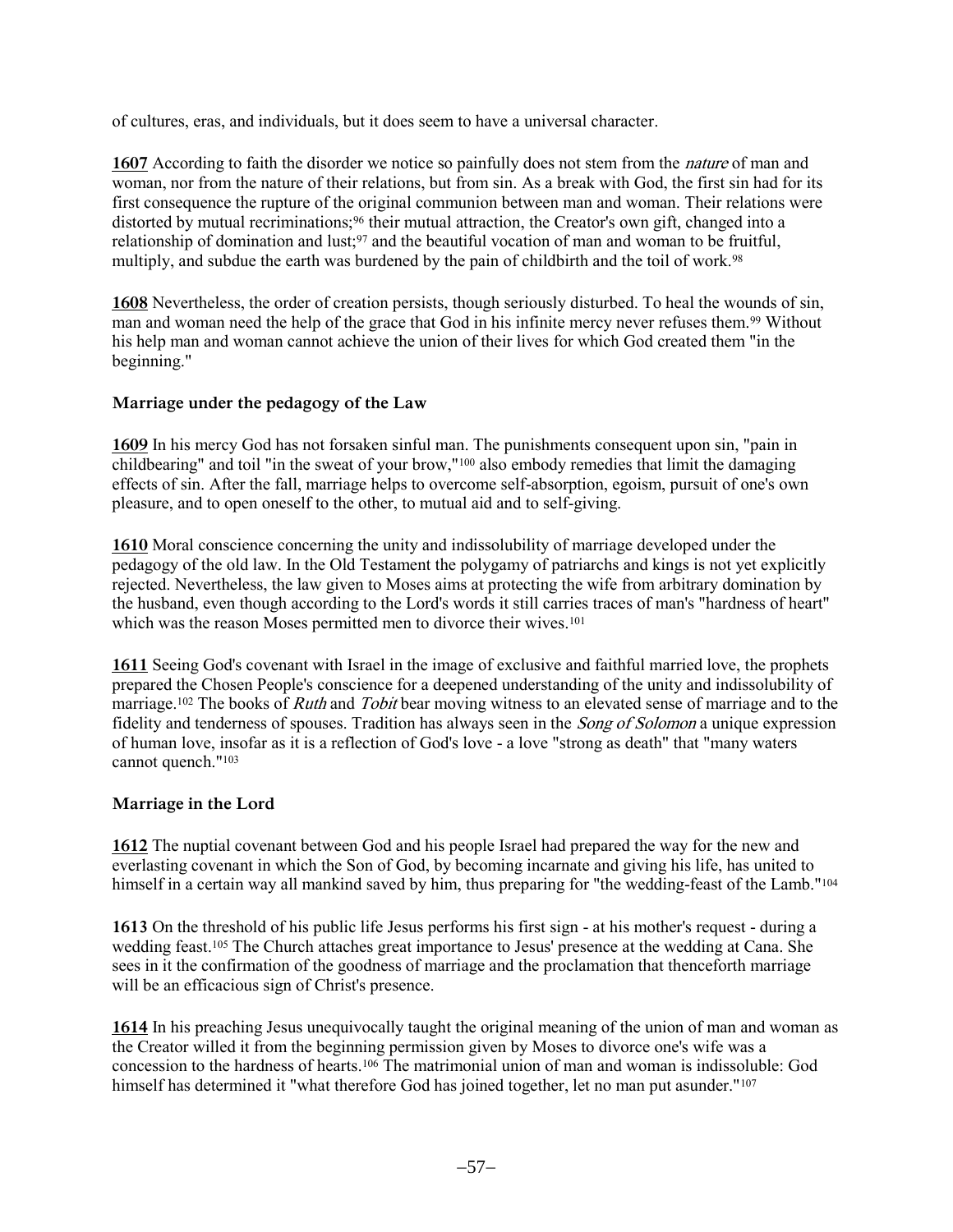of cultures, eras, and individuals, but it does seem to have a universal character.

**1607** According to faith the disorder we notice so painfully does not stem from the *nature* of man and woman, nor from the nature of their relations, but from sin. As a break with God, the first sin had for its first consequence the rupture of the original communion between man and woman. Their relations were distorted by mutual recriminations;[96] their mutual attraction, the Creator's own gift, changed into a relationship of domination and lust;[97] and the beautiful vocation of man and woman to be fruitful, multiply, and subdue the earth was burdened by the pain of childbirth and the toil of work.[98]

**1608** Nevertheless, the order of creation persists, though seriously disturbed. To heal the wounds of sin, man and woman need the help of the grace that God in his infinite mercy never refuses them.[99] Without his help man and woman cannot achieve the union of their lives for which God created them "in the beginning."

### Marriage under the pedagogy of the Law

**1609** In his mercy God has not forsaken sinful man. The punishments consequent upon sin, "pain in childbearing" and toil "in the sweat of your brow,"[100] also embody remedies that limit the damaging effects of sin. After the fall, marriage helps to overcome self-absorption, egoism, pursuit of one's own pleasure, and to open oneself to the other, to mutual aid and to self-giving.

**1610** Moral conscience concerning the unity and indissolubility of marriage developed under the pedagogy of the old law. In the Old Testament the polygamy of patriarchs and kings is not yet explicitly rejected. Nevertheless, the law given to Moses aims at protecting the wife from arbitrary domination by the husband, even though according to the Lord's words it still carries traces of man's "hardness of heart" which was the reason Moses permitted men to divorce their wives.[101]

**1611** Seeing God's covenant with Israel in the image of exclusive and faithful married love, the prophets prepared the Chosen People's conscience for a deepened understanding of the unity and indissolubility of marriage.[102] The books of *Ruth* and *Tobit* bear moving witness to an elevated sense of marriage and to the fidelity and tenderness of spouses. Tradition has always seen in the *Song of Solomon* a unique expression of human love, insofar as it is a reflection of God's love - a love "strong as death" that "many waters cannot quench."[103]

### Marriage in the Lord

**1612** The nuptial covenant between God and his people Israel had prepared the way for the new and everlasting covenant in which the Son of God, by becoming incarnate and giving his life, has united to himself in a certain way all mankind saved by him, thus preparing for "the wedding-feast of the Lamb."[104]

**1613** On the threshold of his public life Jesus performs his first sign - at his mother's request - during a wedding feast.[105] The Church attaches great importance to Jesus' presence at the wedding at Cana. She sees in it the confirmation of the goodness of marriage and the proclamation that thenceforth marriage will be an efficacious sign of Christ's presence.

**1614** In his preaching Jesus unequivocally taught the original meaning of the union of man and woman as the Creator willed it from the beginning permission given by Moses to divorce one's wife was a concession to the hardness of hearts.[106] The matrimonial union of man and woman is indissoluble: God himself has determined it "what therefore God has joined together, let no man put asunder."[107]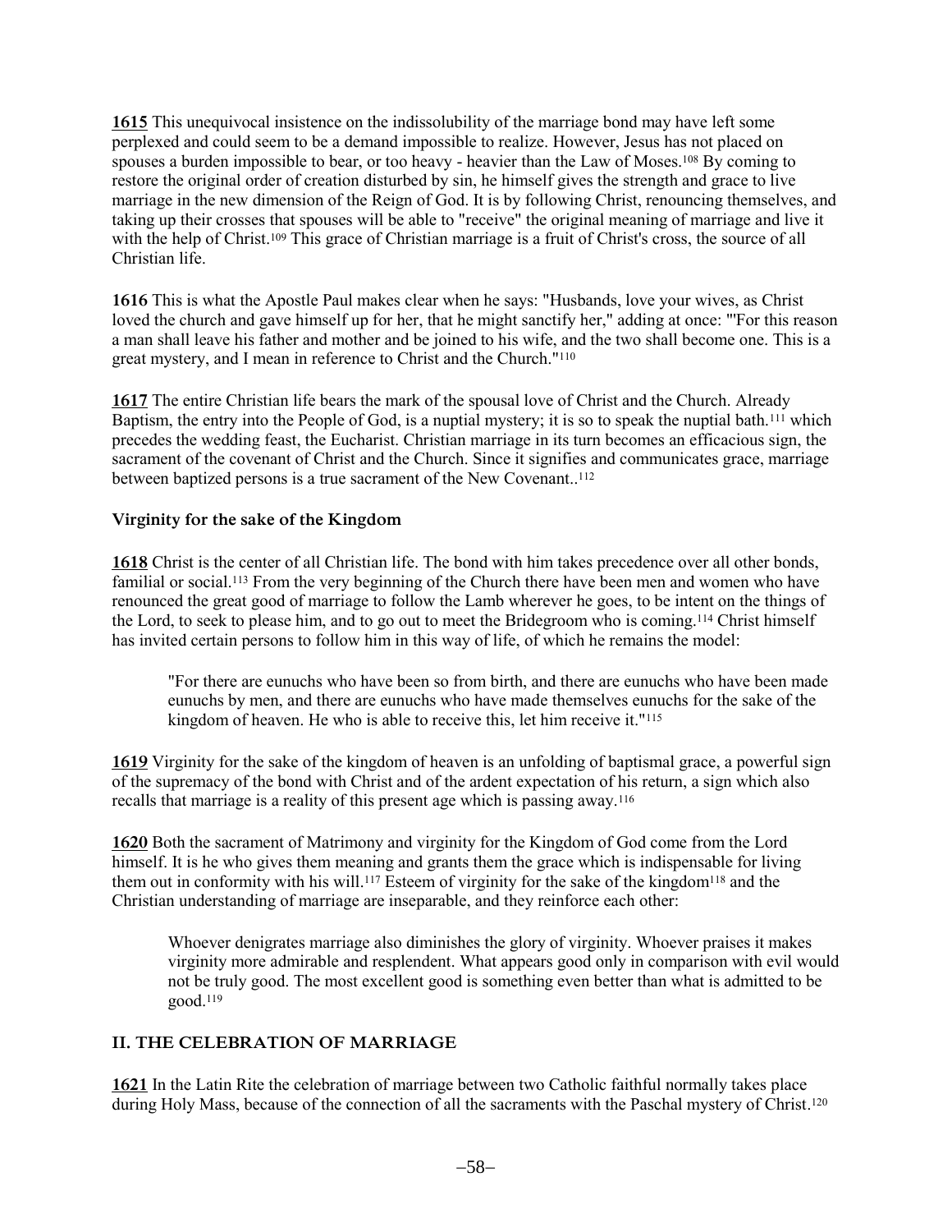**1615** This unequivocal insistence on the indissolubility of the marriage bond may have left some perplexed and could seem to be a demand impossible to realize. However, Jesus has not placed on spouses a burden impossible to bear, or too heavy - heavier than the Law of Moses.[108] By coming to restore the original order of creation disturbed by sin, he himself gives the strength and grace to live marriage in the new dimension of the Reign of God. It is by following Christ, renouncing themselves, and taking up their crosses that spouses will be able to "receive" the original meaning of marriage and live it with the help of Christ.[109] This grace of Christian marriage is a fruit of Christ's cross, the source of all Christian life.

**1616** This is what the Apostle Paul makes clear when he says: "Husbands, love your wives, as Christ loved the church and gave himself up for her, that he might sanctify her," adding at once: "'For this reason a man shall leave his father and mother and be joined to his wife, and the two shall become one. This is a great mystery, and I mean in reference to Christ and the Church."[110]

**1617** The entire Christian life bears the mark of the spousal love of Christ and the Church. Already Baptism, the entry into the People of God, is a nuptial mystery; it is so to speak the nuptial bath.[111] which precedes the wedding feast, the Eucharist. Christian marriage in its turn becomes an efficacious sign, the sacrament of the covenant of Christ and the Church. Since it signifies and communicates grace, marriage between baptized persons is a true sacrament of the New Covenant..[112]

### Virginity for the sake of the Kingdom

**1618** Christ is the center of all Christian life. The bond with him takes precedence over all other bonds, familial or social.[113] From the very beginning of the Church there have been men and women who have renounced the great good of marriage to follow the Lamb wherever he goes, to be intent on the things of the Lord, to seek to please him, and to go out to meet the Bridegroom who is coming.[114] Christ himself has invited certain persons to follow him in this way of life, of which he remains the model:

> "For there are eunuchs who have been so from birth, and there are eunuchs who have been made eunuchs by men, and there are eunuchs who have made themselves eunuchs for the sake of the kingdom of heaven. He who is able to receive this, let him receive it."[115]

**1619** Virginity for the sake of the kingdom of heaven is an unfolding of baptismal grace, a powerful sign of the supremacy of the bond with Christ and of the ardent expectation of his return, a sign which also recalls that marriage is a reality of this present age which is passing away.[116]

**1620** Both the sacrament of Matrimony and virginity for the Kingdom of God come from the Lord himself. It is he who gives them meaning and grants them the grace which is indispensable for living them out in conformity with his will.[117] Esteem of virginity for the sake of the kingdom[118] and the Christian understanding of marriage are inseparable, and they reinforce each other:

> Whoever denigrates marriage also diminishes the glory of virginity. Whoever praises it makes virginity more admirable and resplendent. What appears good only in comparison with evil would not be truly good. The most excellent good is something even better than what is admitted to be good.[119]

## II. THE CELEBRATION OF MARRIAGE

**1621** In the Latin Rite the celebration of marriage between two Catholic faithful normally takes place during Holy Mass, because of the connection of all the sacraments with the Paschal mystery of Christ.[120]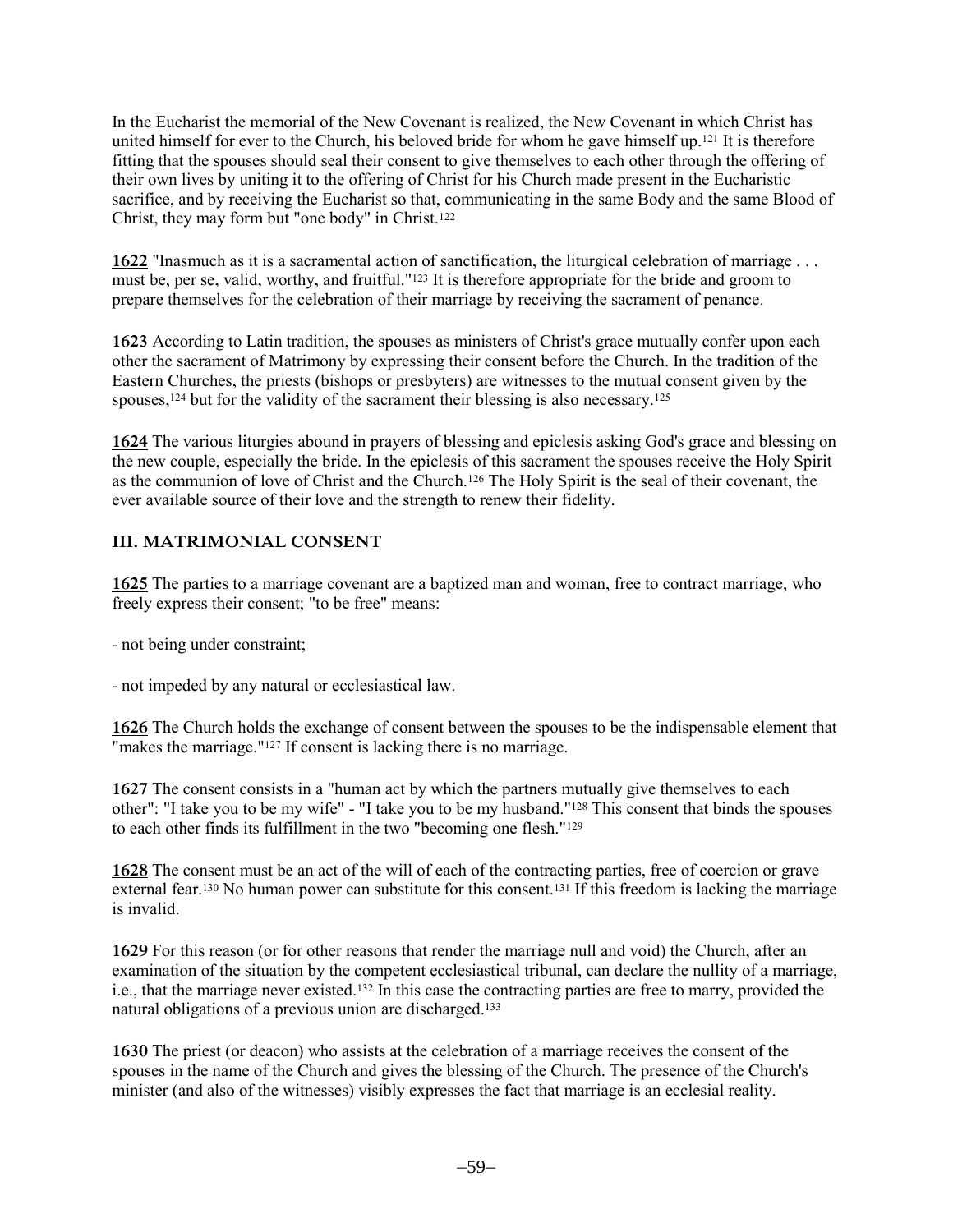In the Eucharist the memorial of the New Covenant is realized, the New Covenant in which Christ has united himself for ever to the Church, his beloved bride for whom he gave himself up.[121] It is therefore fitting that the spouses should seal their consent to give themselves to each other through the offering of their own lives by uniting it to the offering of Christ for his Church made present in the Eucharistic sacrifice, and by receiving the Eucharist so that, communicating in the same Body and the same Blood of Christ, they may form but "one body" in Christ.[122]

**1622** "Inasmuch as it is a sacramental action of sanctification, the liturgical celebration of marriage . . . must be, per se, valid, worthy, and fruitful."[123] It is therefore appropriate for the bride and groom to prepare themselves for the celebration of their marriage by receiving the sacrament of penance.

**1623** According to Latin tradition, the spouses as ministers of Christ's grace mutually confer upon each other the sacrament of Matrimony by expressing their consent before the Church. In the tradition of the Eastern Churches, the priests (bishops or presbyters) are witnesses to the mutual consent given by the spouses,[124] but for the validity of the sacrament their blessing is also necessary.[125]

**1624** The various liturgies abound in prayers of blessing and epiclesis asking God's grace and blessing on the new couple, especially the bride. In the epiclesis of this sacrament the spouses receive the Holy Spirit as the communion of love of Christ and the Church.[126] The Holy Spirit is the seal of their covenant, the ever available source of their love and the strength to renew their fidelity.

### III. MATRIMONIAL CONSENT

**1625** The parties to a marriage covenant are a baptized man and woman, free to contract marriage, who freely express their consent; "to be free" means:

- not being under constraint;

- not impeded by any natural or ecclesiastical law.

**1626** The Church holds the exchange of consent between the spouses to be the indispensable element that "makes the marriage."[127] If consent is lacking there is no marriage.

**1627** The consent consists in a "human act by which the partners mutually give themselves to each other": "I take you to be my wife" - "I take you to be my husband."[128] This consent that binds the spouses to each other finds its fulfillment in the two "becoming one flesh."[129]

**1628** The consent must be an act of the will of each of the contracting parties, free of coercion or grave external fear.[130] No human power can substitute for this consent.[131] If this freedom is lacking the marriage is invalid.

**1629** For this reason (or for other reasons that render the marriage null and void) the Church, after an examination of the situation by the competent ecclesiastical tribunal, can declare the nullity of a marriage, i.e., that the marriage never existed.[132] In this case the contracting parties are free to marry, provided the natural obligations of a previous union are discharged.[133]

**1630** The priest (or deacon) who assists at the celebration of a marriage receives the consent of the spouses in the name of the Church and gives the blessing of the Church. The presence of the Church's minister (and also of the witnesses) visibly expresses the fact that marriage is an ecclesial reality.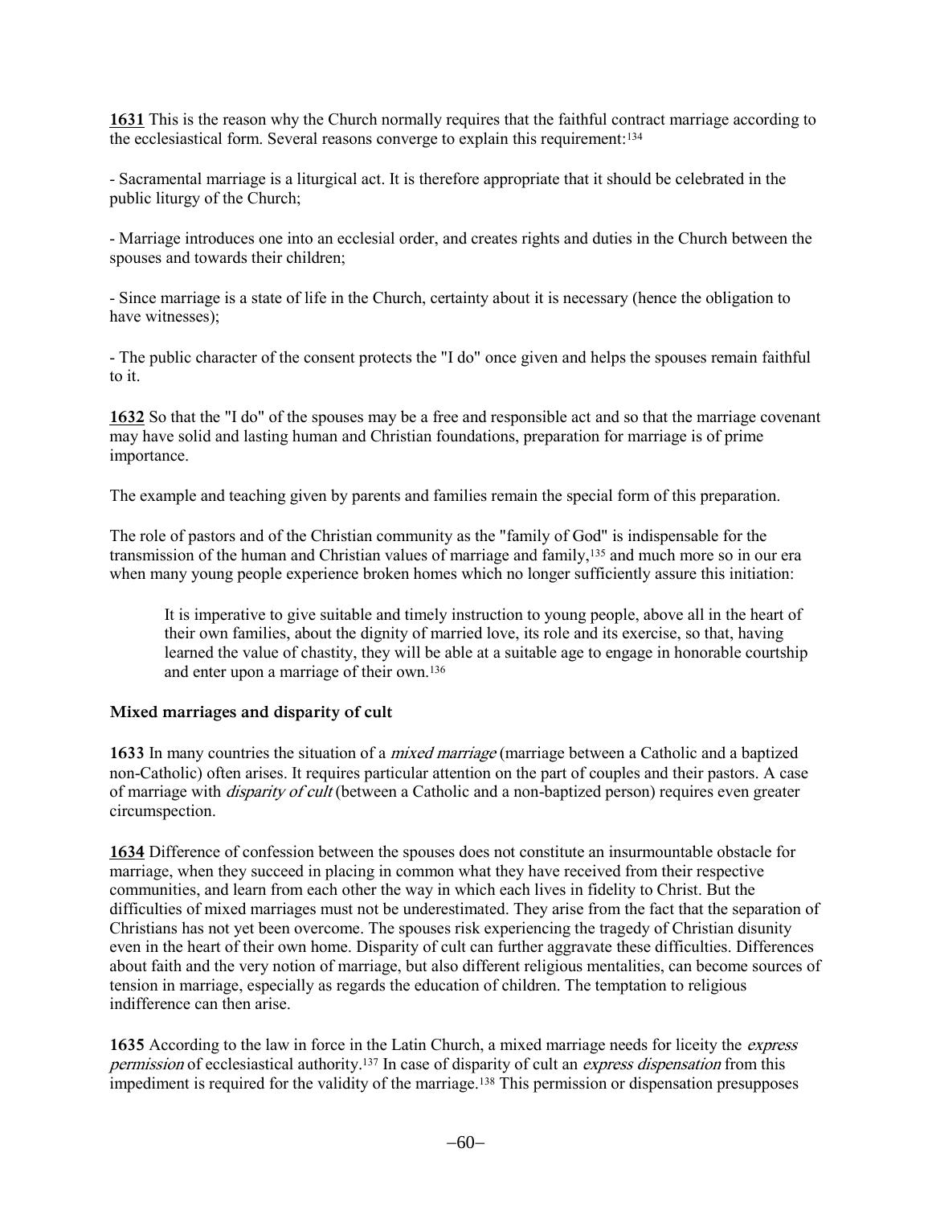**1631** This is the reason why the Church normally requires that the faithful contract marriage according to the ecclesiastical form. Several reasons converge to explain this requirement:[134]

- Sacramental marriage is a liturgical act. It is therefore appropriate that it should be celebrated in the public liturgy of the Church;

- Marriage introduces one into an ecclesial order, and creates rights and duties in the Church between the spouses and towards their children;

- Since marriage is a state of life in the Church, certainty about it is necessary (hence the obligation to have witnesses);

- The public character of the consent protects the "I do" once given and helps the spouses remain faithful to it.

**1632** So that the "I do" of the spouses may be a free and responsible act and so that the marriage covenant may have solid and lasting human and Christian foundations, preparation for marriage is of prime importance.

The example and teaching given by parents and families remain the special form of this preparation.

The role of pastors and of the Christian community as the "family of God" is indispensable for the transmission of the human and Christian values of marriage and family,[135] and much more so in our era when many young people experience broken homes which no longer sufficiently assure this initiation:

> It is imperative to give suitable and timely instruction to young people, above all in the heart of their own families, about the dignity of married love, its role and its exercise, so that, having learned the value of chastity, they will be able at a suitable age to engage in honorable courtship and enter upon a marriage of their own.[136]

### Mixed marriages and disparity of cult

**1633** In many countries the situation of a *mixed marriage* (marriage between a Catholic and a baptized non-Catholic) often arises. It requires particular attention on the part of couples and their pastors. A case of marriage with *disparity of cult* (between a Catholic and a non-baptized person) requires even greater circumspection.

**1634** Difference of confession between the spouses does not constitute an insurmountable obstacle for marriage, when they succeed in placing in common what they have received from their respective communities, and learn from each other the way in which each lives in fidelity to Christ. But the difficulties of mixed marriages must not be underestimated. They arise from the fact that the separation of Christians has not yet been overcome. The spouses risk experiencing the tragedy of Christian disunity even in the heart of their own home. Disparity of cult can further aggravate these difficulties. Differences about faith and the very notion of marriage, but also different religious mentalities, can become sources of tension in marriage, especially as regards the education of children. The temptation to religious indifference can then arise.

**1635** According to the law in force in the Latin Church, a mixed marriage needs for liceity the *express permission* of ecclesiastical authority.[137] In case of disparity of cult an *express dispensation* from this impediment is required for the validity of the marriage.[138] This permission or dispensation presupposes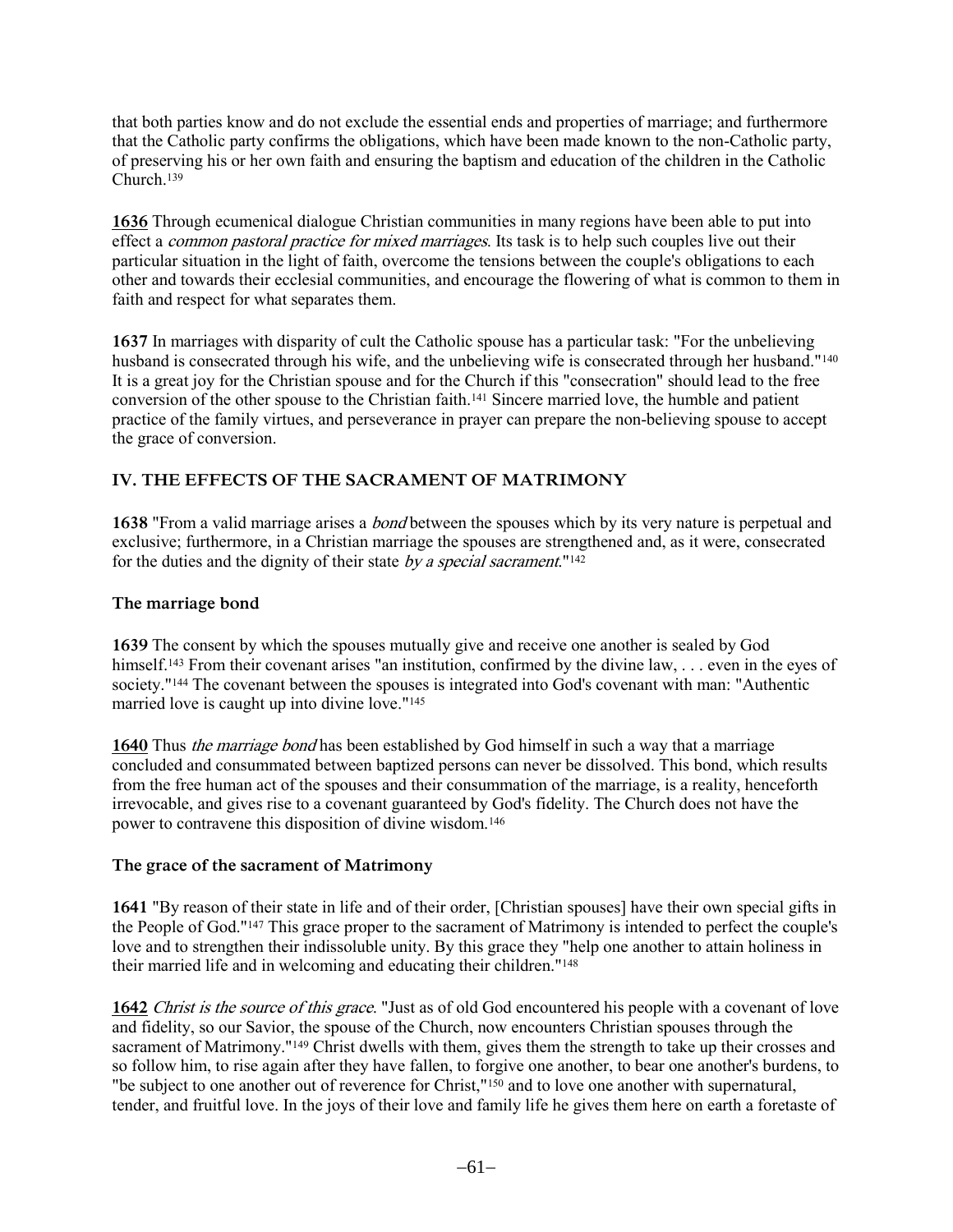that both parties know and do not exclude the essential ends and properties of marriage; and furthermore that the Catholic party confirms the obligations, which have been made known to the non-Catholic party, of preserving his or her own faith and ensuring the baptism and education of the children in the Catholic Church.[139]

**1636** Through ecumenical dialogue Christian communities in many regions have been able to put into effect a *common pastoral practice for mixed marriages*. Its task is to help such couples live out their particular situation in the light of faith, overcome the tensions between the couple's obligations to each other and towards their ecclesial communities, and encourage the flowering of what is common to them in faith and respect for what separates them.

**1637** In marriages with disparity of cult the Catholic spouse has a particular task: "For the unbelieving husband is consecrated through his wife, and the unbelieving wife is consecrated through her husband."[140] It is a great joy for the Christian spouse and for the Church if this "consecration" should lead to the free conversion of the other spouse to the Christian faith.[141] Sincere married love, the humble and patient practice of the family virtues, and perseverance in prayer can prepare the non-believing spouse to accept the grace of conversion.

## IV. THE EFFECTS OF THE SACRAMENT OF MATRIMONY

**1638** "From a valid marriage arises a *bond* between the spouses which by its very nature is perpetual and exclusive; furthermore, in a Christian marriage the spouses are strengthened and, as it were, consecrated for the duties and the dignity of their state *by a special sacrament*."[142]

### The marriage bond

**1639** The consent by which the spouses mutually give and receive one another is sealed by God himself.[143] From their covenant arises "an institution, confirmed by the divine law, . . . even in the eyes of society."[144] The covenant between the spouses is integrated into God's covenant with man: "Authentic married love is caught up into divine love."[145]

**1640** Thus *the marriage bond* has been established by God himself in such a way that a marriage concluded and consummated between baptized persons can never be dissolved. This bond, which results from the free human act of the spouses and their consummation of the marriage, is a reality, henceforth irrevocable, and gives rise to a covenant guaranteed by God's fidelity. The Church does not have the power to contravene this disposition of divine wisdom.[146]

### The grace of the sacrament of Matrimony

**1641** "By reason of their state in life and of their order, [Christian spouses] have their own special gifts in the People of God."[147] This grace proper to the sacrament of Matrimony is intended to perfect the couple's love and to strengthen their indissoluble unity. By this grace they "help one another to attain holiness in their married life and in welcoming and educating their children."[148]

**1642** *Christ is the source of this grace*. "Just as of old God encountered his people with a covenant of love and fidelity, so our Savior, the spouse of the Church, now encounters Christian spouses through the sacrament of Matrimony."[149] Christ dwells with them, gives them the strength to take up their crosses and so follow him, to rise again after they have fallen, to forgive one another, to bear one another's burdens, to "be subject to one another out of reverence for Christ,"[150] and to love one another with supernatural, tender, and fruitful love. In the joys of their love and family life he gives them here on earth a foretaste of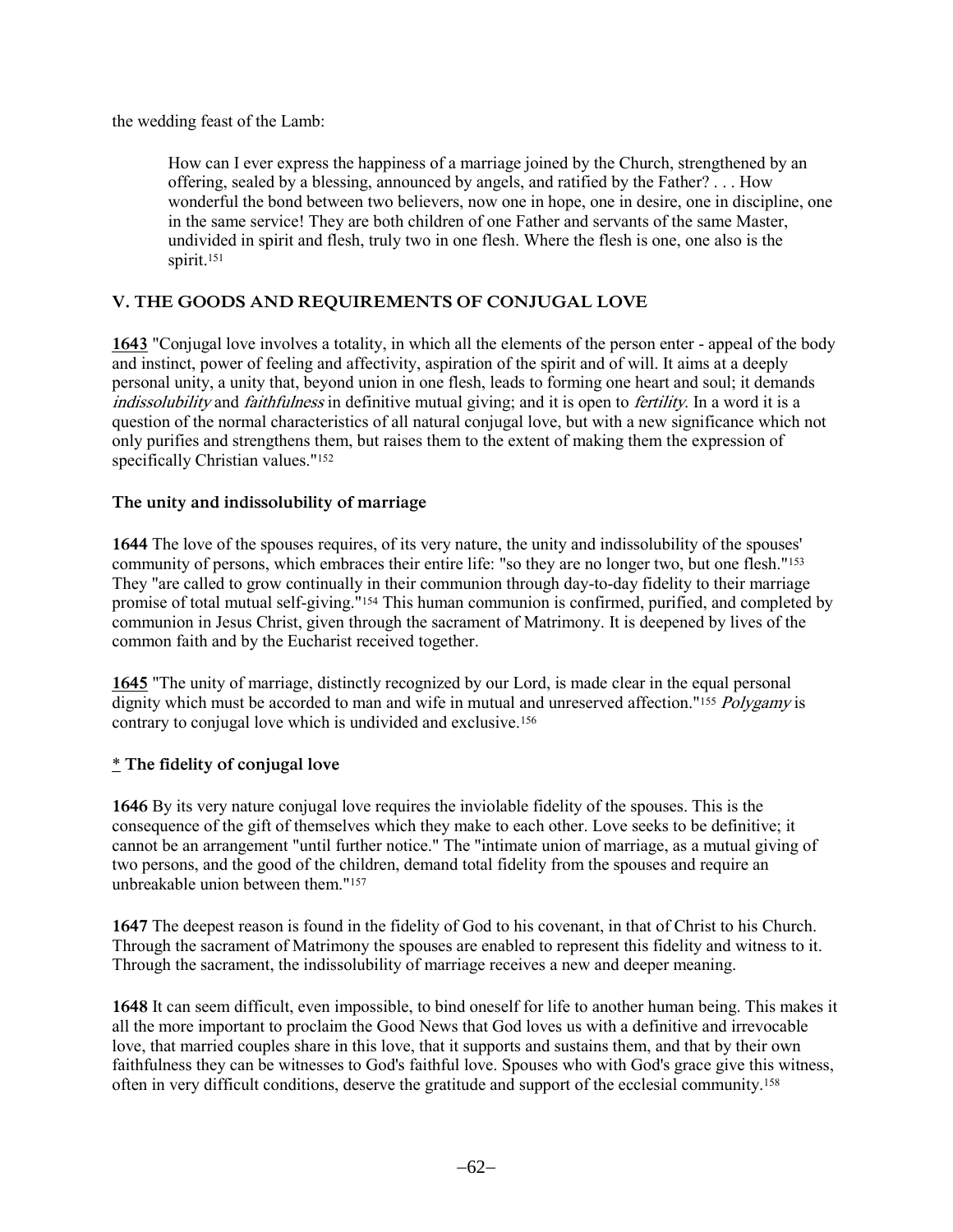the wedding feast of the Lamb:

> How can I ever express the happiness of a marriage joined by the Church, strengthened by an offering, sealed by a blessing, announced by angels, and ratified by the Father? . . . How wonderful the bond between two believers, now one in hope, one in desire, one in discipline, one in the same service! They are both children of one Father and servants of the same Master, undivided in spirit and flesh, truly two in one flesh. Where the flesh is one, one also is the spirit.[151]

## V. THE GOODS AND REQUIREMENTS OF CONJUGAL LOVE

**1643** "Conjugal love involves a totality, in which all the elements of the person enter - appeal of the body and instinct, power of feeling and affectivity, aspiration of the spirit and of will. It aims at a deeply personal unity, a unity that, beyond union in one flesh, leads to forming one heart and soul; it demands *indissolubility* and *faithfulness* in definitive mutual giving; and it is open to *fertility*. In a word it is a question of the normal characteristics of all natural conjugal love, but with a new significance which not only purifies and strengthens them, but raises them to the extent of making them the expression of specifically Christian values."[152]

### The unity and indissolubility of marriage

**1644** The love of the spouses requires, of its very nature, the unity and indissolubility of the spouses' community of persons, which embraces their entire life: "so they are no longer two, but one flesh."[153] They "are called to grow continually in their communion through day-to-day fidelity to their marriage promise of total mutual self-giving."[154] This human communion is confirmed, purified, and completed by communion in Jesus Christ, given through the sacrament of Matrimony. It is deepened by lives of the common faith and by the Eucharist received together.

**1645** "The unity of marriage, distinctly recognized by our Lord, is made clear in the equal personal dignity which must be accorded to man and wife in mutual and unreserved affection."[155] *Polygamy* is contrary to conjugal love which is undivided and exclusive.[156]

### * The fidelity of conjugal love

**1646** By its very nature conjugal love requires the inviolable fidelity of the spouses. This is the consequence of the gift of themselves which they make to each other. Love seeks to be definitive; it cannot be an arrangement "until further notice." The "intimate union of marriage, as a mutual giving of two persons, and the good of the children, demand total fidelity from the spouses and require an unbreakable union between them."[157]

**1647** The deepest reason is found in the fidelity of God to his covenant, in that of Christ to his Church. Through the sacrament of Matrimony the spouses are enabled to represent this fidelity and witness to it. Through the sacrament, the indissolubility of marriage receives a new and deeper meaning.

**1648** It can seem difficult, even impossible, to bind oneself for life to another human being. This makes it all the more important to proclaim the Good News that God loves us with a definitive and irrevocable love, that married couples share in this love, that it supports and sustains them, and that by their own faithfulness they can be witnesses to God's faithful love. Spouses who with God's grace give this witness, often in very difficult conditions, deserve the gratitude and support of the ecclesial community.[158]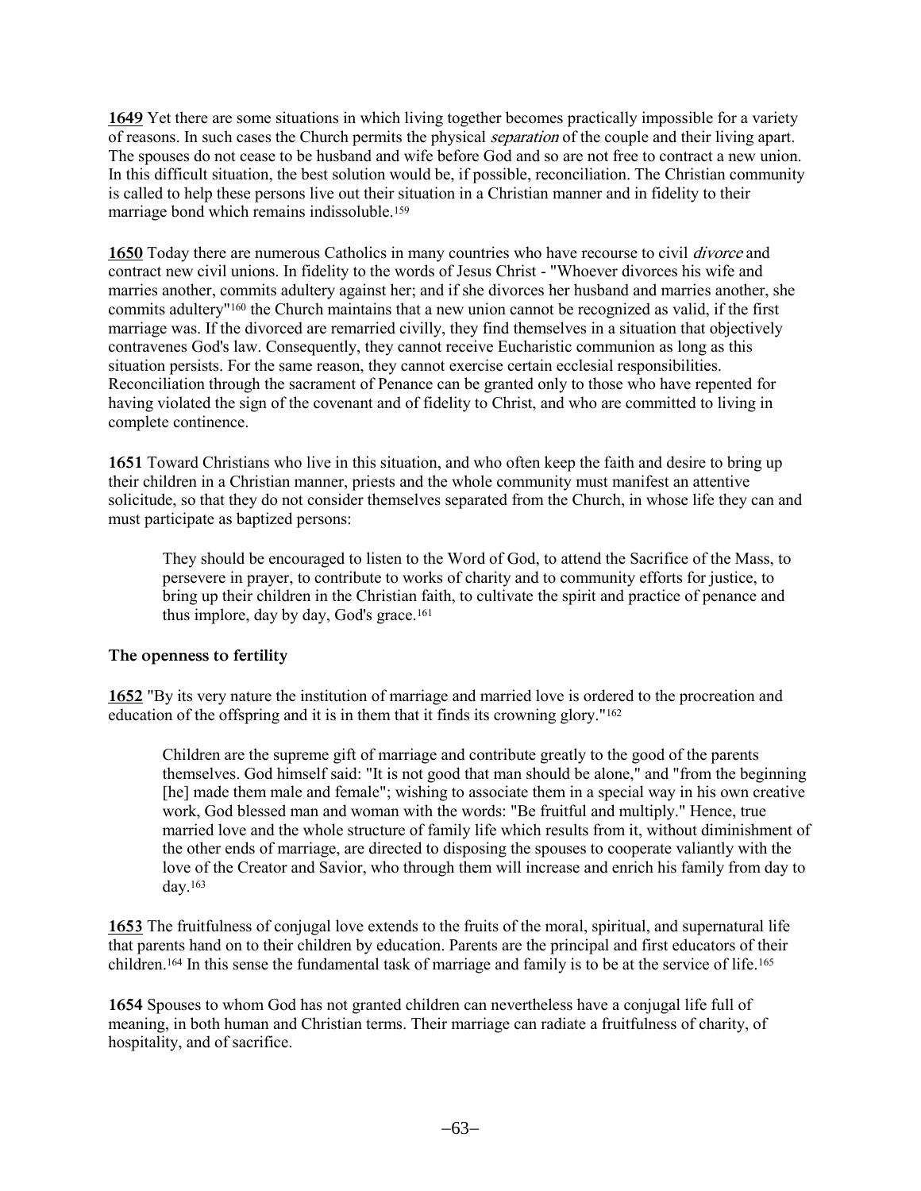**1649** Yet there are some situations in which living together becomes practically impossible for a variety of reasons. In such cases the Church permits the physical *separation* of the couple and their living apart. The spouses do not cease to be husband and wife before God and so are not free to contract a new union. In this difficult situation, the best solution would be, if possible, reconciliation. The Christian community is called to help these persons live out their situation in a Christian manner and in fidelity to their marriage bond which remains indissoluble.[159]

**1650** Today there are numerous Catholics in many countries who have recourse to civil *divorce* and contract new civil unions. In fidelity to the words of Jesus Christ - "Whoever divorces his wife and marries another, commits adultery against her; and if she divorces her husband and marries another, she commits adultery"[160] the Church maintains that a new union cannot be recognized as valid, if the first marriage was. If the divorced are remarried civilly, they find themselves in a situation that objectively contravenes God's law. Consequently, they cannot receive Eucharistic communion as long as this situation persists. For the same reason, they cannot exercise certain ecclesial responsibilities. Reconciliation through the sacrament of Penance can be granted only to those who have repented for having violated the sign of the covenant and of fidelity to Christ, and who are committed to living in complete continence.

**1651** Toward Christians who live in this situation, and who often keep the faith and desire to bring up their children in a Christian manner, priests and the whole community must manifest an attentive solicitude, so that they do not consider themselves separated from the Church, in whose life they can and must participate as baptized persons:

> They should be encouraged to listen to the Word of God, to attend the Sacrifice of the Mass, to persevere in prayer, to contribute to works of charity and to community efforts for justice, to bring up their children in the Christian faith, to cultivate the spirit and practice of penance and thus implore, day by day, God's grace.[161]

### The openness to fertility

**1652** "By its very nature the institution of marriage and married love is ordered to the procreation and education of the offspring and it is in them that it finds its crowning glory."[162]

> Children are the supreme gift of marriage and contribute greatly to the good of the parents themselves. God himself said: "It is not good that man should be alone," and "from the beginning [he] made them male and female"; wishing to associate them in a special way in his own creative work, God blessed man and woman with the words: "Be fruitful and multiply." Hence, true married love and the whole structure of family life which results from it, without diminishment of the other ends of marriage, are directed to disposing the spouses to cooperate valiantly with the love of the Creator and Savior, who through them will increase and enrich his family from day to day.[163]

**1653** The fruitfulness of conjugal love extends to the fruits of the moral, spiritual, and supernatural life that parents hand on to their children by education. Parents are the principal and first educators of their children.[164] In this sense the fundamental task of marriage and family is to be at the service of life.[165]

**1654** Spouses to whom God has not granted children can nevertheless have a conjugal life full of meaning, in both human and Christian terms. Their marriage can radiate a fruitfulness of charity, of hospitality, and of sacrifice.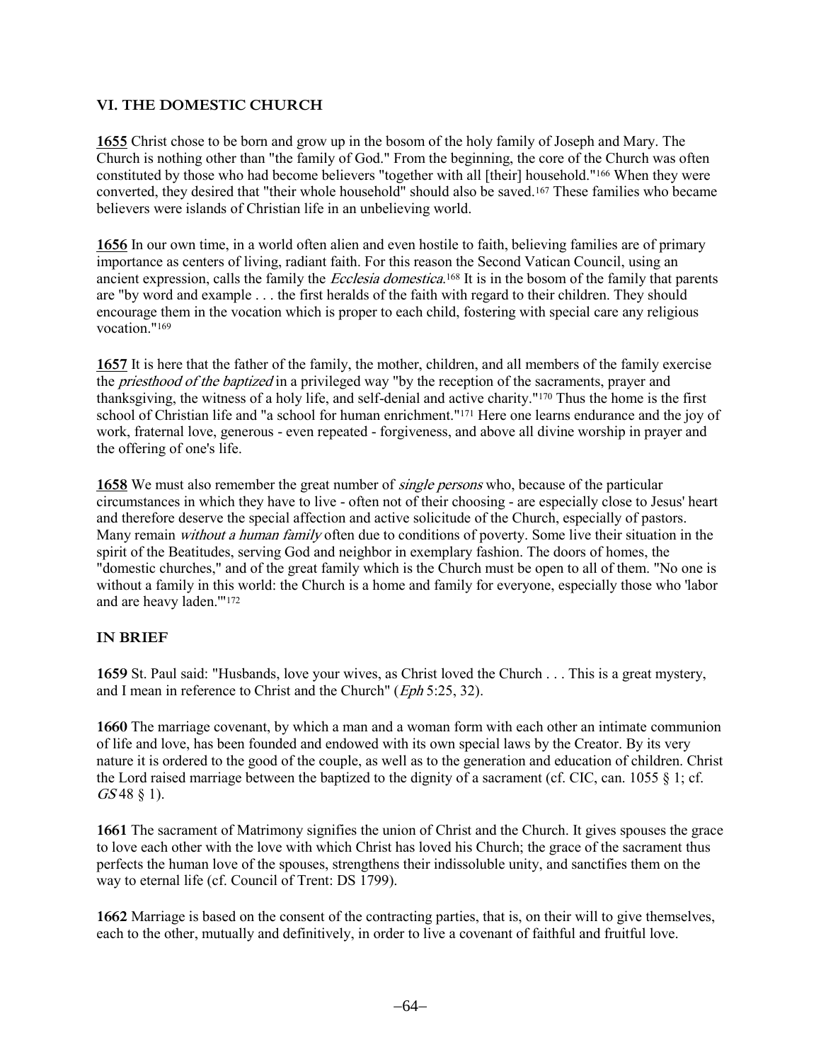## VI. THE DOMESTIC CHURCH

**1655** Christ chose to be born and grow up in the bosom of the holy family of Joseph and Mary. The Church is nothing other than "the family of God." From the beginning, the core of the Church was often constituted by those who had become believers "together with all [their] household."[166] When they were converted, they desired that "their whole household" should also be saved.[167] These families who became believers were islands of Christian life in an unbelieving world.

**1656** In our own time, in a world often alien and even hostile to faith, believing families are of primary importance as centers of living, radiant faith. For this reason the Second Vatican Council, using an ancient expression, calls the family the *Ecclesia domestica*.[168] It is in the bosom of the family that parents are "by word and example . . . the first heralds of the faith with regard to their children. They should encourage them in the vocation which is proper to each child, fostering with special care any religious vocation."[169]

**1657** It is here that the father of the family, the mother, children, and all members of the family exercise the *priesthood of the baptized* in a privileged way "by the reception of the sacraments, prayer and thanksgiving, the witness of a holy life, and self-denial and active charity."[170] Thus the home is the first school of Christian life and "a school for human enrichment."[171] Here one learns endurance and the joy of work, fraternal love, generous - even repeated - forgiveness, and above all divine worship in prayer and the offering of one's life.

**1658** We must also remember the great number of *single persons* who, because of the particular circumstances in which they have to live - often not of their choosing - are especially close to Jesus' heart and therefore deserve the special affection and active solicitude of the Church, especially of pastors. Many remain *without a human family* often due to conditions of poverty. Some live their situation in the spirit of the Beatitudes, serving God and neighbor in exemplary fashion. The doors of homes, the "domestic churches," and of the great family which is the Church must be open to all of them. "No one is without a family in this world: the Church is a home and family for everyone, especially those who 'labor and are heavy laden.'"[172]

## IN BRIEF

**1659** St. Paul said: "Husbands, love your wives, as Christ loved the Church . . . This is a great mystery, and I mean in reference to Christ and the Church" (*Eph* 5:25, 32).

**1660** The marriage covenant, by which a man and a woman form with each other an intimate communion of life and love, has been founded and endowed with its own special laws by the Creator. By its very nature it is ordered to the good of the couple, as well as to the generation and education of children. Christ the Lord raised marriage between the baptized to the dignity of a sacrament (cf. CIC, can. 1055 § 1; cf. *GS* 48 § 1).

**1661** The sacrament of Matrimony signifies the union of Christ and the Church. It gives spouses the grace to love each other with the love with which Christ has loved his Church; the grace of the sacrament thus perfects the human love of the spouses, strengthens their indissoluble unity, and sanctifies them on the way to eternal life (cf. Council of Trent: DS 1799).

**1662** Marriage is based on the consent of the contracting parties, that is, on their will to give themselves, each to the other, mutually and definitively, in order to live a covenant of faithful and fruitful love.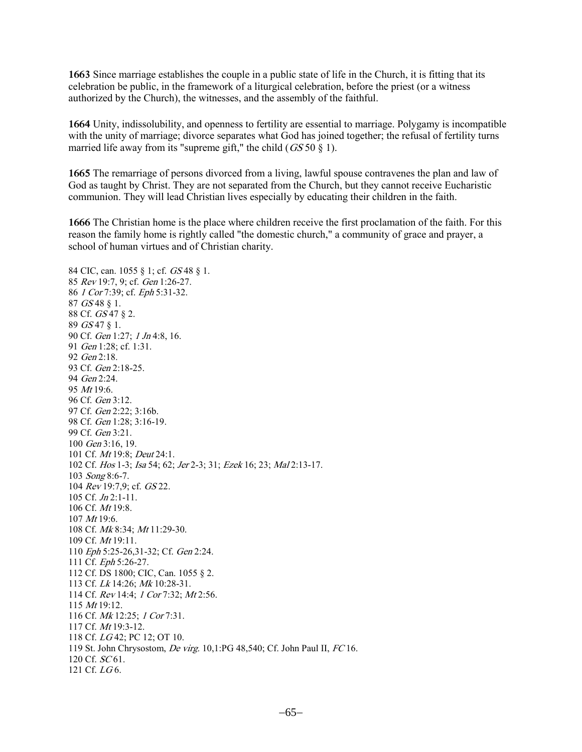**1663** Since marriage establishes the couple in a public state of life in the Church, it is fitting that its celebration be public, in the framework of a liturgical celebration, before the priest (or a witness authorized by the Church), the witnesses, and the assembly of the faithful.

**1664** Unity, indissolubility, and openness to fertility are essential to marriage. Polygamy is incompatible with the unity of marriage; divorce separates what God has joined together; the refusal of fertility turns married life away from its "supreme gift," the child (*GS* 50 § 1).

**1665** The remarriage of persons divorced from a living, lawful spouse contravenes the plan and law of God as taught by Christ. They are not separated from the Church, but they cannot receive Eucharistic communion. They will lead Christian lives especially by educating their children in the faith.

**1666** The Christian home is the place where children receive the first proclamation of the faith. For this reason the family home is rightly called "the domestic church," a community of grace and prayer, a school of human virtues and of Christian charity.

84 CIC, can. 1055 § 1; cf. *GS* 48 § 1.
85 *Rev* 19:7, 9; cf. *Gen* 1:26-27.
86 *1 Cor* 7:39; cf. *Eph* 5:31-32.
87 *GS* 48 § 1.
88 Cf. *GS* 47 § 2.
89 *GS* 47 § 1.
90 Cf. *Gen* 1:27; *1 Jn* 4:8, 16.
91 *Gen* 1:28; cf. 1:31.
92 *Gen* 2:18.
93 Cf. *Gen* 2:18-25.
94 *Gen* 2:24.
95 *Mt* 19:6.
96 Cf. *Gen* 3:12.
97 Cf. *Gen* 2:22; 3:16b.
98 Cf. *Gen* 1:28; 3:16-19.
99 Cf. *Gen* 3:21.
100 *Gen* 3:16, 19.
101 Cf. *Mt* 19:8; *Deut* 24:1.
102 Cf. *Hos* 1-3; *Isa* 54; 62; *Jer* 2-3; 31; *Ezek* 16; 23; *Mal* 2:13-17.
103 *Song* 8:6-7.
104 *Rev* 19:7,9; cf. *GS* 22.
105 Cf. *Jn* 2:1-11.
106 Cf. *Mt* 19:8.
107 *Mt* 19:6.
108 Cf. *Mk* 8:34; *Mt* 11:29-30.
109 Cf. *Mt* 19:11.
110 *Eph* 5:25-26,31-32; Cf. *Gen* 2:24.
111 Cf. *Eph* 5:26-27.
112 Cf. DS 1800; CIC, Can. 1055 § 2.
113 Cf. *Lk* 14:26; *Mk* 10:28-31.
114 Cf. *Rev* 14:4; *1 Cor* 7:32; *Mt* 2:56.
115 *Mt* 19:12.
116 Cf. *Mk* 12:25; *1 Cor* 7:31.
117 Cf. *Mt* 19:3-12.
118 Cf. *LG* 42; PC 12; OT 10.
119 St. John Chrysostom, *De virg.* 10,1:PG 48,540; Cf. John Paul II, *FC* 16.
120 Cf. *SC* 61.
121 Cf. *LG* 6.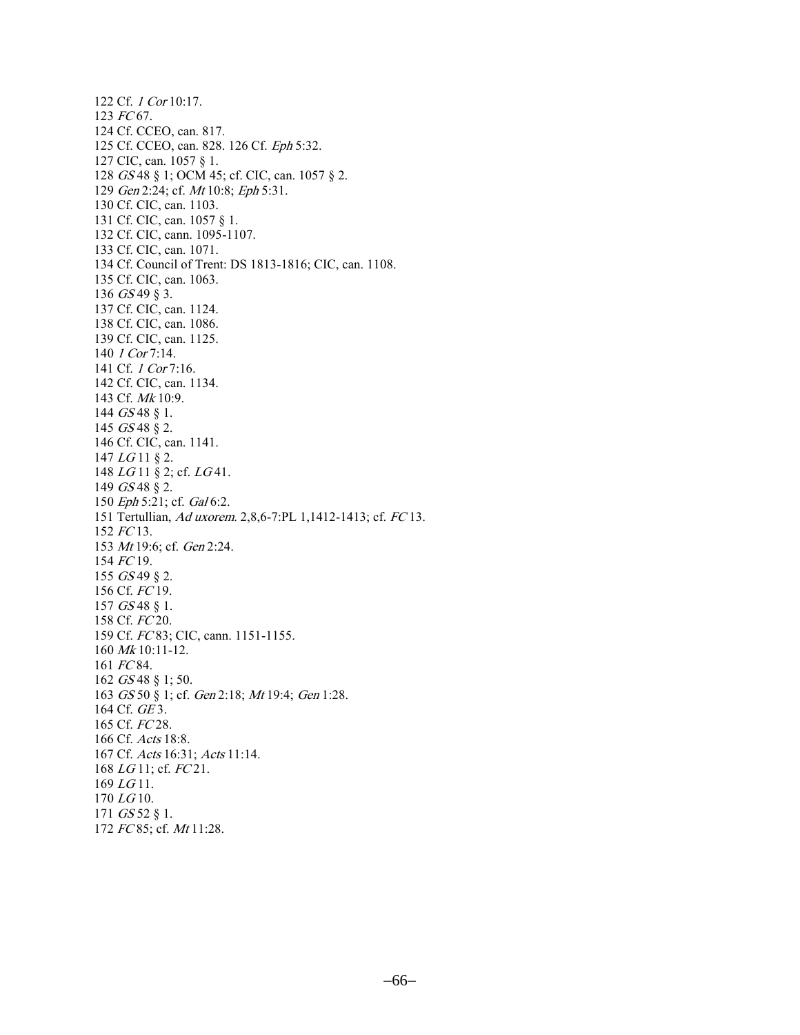122 Cf. *1 Cor* 10:17.
123 *FC* 67.
124 Cf. CCEO, can. 817.
125 Cf. CCEO, can. 828. 126 Cf. *Eph* 5:32.
127 CIC, can. 1057 § 1.
128 *GS* 48 § 1; OCM 45; cf. CIC, can. 1057 § 2.
129 *Gen* 2:24; cf. *Mt* 10:8; *Eph* 5:31.
130 Cf. CIC, can. 1103.
131 Cf. CIC, can. 1057 § 1.
132 Cf. CIC, cann. 1095-1107.
133 Cf. CIC, can. 1071.
134 Cf. Council of Trent: DS 1813-1816; CIC, can. 1108.
135 Cf. CIC, can. 1063.
136 *GS* 49 § 3.
137 Cf. CIC, can. 1124.
138 Cf. CIC, can. 1086.
139 Cf. CIC, can. 1125.
140 *1 Cor* 7:14.
141 Cf. *1 Cor* 7:16.
142 Cf. CIC, can. 1134.
143 Cf. *Mk* 10:9.
144 *GS* 48 § 1.
145 *GS* 48 § 2.
146 Cf. CIC, can. 1141.
147 *LG* 11 § 2.
148 *LG* 11 § 2; cf. *LG* 41.
149 *GS* 48 § 2.
150 *Eph* 5:21; cf. *Gal* 6:2.
151 Tertullian, *Ad uxorem.* 2,8,6-7:PL 1,1412-1413; cf. *FC* 13.
152 *FC* 13.
153 *Mt* 19:6; cf. *Gen* 2:24.
154 *FC* 19.
155 *GS* 49 § 2.
156 Cf. *FC* 19.
157 *GS* 48 § 1.
158 Cf. *FC* 20.
159 Cf. *FC* 83; CIC, cann. 1151-1155.
160 *Mk* 10:11-12.
161 *FC* 84.
162 *GS* 48 § 1; 50.
163 *GS* 50 § 1; cf. *Gen* 2:18; *Mt* 19:4; *Gen* 1:28.
164 Cf. *GE* 3.
165 Cf. *FC* 28.
166 Cf. *Acts* 18:8.
167 Cf. *Acts* 16:31; *Acts* 11:14.
168 *LG* 11; cf. *FC* 21.
169 *LG* 11.
170 *LG* 10.
171 *GS* 52 § 1.
172 *FC* 85; cf. *Mt* 11:28.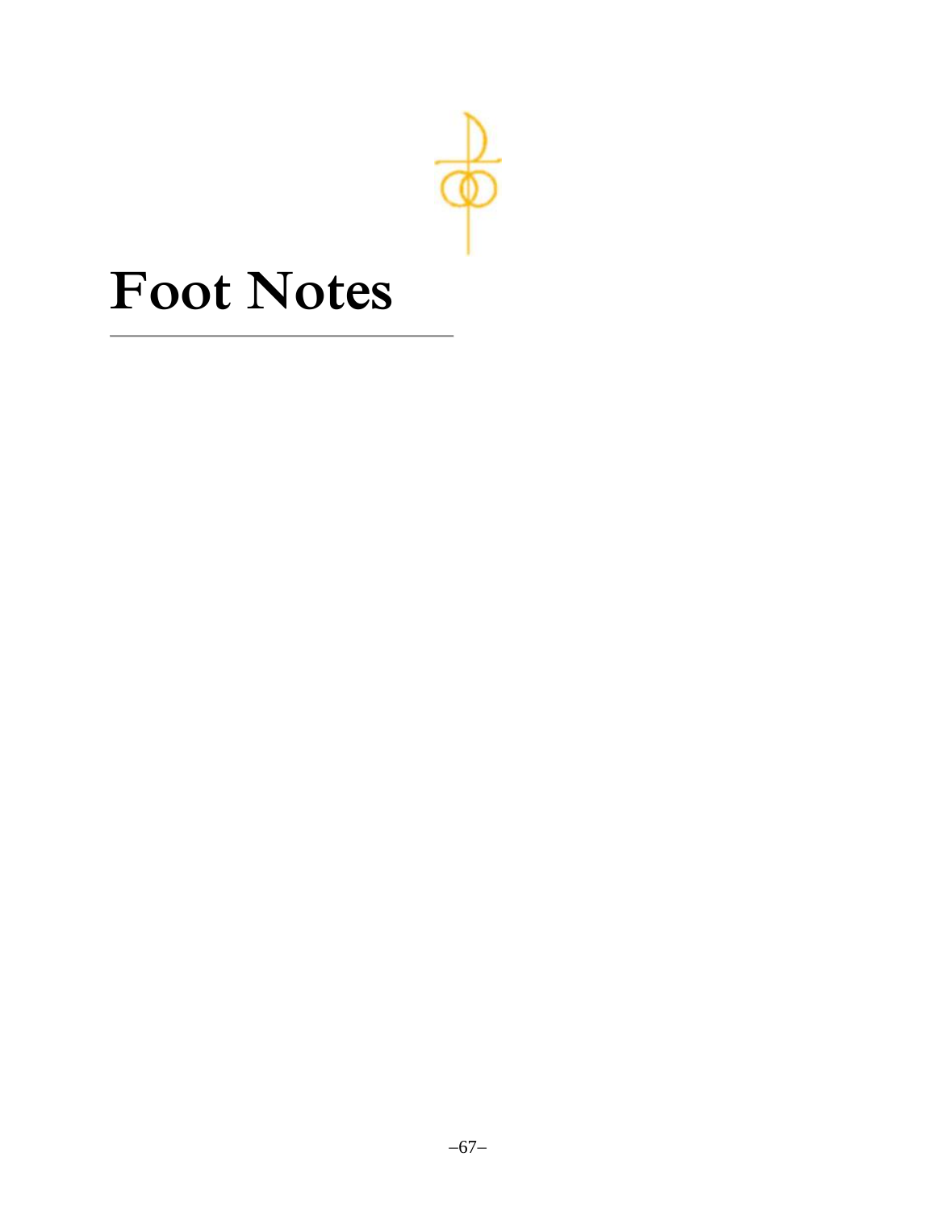# Foot Notes